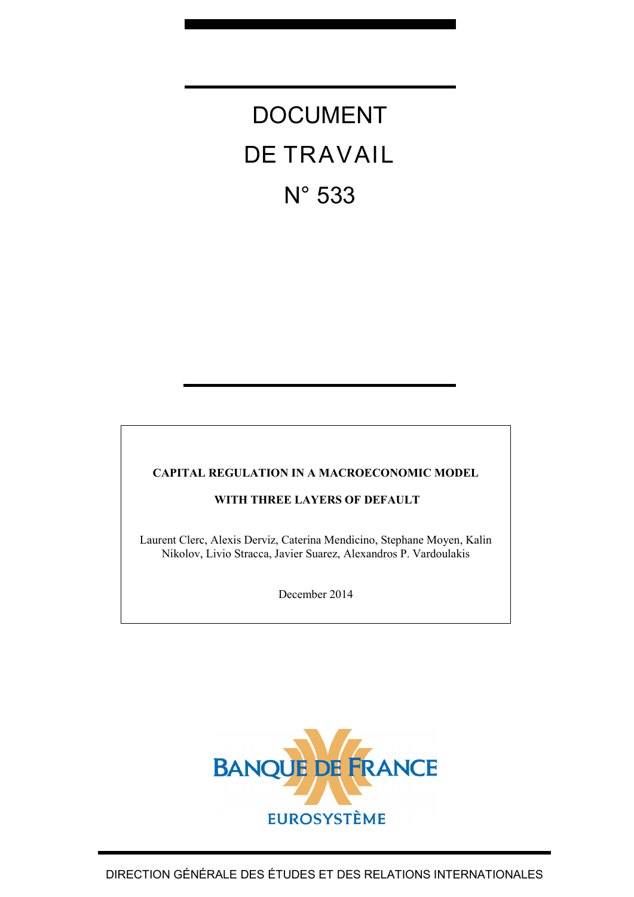# DOCUMENT DE TRAVAIL N° 533

**CAPITAL REGULATION IN A MACROECONOMIC MODEL WITH THREE LAYERS OF DEFAULT**

Laurent Clerc, Alexis Derviz, Caterina Mendicino, Stephane Moyen, Kalin Nikolov, Livio Stracca, Javier Suarez, Alexandros P. Vardoulakis

December 2014

BANQUE DE FRANCE

EUROSYSTÈME

DIRECTION GÉNÉRALE DES ÉTUDES ET DES RELATIONS INTERNATIONALES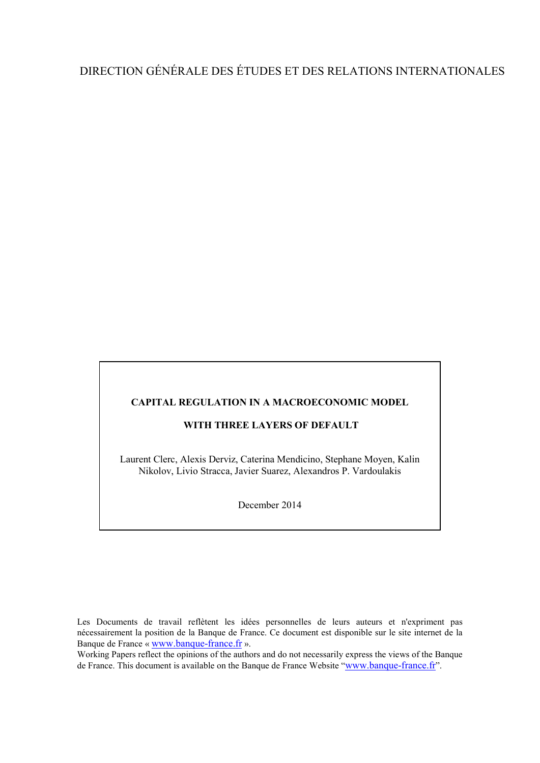DIRECTION GÉNÉRALE DES ÉTUDES ET DES RELATIONS INTERNATIONALES

**CAPITAL REGULATION IN A MACROECONOMIC MODEL**

**WITH THREE LAYERS OF DEFAULT**

Laurent Clerc, Alexis Derviz, Caterina Mendicino, Stephane Moyen, Kalin Nikolov, Livio Stracca, Javier Suarez, Alexandros P. Vardoulakis

December 2014

Les Documents de travail reflètent les idées personnelles de leurs auteurs et n'expriment pas nécessairement la position de la Banque de France. Ce document est disponible sur le site internet de la Banque de France « www.banque-france.fr ».

Working Papers reflect the opinions of the authors and do not necessarily express the views of the Banque de France. This document is available on the Banque de France Website "www.banque-france.fr".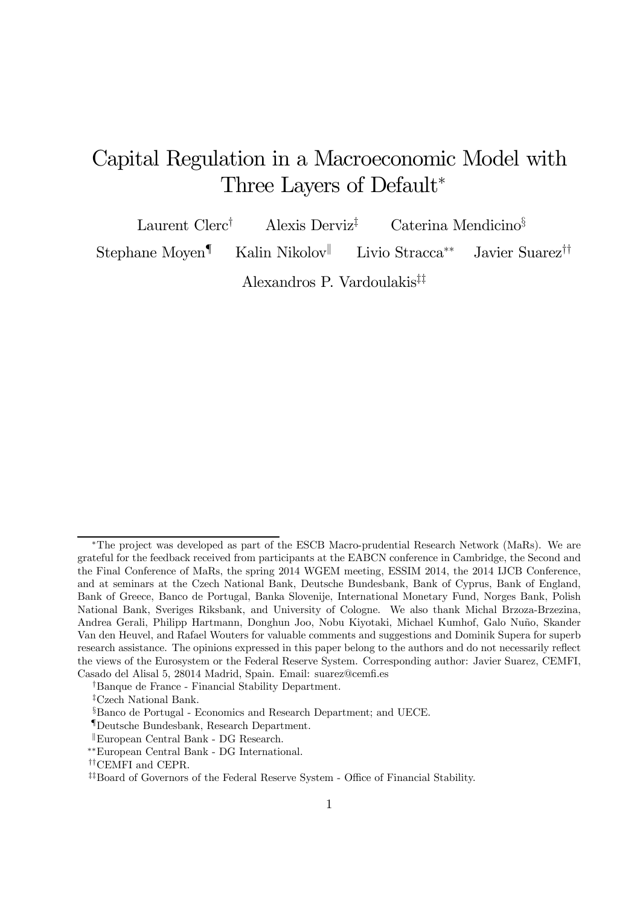# Capital Regulation in a Macroeconomic Model with Three Layers of Default*

Laurent Clerc[†] Alexis Derviz[‡] Caterina Mendicino[§]

Stephane Moyen[¶] Kalin Nikolov[‖] Livio Stracca[**] Javier Suarez[††]

Alexandros P. Vardoulakis[‡‡]

---

*The project was developed as part of the ESCB Macro-prudential Research Network (MaRs). We are grateful for the feedback received from participants at the EABCN conference in Cambridge, the Second and the Final Conference of MaRs, the spring 2014 WGEM meeting, ESSIM 2014, the 2014 IJCB Conference, and at seminars at the Czech National Bank, Deutsche Bundesbank, Bank of Cyprus, Bank of England, Bank of Greece, Banco de Portugal, Banka Slovenije, International Monetary Fund, Norges Bank, Polish National Bank, Sveriges Riksbank, and University of Cologne. We also thank Michal Brzoza-Brzezina, Andrea Gerali, Philipp Hartmann, Donghun Joo, Nobu Kiyotaki, Michael Kumhof, Galo Nuño, Skander Van den Heuvel, and Rafael Wouters for valuable comments and suggestions and Dominik Supera for superb research assistance. The opinions expressed in this paper belong to the authors and do not necessarily reflect the views of the Eurosystem or the Federal Reserve System. Corresponding author: Javier Suarez, CEMFI, Casado del Alisal 5, 28014 Madrid, Spain. Email: suarez@cemfi.es

[†]Banque de France - Financial Stability Department.

[‡]Czech National Bank.

[§]Banco de Portugal - Economics and Research Department; and UECE.

[¶]Deutsche Bundesbank, Research Department.

[‖]European Central Bank - DG Research.

[**]European Central Bank - DG International.

[††]CEMFI and CEPR.

[‡‡]Board of Governors of the Federal Reserve System - Office of Financial Stability.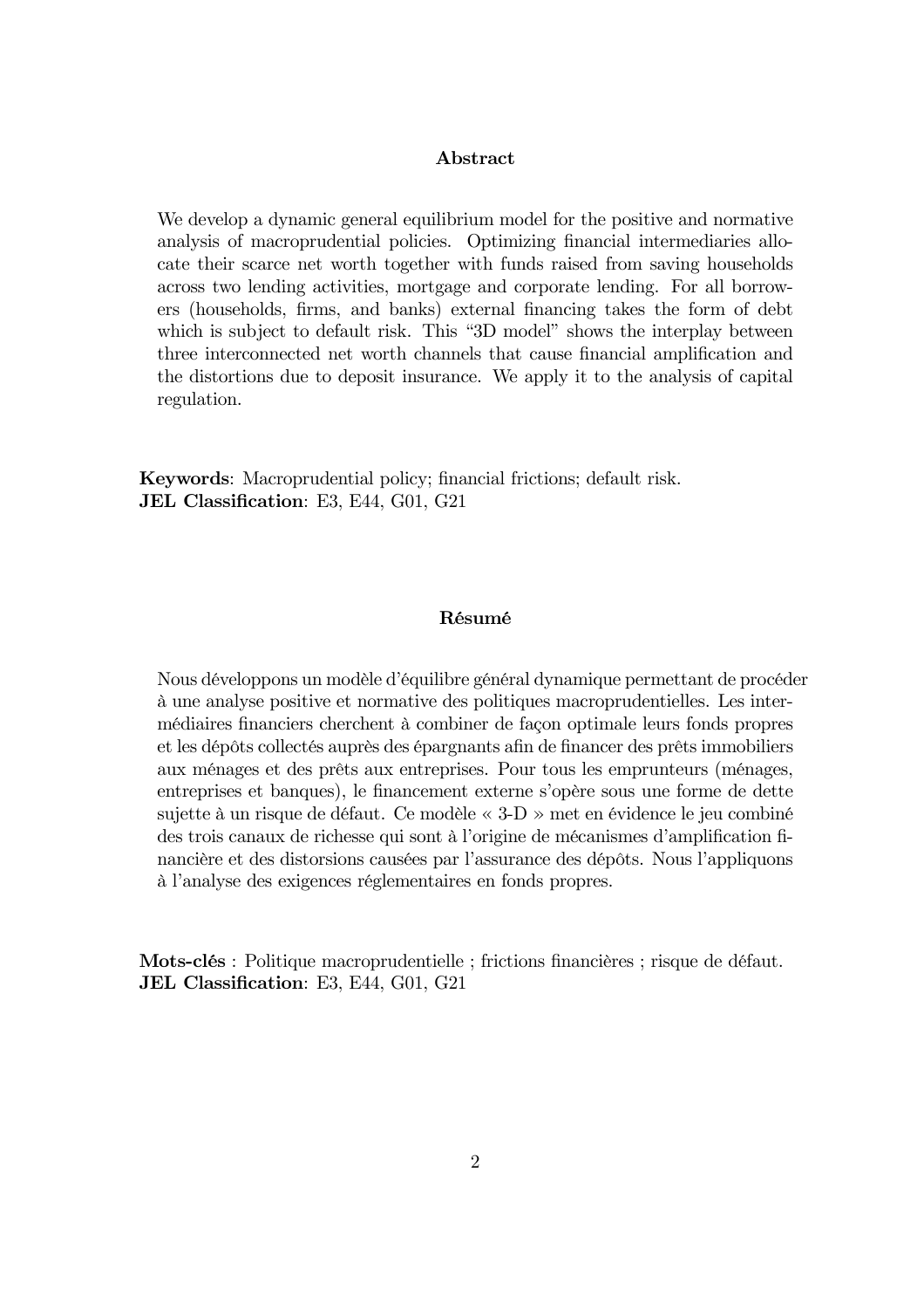## Abstract

We develop a dynamic general equilibrium model for the positive and normative analysis of macroprudential policies. Optimizing financial intermediaries allocate their scarce net worth together with funds raised from saving households across two lending activities, mortgage and corporate lending. For all borrowers (households, firms, and banks) external financing takes the form of debt which is subject to default risk. This "3D model" shows the interplay between three interconnected net worth channels that cause financial amplification and the distortions due to deposit insurance. We apply it to the analysis of capital regulation.

**Keywords**: Macroprudential policy; financial frictions; default risk.
**JEL Classification**: E3, E44, G01, G21

## Résumé

Nous développons un modèle d'équilibre général dynamique permettant de procéder à une analyse positive et normative des politiques macroprudentielles. Les intermédiaires financiers cherchent à combiner de façon optimale leurs fonds propres et les dépôts collectés auprès des épargnants afin de financer des prêts immobiliers aux ménages et des prêts aux entreprises. Pour tous les emprunteurs (ménages, entreprises et banques), le financement externe s'opère sous une forme de dette sujette à un risque de défaut. Ce modèle « 3-D » met en évidence le jeu combiné des trois canaux de richesse qui sont à l'origine de mécanismes d'amplification financière et des distorsions causées par l'assurance des dépôts. Nous l'appliquons à l'analyse des exigences réglementaires en fonds propres.

**Mots-clés** : Politique macroprudentielle ; frictions financières ; risque de défaut.
**JEL Classification**: E3, E44, G01, G21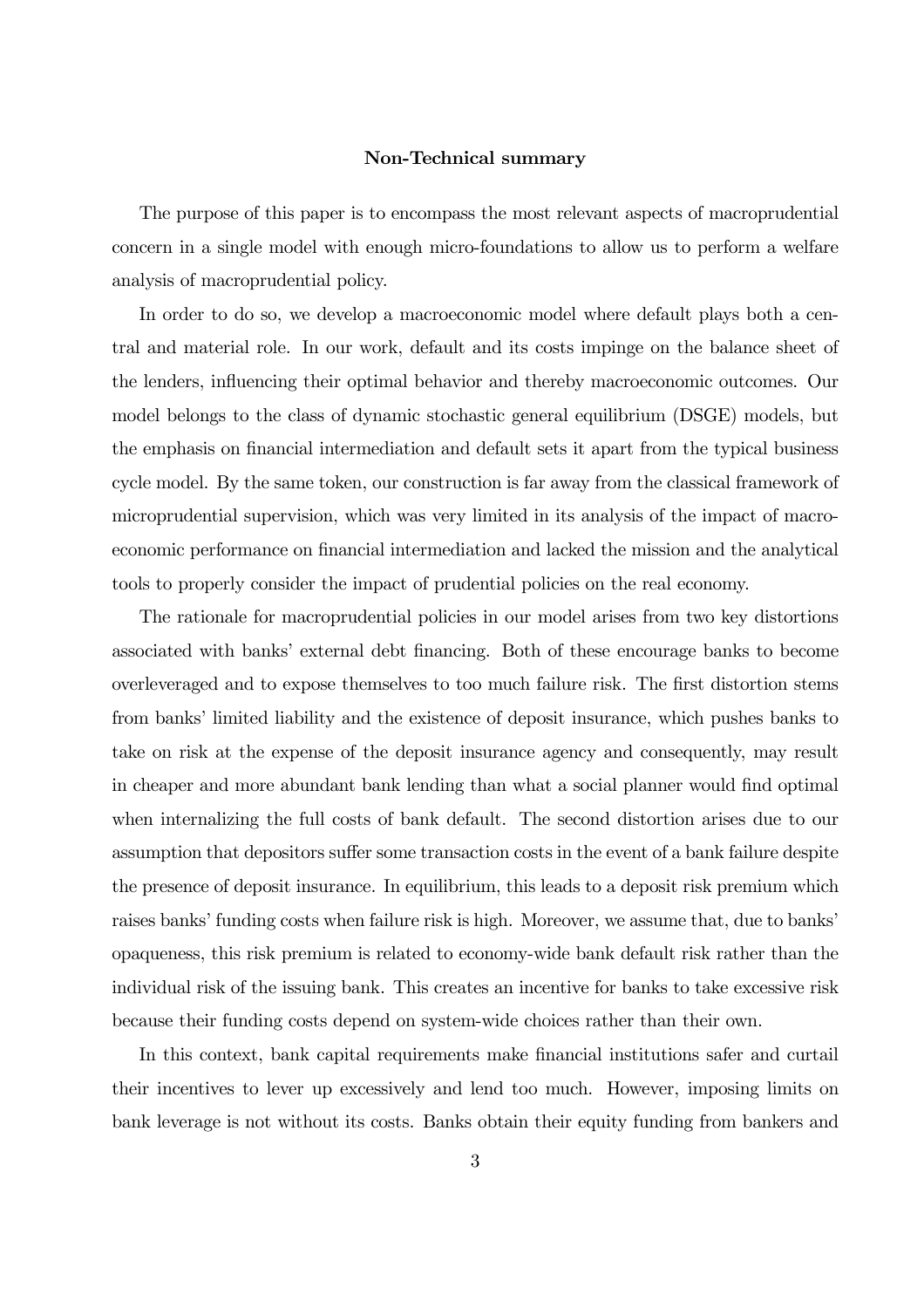## Non-Technical summary

The purpose of this paper is to encompass the most relevant aspects of macroprudential concern in a single model with enough micro-foundations to allow us to perform a welfare analysis of macroprudential policy.

In order to do so, we develop a macroeconomic model where default plays both a central and material role. In our work, default and its costs impinge on the balance sheet of the lenders, influencing their optimal behavior and thereby macroeconomic outcomes. Our model belongs to the class of dynamic stochastic general equilibrium (DSGE) models, but the emphasis on financial intermediation and default sets it apart from the typical business cycle model. By the same token, our construction is far away from the classical framework of microprudential supervision, which was very limited in its analysis of the impact of macroeconomic performance on financial intermediation and lacked the mission and the analytical tools to properly consider the impact of prudential policies on the real economy.

The rationale for macroprudential policies in our model arises from two key distortions associated with banks' external debt financing. Both of these encourage banks to become overleveraged and to expose themselves to too much failure risk. The first distortion stems from banks' limited liability and the existence of deposit insurance, which pushes banks to take on risk at the expense of the deposit insurance agency and consequently, may result in cheaper and more abundant bank lending than what a social planner would find optimal when internalizing the full costs of bank default. The second distortion arises due to our assumption that depositors suffer some transaction costs in the event of a bank failure despite the presence of deposit insurance. In equilibrium, this leads to a deposit risk premium which raises banks' funding costs when failure risk is high. Moreover, we assume that, due to banks' opaqueness, this risk premium is related to economy-wide bank default risk rather than the individual risk of the issuing bank. This creates an incentive for banks to take excessive risk because their funding costs depend on system-wide choices rather than their own.

In this context, bank capital requirements make financial institutions safer and curtail their incentives to lever up excessively and lend too much. However, imposing limits on bank leverage is not without its costs. Banks obtain their equity funding from bankers and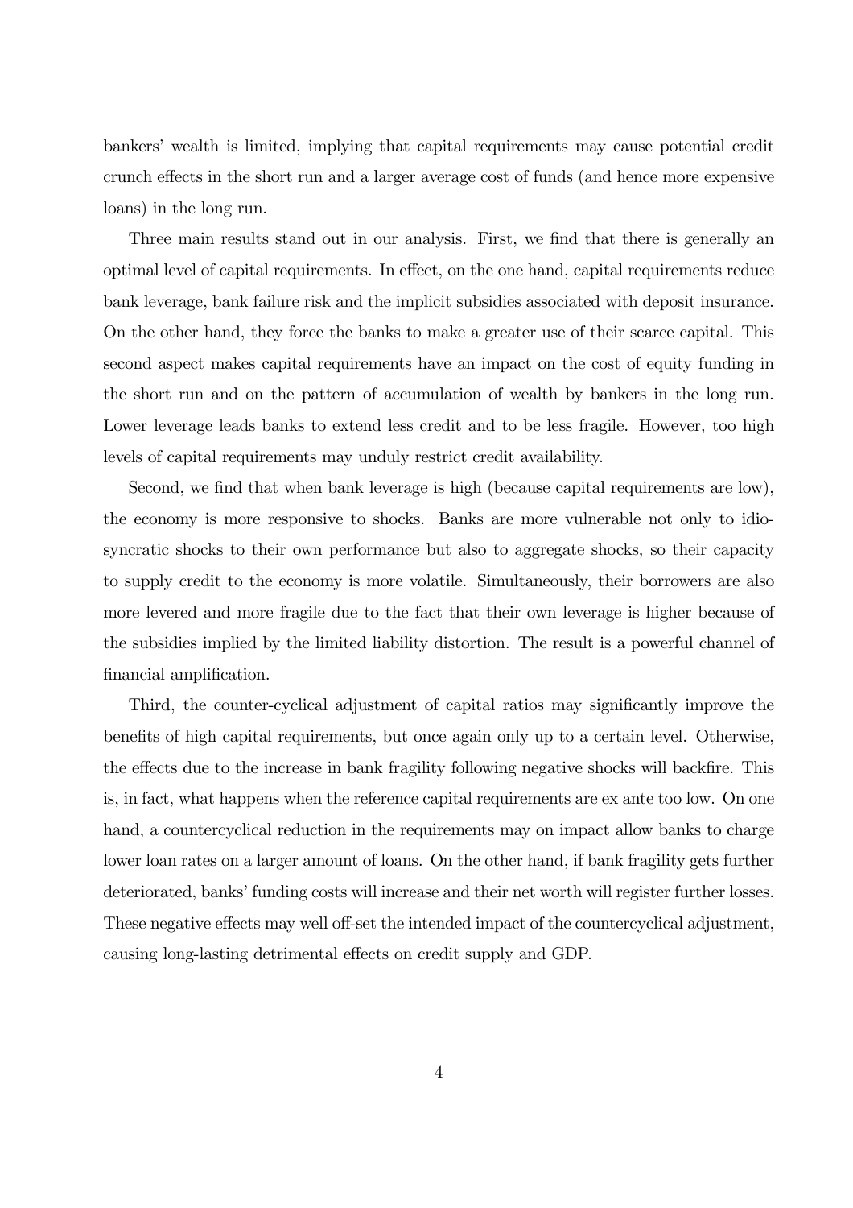bankers' wealth is limited, implying that capital requirements may cause potential credit crunch effects in the short run and a larger average cost of funds (and hence more expensive loans) in the long run.

Three main results stand out in our analysis. First, we find that there is generally an optimal level of capital requirements. In effect, on the one hand, capital requirements reduce bank leverage, bank failure risk and the implicit subsidies associated with deposit insurance. On the other hand, they force the banks to make a greater use of their scarce capital. This second aspect makes capital requirements have an impact on the cost of equity funding in the short run and on the pattern of accumulation of wealth by bankers in the long run. Lower leverage leads banks to extend less credit and to be less fragile. However, too high levels of capital requirements may unduly restrict credit availability.

Second, we find that when bank leverage is high (because capital requirements are low), the economy is more responsive to shocks. Banks are more vulnerable not only to idiosyncratic shocks to their own performance but also to aggregate shocks, so their capacity to supply credit to the economy is more volatile. Simultaneously, their borrowers are also more levered and more fragile due to the fact that their own leverage is higher because of the subsidies implied by the limited liability distortion. The result is a powerful channel of financial amplification.

Third, the counter-cyclical adjustment of capital ratios may significantly improve the benefits of high capital requirements, but once again only up to a certain level. Otherwise, the effects due to the increase in bank fragility following negative shocks will backfire. This is, in fact, what happens when the reference capital requirements are ex ante too low. On one hand, a countercyclical reduction in the requirements may on impact allow banks to charge lower loan rates on a larger amount of loans. On the other hand, if bank fragility gets further deteriorated, banks' funding costs will increase and their net worth will register further losses. These negative effects may well off-set the intended impact of the countercyclical adjustment, causing long-lasting detrimental effects on credit supply and GDP.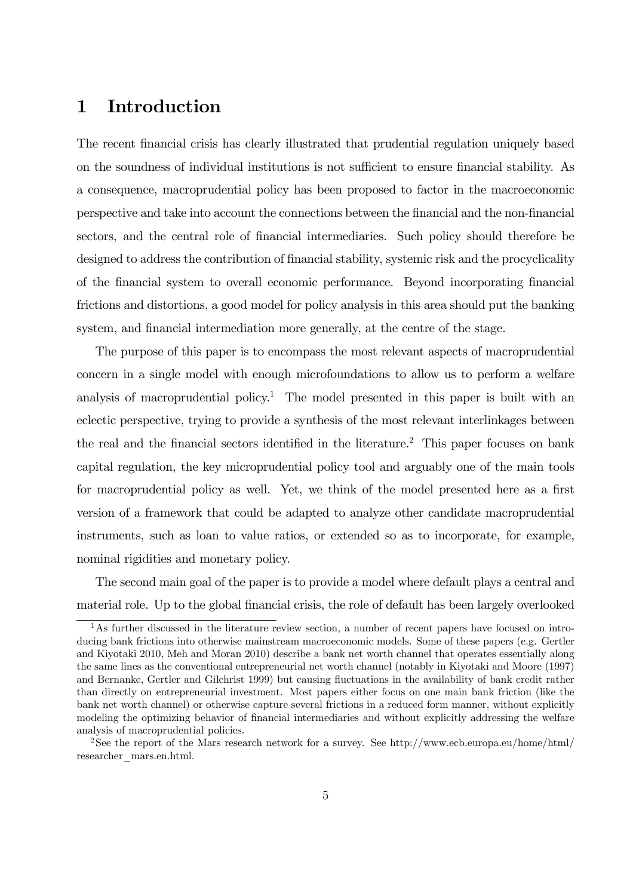# 1 Introduction

The recent financial crisis has clearly illustrated that prudential regulation uniquely based on the soundness of individual institutions is not sufficient to ensure financial stability. As a consequence, macroprudential policy has been proposed to factor in the macroeconomic perspective and take into account the connections between the financial and the non-financial sectors, and the central role of financial intermediaries. Such policy should therefore be designed to address the contribution of financial stability, systemic risk and the procyclicality of the financial system to overall economic performance. Beyond incorporating financial frictions and distortions, a good model for policy analysis in this area should put the banking system, and financial intermediation more generally, at the centre of the stage.

The purpose of this paper is to encompass the most relevant aspects of macroprudential concern in a single model with enough microfoundations to allow us to perform a welfare analysis of macroprudential policy.[1] The model presented in this paper is built with an eclectic perspective, trying to provide a synthesis of the most relevant interlinkages between the real and the financial sectors identified in the literature.[2] This paper focuses on bank capital regulation, the key microprudential policy tool and arguably one of the main tools for macroprudential policy as well. Yet, we think of the model presented here as a first version of a framework that could be adapted to analyze other candidate macroprudential instruments, such as loan to value ratios, or extended so as to incorporate, for example, nominal rigidities and monetary policy.

The second main goal of the paper is to provide a model where default plays a central and material role. Up to the global financial crisis, the role of default has been largely overlooked

[1] As further discussed in the literature review section, a number of recent papers have focused on introducing bank frictions into otherwise mainstream macroeconomic models. Some of these papers (e.g. Gertler and Kiyotaki 2010, Meh and Moran 2010) describe a bank net worth channel that operates essentially along the same lines as the conventional entrepreneurial net worth channel (notably in Kiyotaki and Moore (1997) and Bernanke, Gertler and Gilchrist 1999) but causing fluctuations in the availability of bank credit rather than directly on entrepreneurial investment. Most papers either focus on one main bank friction (like the bank net worth channel) or otherwise capture several frictions in a reduced form manner, without explicitly modeling the optimizing behavior of financial intermediaries and without explicitly addressing the welfare analysis of macroprudential policies.

[2] See the report of the Mars research network for a survey. See http://www.ecb.europa.eu/home/html/researcher_mars.en.html.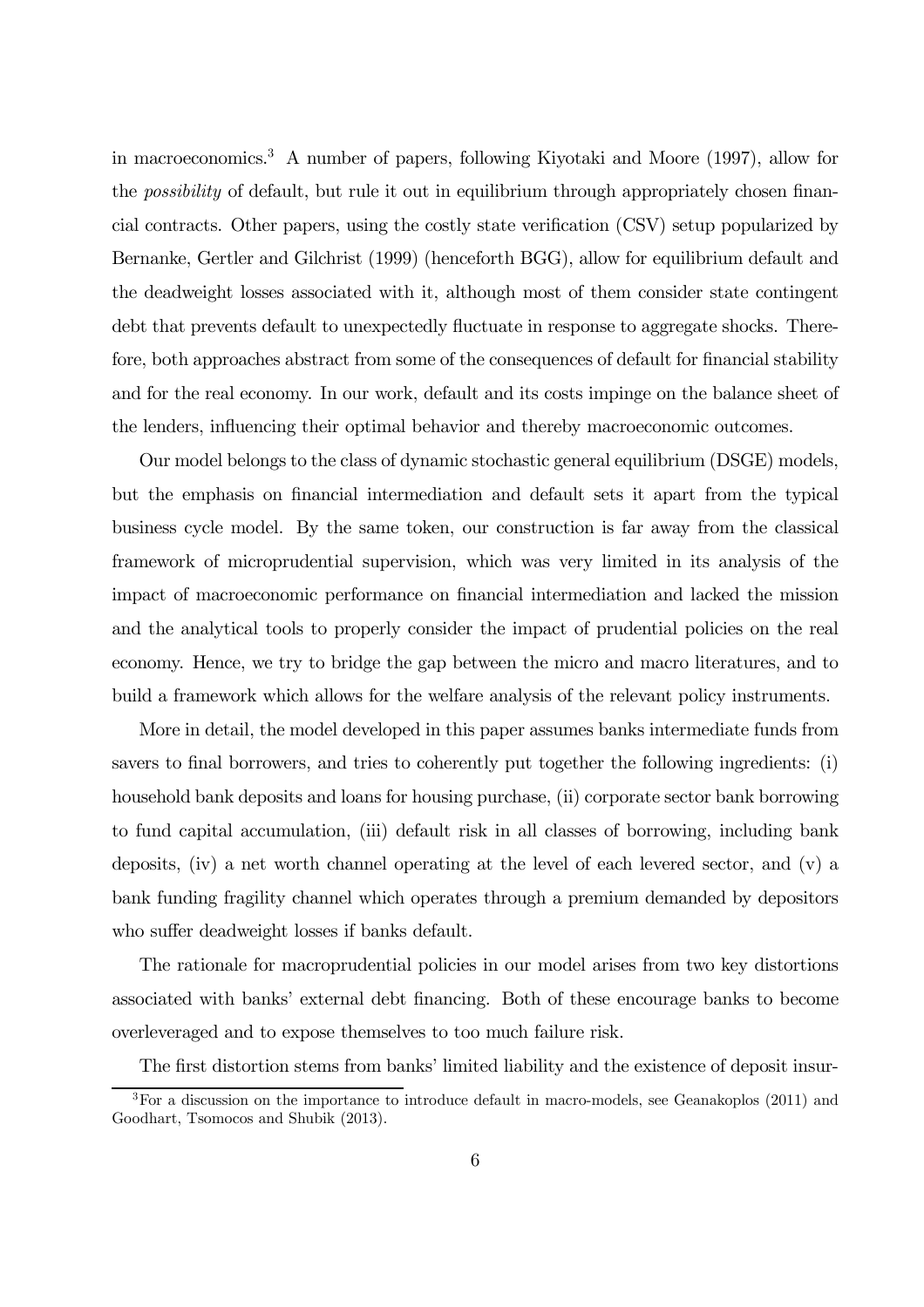in macroeconomics.[3] A number of papers, following Kiyotaki and Moore (1997), allow for the *possibility* of default, but rule it out in equilibrium through appropriately chosen financial contracts. Other papers, using the costly state verification (CSV) setup popularized by Bernanke, Gertler and Gilchrist (1999) (henceforth BGG), allow for equilibrium default and the deadweight losses associated with it, although most of them consider state contingent debt that prevents default to unexpectedly fluctuate in response to aggregate shocks. Therefore, both approaches abstract from some of the consequences of default for financial stability and for the real economy. In our work, default and its costs impinge on the balance sheet of the lenders, influencing their optimal behavior and thereby macroeconomic outcomes.

Our model belongs to the class of dynamic stochastic general equilibrium (DSGE) models, but the emphasis on financial intermediation and default sets it apart from the typical business cycle model. By the same token, our construction is far away from the classical framework of microprudential supervision, which was very limited in its analysis of the impact of macroeconomic performance on financial intermediation and lacked the mission and the analytical tools to properly consider the impact of prudential policies on the real economy. Hence, we try to bridge the gap between the micro and macro literatures, and to build a framework which allows for the welfare analysis of the relevant policy instruments.

More in detail, the model developed in this paper assumes banks intermediate funds from savers to final borrowers, and tries to coherently put together the following ingredients: (i) household bank deposits and loans for housing purchase, (ii) corporate sector bank borrowing to fund capital accumulation, (iii) default risk in all classes of borrowing, including bank deposits, (iv) a net worth channel operating at the level of each levered sector, and (v) a bank funding fragility channel which operates through a premium demanded by depositors who suffer deadweight losses if banks default.

The rationale for macroprudential policies in our model arises from two key distortions associated with banks' external debt financing. Both of these encourage banks to become overleveraged and to expose themselves to too much failure risk.

The first distortion stems from banks' limited liability and the existence of deposit insur-

[3] For a discussion on the importance to introduce default in macro-models, see Geanakoplos (2011) and Goodhart, Tsomocos and Shubik (2013).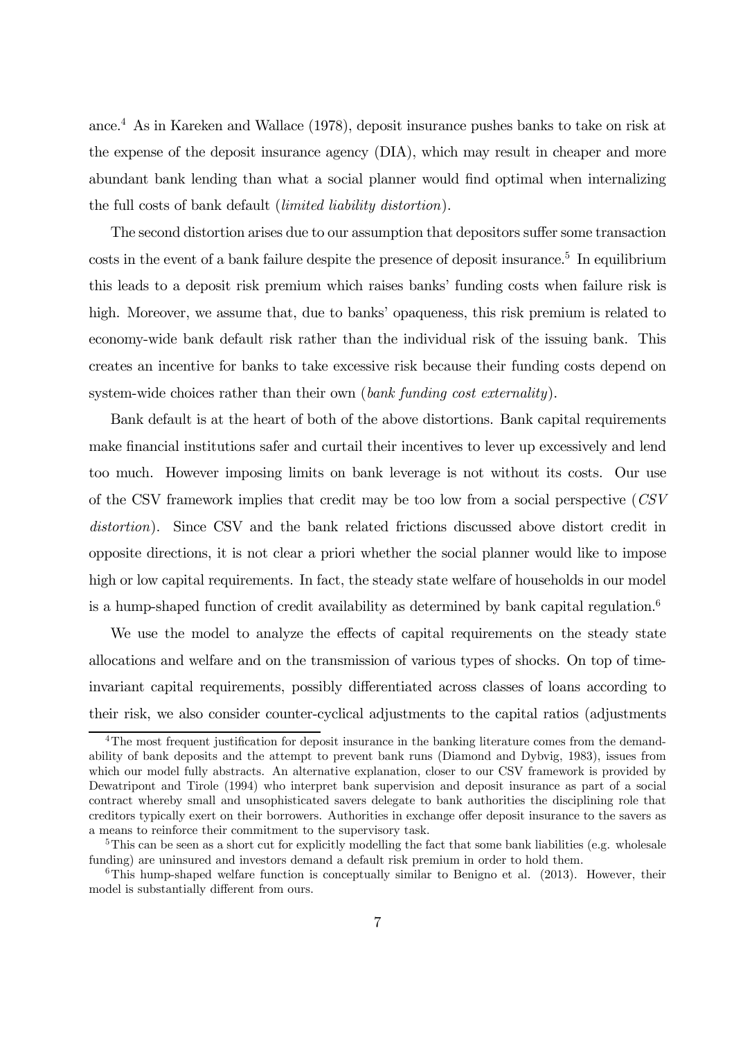ance.[4] As in Kareken and Wallace (1978), deposit insurance pushes banks to take on risk at the expense of the deposit insurance agency (DIA), which may result in cheaper and more abundant bank lending than what a social planner would find optimal when internalizing the full costs of bank default (*limited liability distortion*).

The second distortion arises due to our assumption that depositors suffer some transaction costs in the event of a bank failure despite the presence of deposit insurance.[5] In equilibrium this leads to a deposit risk premium which raises banks' funding costs when failure risk is high. Moreover, we assume that, due to banks' opaqueness, this risk premium is related to economy-wide bank default risk rather than the individual risk of the issuing bank. This creates an incentive for banks to take excessive risk because their funding costs depend on system-wide choices rather than their own (*bank funding cost externality*).

Bank default is at the heart of both of the above distortions. Bank capital requirements make financial institutions safer and curtail their incentives to lever up excessively and lend too much. However imposing limits on bank leverage is not without its costs. Our use of the CSV framework implies that credit may be too low from a social perspective (*CSV distortion*). Since CSV and the bank related frictions discussed above distort credit in opposite directions, it is not clear a priori whether the social planner would like to impose high or low capital requirements. In fact, the steady state welfare of households in our model is a hump-shaped function of credit availability as determined by bank capital regulation.[6]

We use the model to analyze the effects of capital requirements on the steady state allocations and welfare and on the transmission of various types of shocks. On top of time-invariant capital requirements, possibly differentiated across classes of loans according to their risk, we also consider counter-cyclical adjustments to the capital ratios (adjustments

[4] The most frequent justification for deposit insurance in the banking literature comes from the demandability of bank deposits and the attempt to prevent bank runs (Diamond and Dybvig, 1983), issues from which our model fully abstracts. An alternative explanation, closer to our CSV framework is provided by Dewatripont and Tirole (1994) who interpret bank supervision and deposit insurance as part of a social contract whereby small and unsophisticated savers delegate to bank authorities the disciplining role that creditors typically exert on their borrowers. Authorities in exchange offer deposit insurance to the savers as a means to reinforce their commitment to the supervisory task.

[5] This can be seen as a short cut for explicitly modelling the fact that some bank liabilities (e.g. wholesale funding) are uninsured and investors demand a default risk premium in order to hold them.

[6] This hump-shaped welfare function is conceptually similar to Benigno et al. (2013). However, their model is substantially different from ours.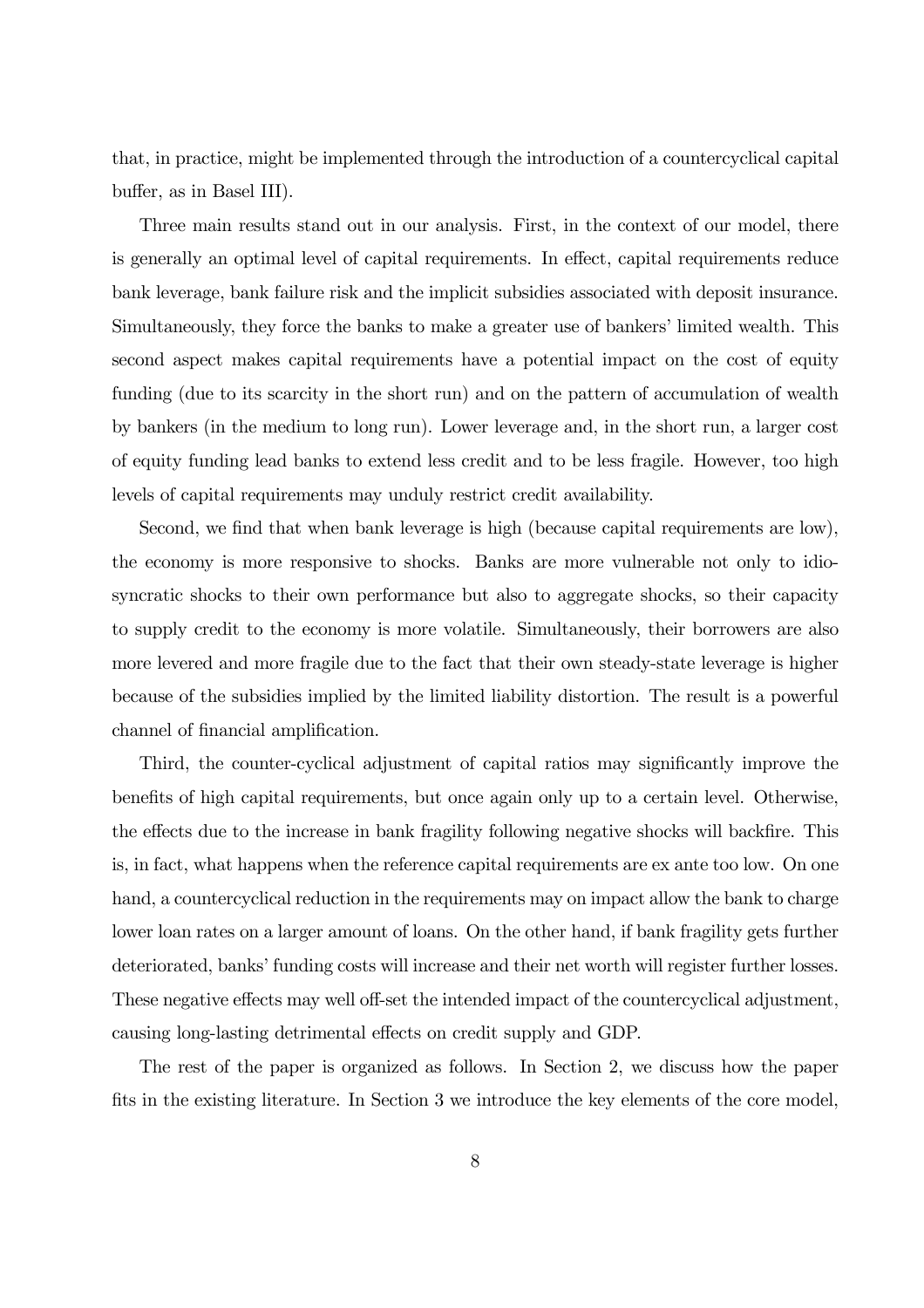that, in practice, might be implemented through the introduction of a countercyclical capital buffer, as in Basel III).

Three main results stand out in our analysis. First, in the context of our model, there is generally an optimal level of capital requirements. In effect, capital requirements reduce bank leverage, bank failure risk and the implicit subsidies associated with deposit insurance. Simultaneously, they force the banks to make a greater use of bankers' limited wealth. This second aspect makes capital requirements have a potential impact on the cost of equity funding (due to its scarcity in the short run) and on the pattern of accumulation of wealth by bankers (in the medium to long run). Lower leverage and, in the short run, a larger cost of equity funding lead banks to extend less credit and to be less fragile. However, too high levels of capital requirements may unduly restrict credit availability.

Second, we find that when bank leverage is high (because capital requirements are low), the economy is more responsive to shocks. Banks are more vulnerable not only to idiosyncratic shocks to their own performance but also to aggregate shocks, so their capacity to supply credit to the economy is more volatile. Simultaneously, their borrowers are also more levered and more fragile due to the fact that their own steady-state leverage is higher because of the subsidies implied by the limited liability distortion. The result is a powerful channel of financial amplification.

Third, the counter-cyclical adjustment of capital ratios may significantly improve the benefits of high capital requirements, but once again only up to a certain level. Otherwise, the effects due to the increase in bank fragility following negative shocks will backfire. This is, in fact, what happens when the reference capital requirements are ex ante too low. On one hand, a countercyclical reduction in the requirements may on impact allow the bank to charge lower loan rates on a larger amount of loans. On the other hand, if bank fragility gets further deteriorated, banks' funding costs will increase and their net worth will register further losses. These negative effects may well off-set the intended impact of the countercyclical adjustment, causing long-lasting detrimental effects on credit supply and GDP.

The rest of the paper is organized as follows. In Section 2, we discuss how the paper fits in the existing literature. In Section 3 we introduce the key elements of the core model,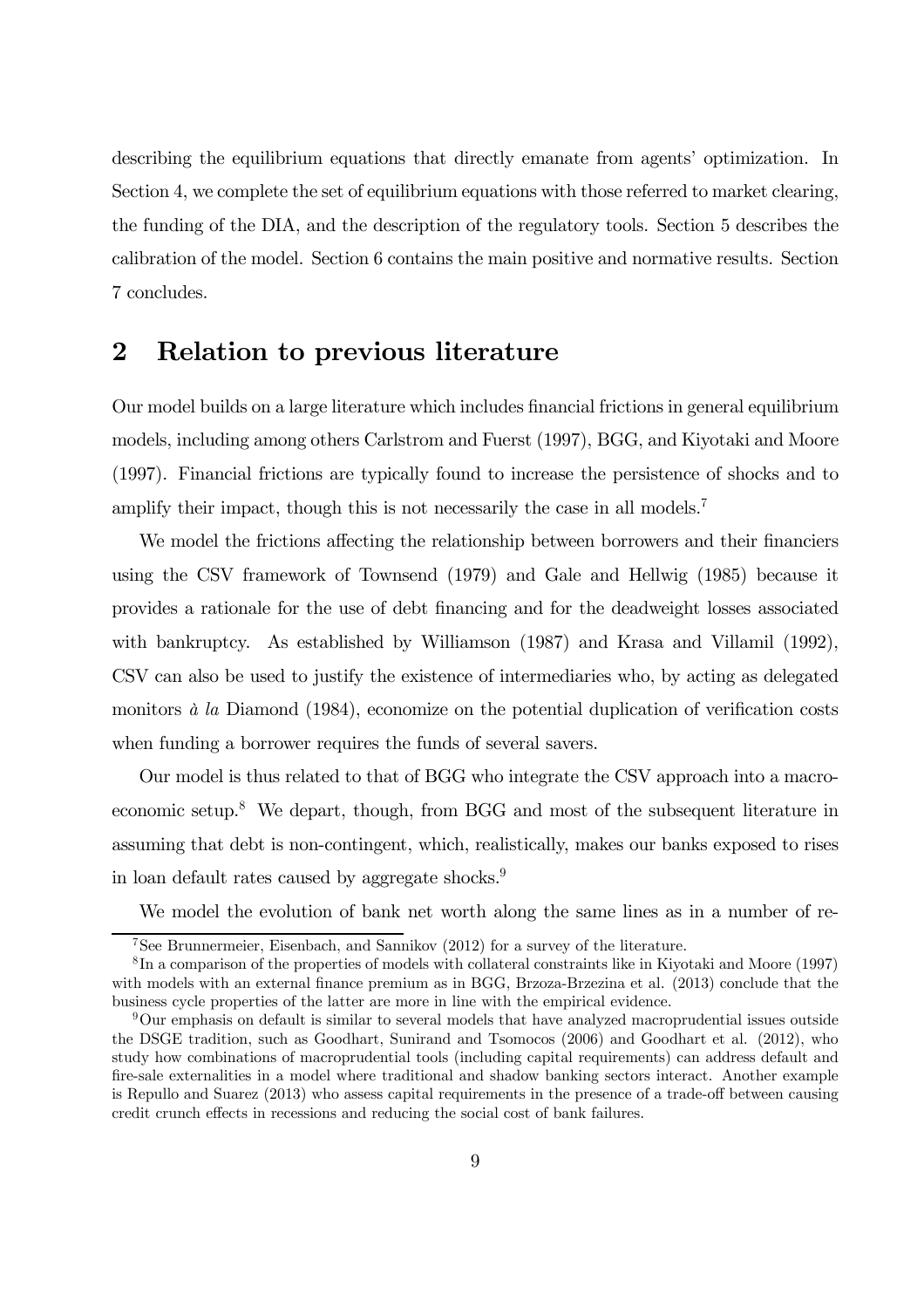describing the equilibrium equations that directly emanate from agents' optimization. In Section 4, we complete the set of equilibrium equations with those referred to market clearing, the funding of the DIA, and the description of the regulatory tools. Section 5 describes the calibration of the model. Section 6 contains the main positive and normative results. Section 7 concludes.

## 2 Relation to previous literature

Our model builds on a large literature which includes financial frictions in general equilibrium models, including among others Carlstrom and Fuerst (1997), BGG, and Kiyotaki and Moore (1997). Financial frictions are typically found to increase the persistence of shocks and to amplify their impact, though this is not necessarily the case in all models.[7]

We model the frictions affecting the relationship between borrowers and their financiers using the CSV framework of Townsend (1979) and Gale and Hellwig (1985) because it provides a rationale for the use of debt financing and for the deadweight losses associated with bankruptcy. As established by Williamson (1987) and Krasa and Villamil (1992), CSV can also be used to justify the existence of intermediaries who, by acting as delegated monitors *à la* Diamond (1984), economize on the potential duplication of verification costs when funding a borrower requires the funds of several savers.

Our model is thus related to that of BGG who integrate the CSV approach into a macroeconomic setup.[8] We depart, though, from BGG and most of the subsequent literature in assuming that debt is non-contingent, which, realistically, makes our banks exposed to rises in loan default rates caused by aggregate shocks.[9]

We model the evolution of bank net worth along the same lines as in a number of re-

---

[7] See Brunnermeier, Eisenbach, and Sannikov (2012) for a survey of the literature.

[8] In a comparison of the properties of models with collateral constraints like in Kiyotaki and Moore (1997) with models with an external finance premium as in BGG, Brzoza-Brzezina et al. (2013) conclude that the business cycle properties of the latter are more in line with the empirical evidence.

[9] Our emphasis on default is similar to several models that have analyzed macroprudential issues outside the DSGE tradition, such as Goodhart, Sunirand and Tsomocos (2006) and Goodhart et al. (2012), who study how combinations of macroprudential tools (including capital requirements) can address default and fire-sale externalities in a model where traditional and shadow banking sectors interact. Another example is Repullo and Suarez (2013) who assess capital requirements in the presence of a trade-off between causing credit crunch effects in recessions and reducing the social cost of bank failures.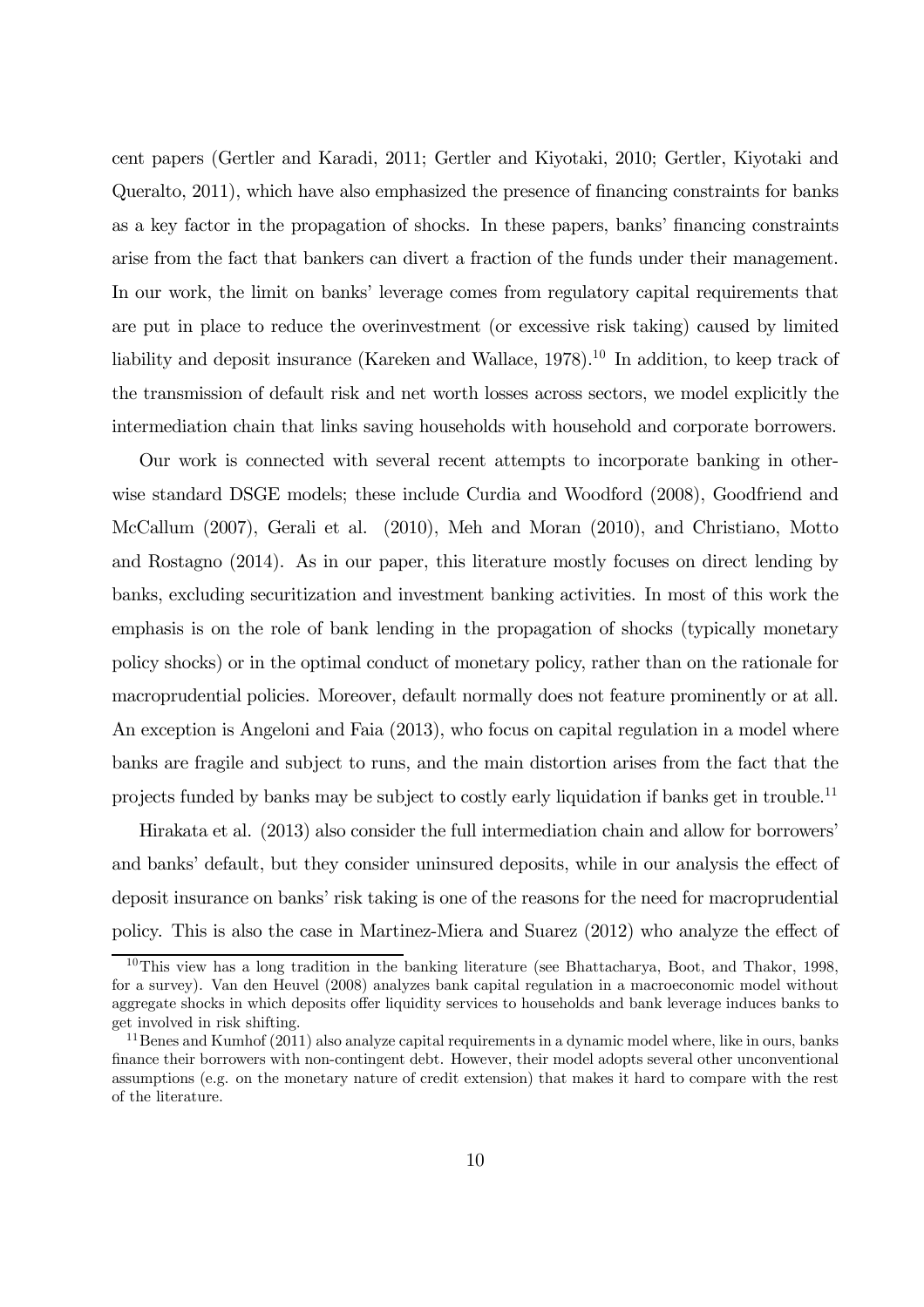cent papers (Gertler and Karadi, 2011; Gertler and Kiyotaki, 2010; Gertler, Kiyotaki and Queralto, 2011), which have also emphasized the presence of financing constraints for banks as a key factor in the propagation of shocks. In these papers, banks' financing constraints arise from the fact that bankers can divert a fraction of the funds under their management. In our work, the limit on banks' leverage comes from regulatory capital requirements that are put in place to reduce the overinvestment (or excessive risk taking) caused by limited liability and deposit insurance (Kareken and Wallace, 1978).[10] In addition, to keep track of the transmission of default risk and net worth losses across sectors, we model explicitly the intermediation chain that links saving households with household and corporate borrowers.

Our work is connected with several recent attempts to incorporate banking in otherwise standard DSGE models; these include Curdia and Woodford (2008), Goodfriend and McCallum (2007), Gerali et al. (2010), Meh and Moran (2010), and Christiano, Motto and Rostagno (2014). As in our paper, this literature mostly focuses on direct lending by banks, excluding securitization and investment banking activities. In most of this work the emphasis is on the role of bank lending in the propagation of shocks (typically monetary policy shocks) or in the optimal conduct of monetary policy, rather than on the rationale for macroprudential policies. Moreover, default normally does not feature prominently or at all. An exception is Angeloni and Faia (2013), who focus on capital regulation in a model where banks are fragile and subject to runs, and the main distortion arises from the fact that the projects funded by banks may be subject to costly early liquidation if banks get in trouble.[11]

Hirakata et al. (2013) also consider the full intermediation chain and allow for borrowers' and banks' default, but they consider uninsured deposits, while in our analysis the effect of deposit insurance on banks' risk taking is one of the reasons for the need for macroprudential policy. This is also the case in Martinez-Miera and Suarez (2012) who analyze the effect of

[10] This view has a long tradition in the banking literature (see Bhattacharya, Boot, and Thakor, 1998, for a survey). Van den Heuvel (2008) analyzes bank capital regulation in a macroeconomic model without aggregate shocks in which deposits offer liquidity services to households and bank leverage induces banks to get involved in risk shifting.

[11] Benes and Kumhof (2011) also analyze capital requirements in a dynamic model where, like in ours, banks finance their borrowers with non-contingent debt. However, their model adopts several other unconventional assumptions (e.g. on the monetary nature of credit extension) that makes it hard to compare with the rest of the literature.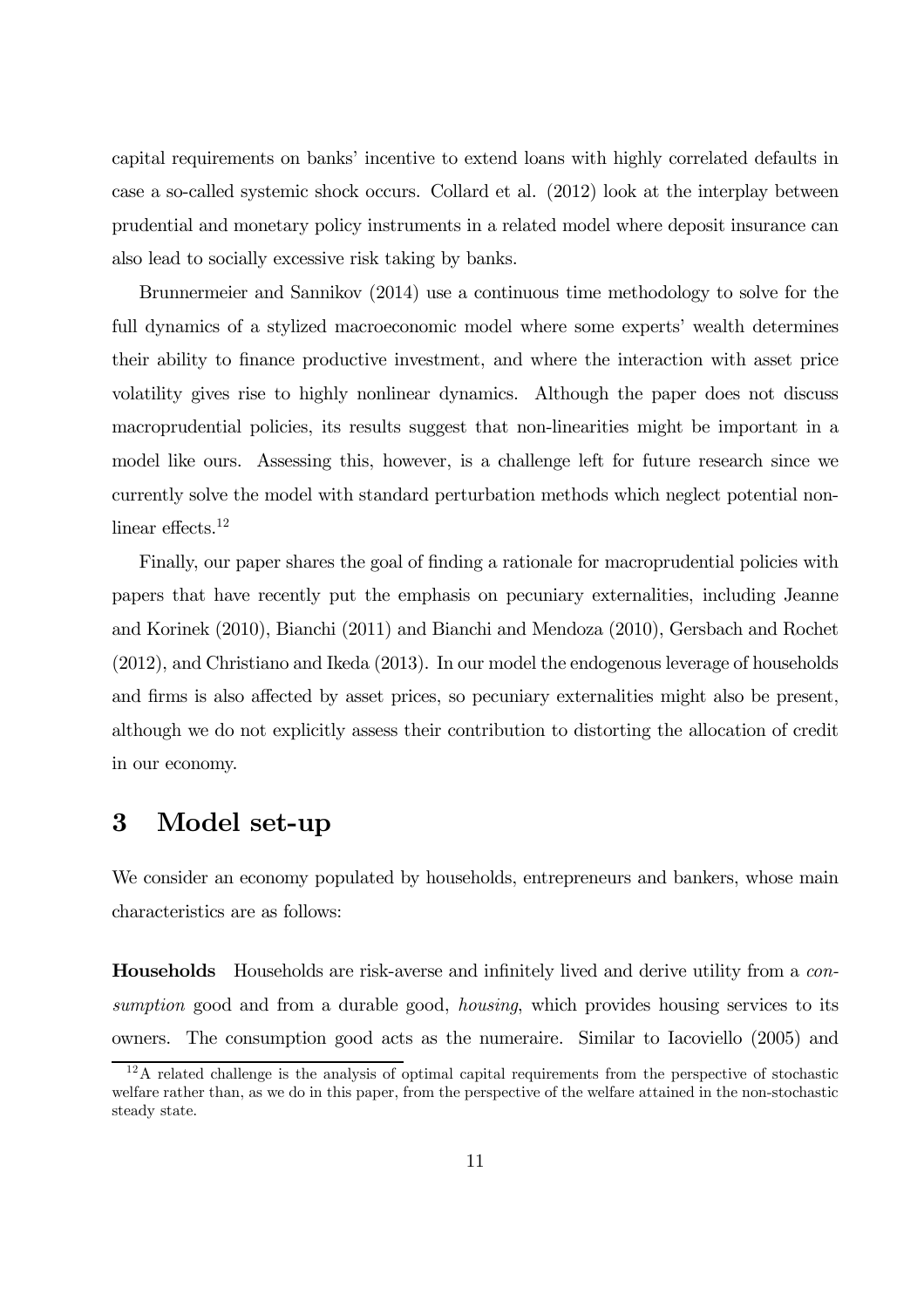capital requirements on banks' incentive to extend loans with highly correlated defaults in case a so-called systemic shock occurs. Collard et al. (2012) look at the interplay between prudential and monetary policy instruments in a related model where deposit insurance can also lead to socially excessive risk taking by banks.

Brunnermeier and Sannikov (2014) use a continuous time methodology to solve for the full dynamics of a stylized macroeconomic model where some experts' wealth determines their ability to finance productive investment, and where the interaction with asset price volatility gives rise to highly nonlinear dynamics. Although the paper does not discuss macroprudential policies, its results suggest that non-linearities might be important in a model like ours. Assessing this, however, is a challenge left for future research since we currently solve the model with standard perturbation methods which neglect potential nonlinear effects.[12]

Finally, our paper shares the goal of finding a rationale for macroprudential policies with papers that have recently put the emphasis on pecuniary externalities, including Jeanne and Korinek (2010), Bianchi (2011) and Bianchi and Mendoza (2010), Gersbach and Rochet (2012), and Christiano and Ikeda (2013). In our model the endogenous leverage of households and firms is also affected by asset prices, so pecuniary externalities might also be present, although we do not explicitly assess their contribution to distorting the allocation of credit in our economy.

# 3 Model set-up

We consider an economy populated by households, entrepreneurs and bankers, whose main characteristics are as follows:

**Households** Households are risk-averse and infinitely lived and derive utility from a *consumption* good and from a durable good, *housing*, which provides housing services to its owners. The consumption good acts as the numeraire. Similar to Iacoviello (2005) and

[12] A related challenge is the analysis of optimal capital requirements from the perspective of stochastic welfare rather than, as we do in this paper, from the perspective of the welfare attained in the non-stochastic steady state.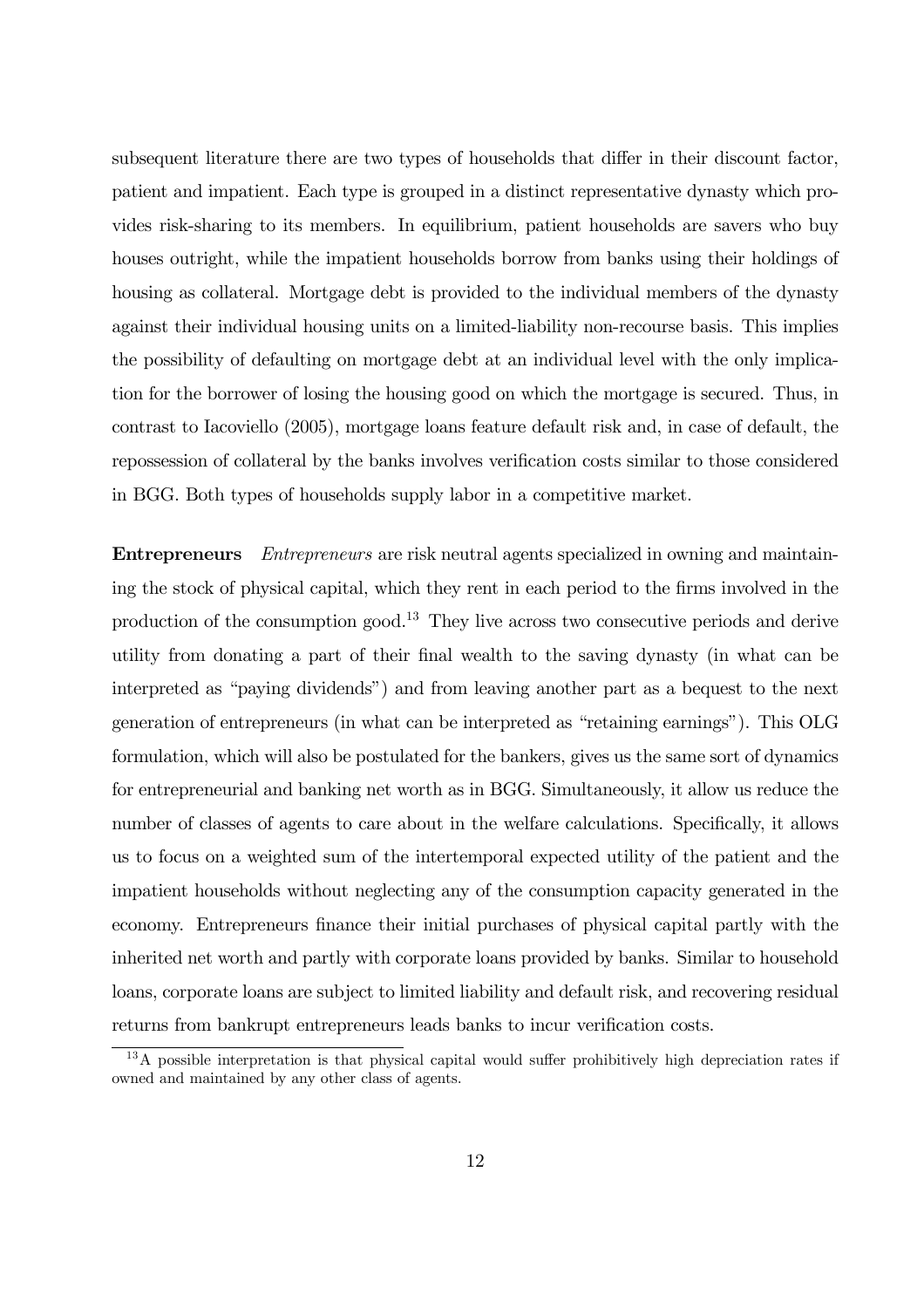subsequent literature there are two types of households that differ in their discount factor, patient and impatient. Each type is grouped in a distinct representative dynasty which provides risk-sharing to its members. In equilibrium, patient households are savers who buy houses outright, while the impatient households borrow from banks using their holdings of housing as collateral. Mortgage debt is provided to the individual members of the dynasty against their individual housing units on a limited-liability non-recourse basis. This implies the possibility of defaulting on mortgage debt at an individual level with the only implication for the borrower of losing the housing good on which the mortgage is secured. Thus, in contrast to Iacoviello (2005), mortgage loans feature default risk and, in case of default, the repossession of collateral by the banks involves verification costs similar to those considered in BGG. Both types of households supply labor in a competitive market.

**Entrepreneurs** *Entrepreneurs* are risk neutral agents specialized in owning and maintaining the stock of physical capital, which they rent in each period to the firms involved in the production of the consumption good.[13] They live across two consecutive periods and derive utility from donating a part of their final wealth to the saving dynasty (in what can be interpreted as "paying dividends") and from leaving another part as a bequest to the next generation of entrepreneurs (in what can be interpreted as "retaining earnings"). This OLG formulation, which will also be postulated for the bankers, gives us the same sort of dynamics for entrepreneurial and banking net worth as in BGG. Simultaneously, it allow us reduce the number of classes of agents to care about in the welfare calculations. Specifically, it allows us to focus on a weighted sum of the intertemporal expected utility of the patient and the impatient households without neglecting any of the consumption capacity generated in the economy. Entrepreneurs finance their initial purchases of physical capital partly with the inherited net worth and partly with corporate loans provided by banks. Similar to household loans, corporate loans are subject to limited liability and default risk, and recovering residual returns from bankrupt entrepreneurs leads banks to incur verification costs.

[13] A possible interpretation is that physical capital would suffer prohibitively high depreciation rates if owned and maintained by any other class of agents.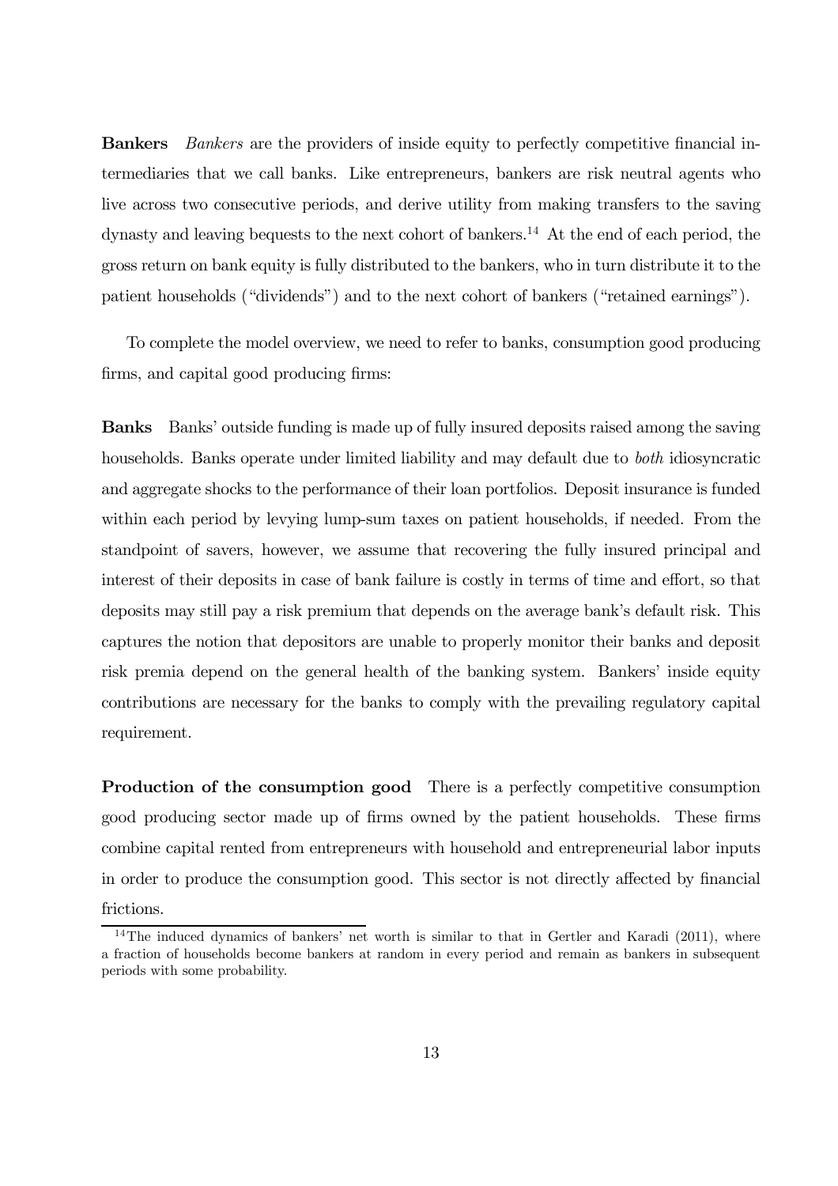**Bankers** *Bankers* are the providers of inside equity to perfectly competitive financial intermediaries that we call banks. Like entrepreneurs, bankers are risk neutral agents who live across two consecutive periods, and derive utility from making transfers to the saving dynasty and leaving bequests to the next cohort of bankers.[14] At the end of each period, the gross return on bank equity is fully distributed to the bankers, who in turn distribute it to the patient households ("dividends") and to the next cohort of bankers ("retained earnings").

To complete the model overview, we need to refer to banks, consumption good producing firms, and capital good producing firms:

**Banks** Banks' outside funding is made up of fully insured deposits raised among the saving households. Banks operate under limited liability and may default due to *both* idiosyncratic and aggregate shocks to the performance of their loan portfolios. Deposit insurance is funded within each period by levying lump-sum taxes on patient households, if needed. From the standpoint of savers, however, we assume that recovering the fully insured principal and interest of their deposits in case of bank failure is costly in terms of time and effort, so that deposits may still pay a risk premium that depends on the average bank's default risk. This captures the notion that depositors are unable to properly monitor their banks and deposit risk premia depend on the general health of the banking system. Bankers' inside equity contributions are necessary for the banks to comply with the prevailing regulatory capital requirement.

**Production of the consumption good** There is a perfectly competitive consumption good producing sector made up of firms owned by the patient households. These firms combine capital rented from entrepreneurs with household and entrepreneurial labor inputs in order to produce the consumption good. This sector is not directly affected by financial frictions.

[14] The induced dynamics of bankers' net worth is similar to that in Gertler and Karadi (2011), where a fraction of households become bankers at random in every period and remain as bankers in subsequent periods with some probability.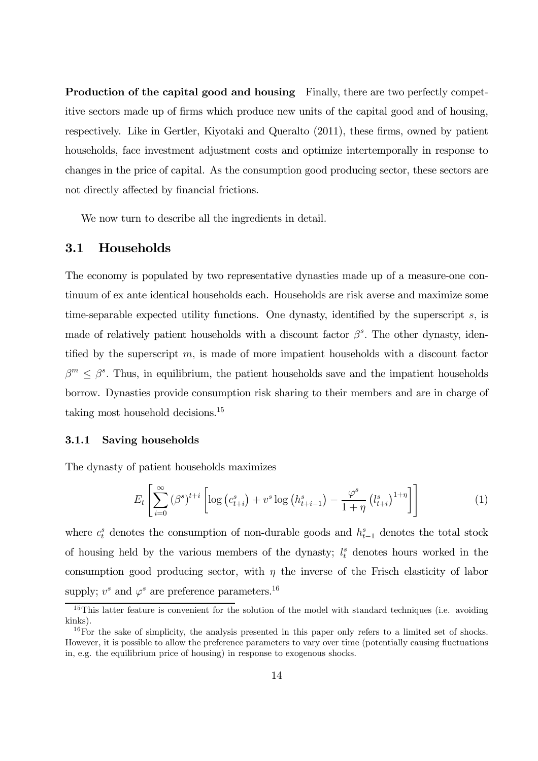**Production of the capital good and housing** Finally, there are two perfectly competitive sectors made up of firms which produce new units of the capital good and of housing, respectively. Like in Gertler, Kiyotaki and Queralto (2011), these firms, owned by patient households, face investment adjustment costs and optimize intertemporally in response to changes in the price of capital. As the consumption good producing sector, these sectors are not directly affected by financial frictions.

We now turn to describe all the ingredients in detail.

## 3.1 Households

The economy is populated by two representative dynasties made up of a measure-one continuum of ex ante identical households each. Households are risk averse and maximize some time-separable expected utility functions. One dynasty, identified by the superscript $s$, is made of relatively patient households with a discount factor $\beta^s$. The other dynasty, identified by the superscript $m$, is made of more impatient households with a discount factor $\beta^m \leq \beta^s$. Thus, in equilibrium, the patient households save and the impatient households borrow. Dynasties provide consumption risk sharing to their members and are in charge of taking most household decisions.[15]

### 3.1.1 Saving households

The dynasty of patient households maximizes

$$E_t \left[ \sum_{i=0}^{\infty} (\beta^s)^{t+i} \left[ \log \left( c_{t+i}^s \right) + v^s \log \left( h_{t+i-1}^s \right) - \frac{\varphi^s}{1+\eta} \left( l_{t+i}^s \right)^{1+\eta} \right] \right] \tag{1}$$

where $c_t^s$ denotes the consumption of non-durable goods and $h_{t-1}^s$ denotes the total stock of housing held by the various members of the dynasty; $l_t^s$ denotes hours worked in the consumption good producing sector, with $\eta$ the inverse of the Frisch elasticity of labor supply; $v^s$ and $\varphi^s$ are preference parameters.[16]

[15] This latter feature is convenient for the solution of the model with standard techniques (i.e. avoiding kinks).

[16] For the sake of simplicity, the analysis presented in this paper only refers to a limited set of shocks. However, it is possible to allow the preference parameters to vary over time (potentially causing fluctuations in, e.g. the equilibrium price of housing) in response to exogenous shocks.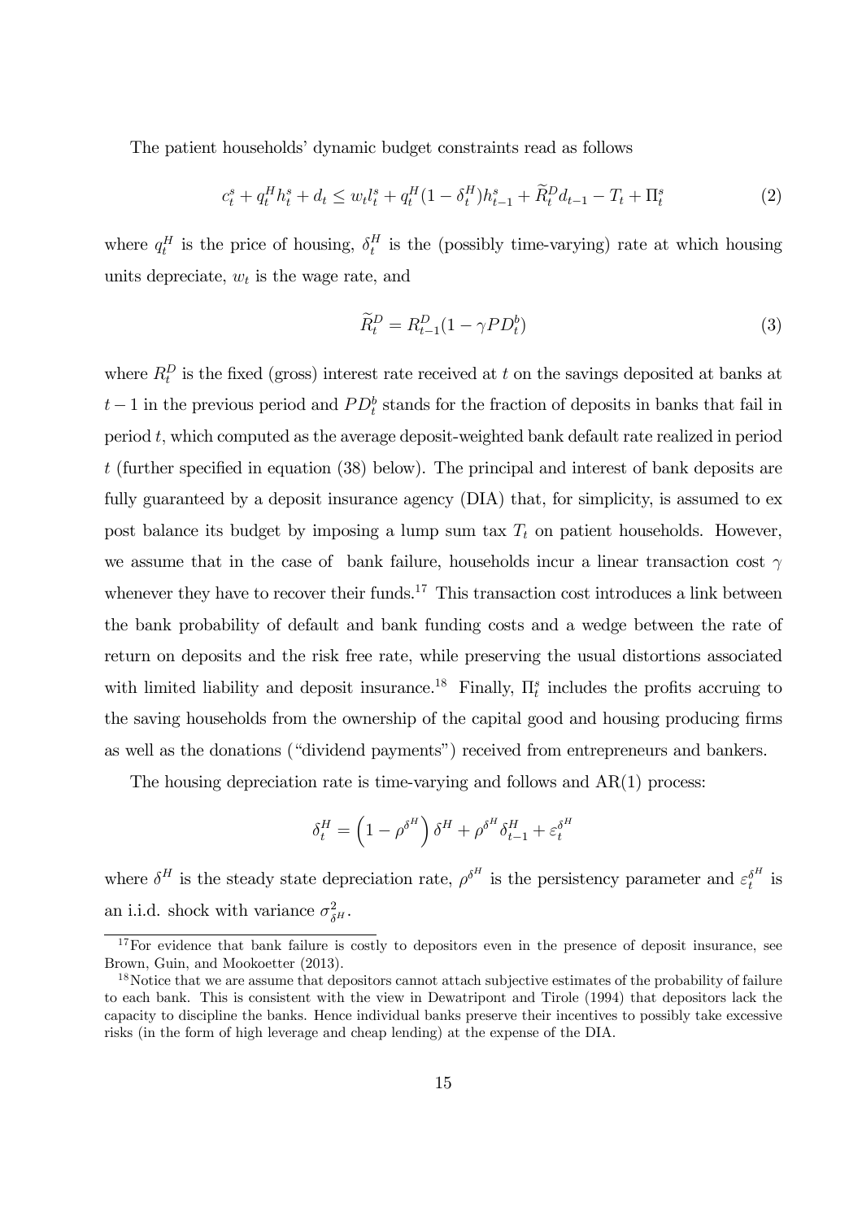The patient households' dynamic budget constraints read as follows

$$c_t^s + q_t^H h_t^s + d_t \leq w_t l_t^s + q_t^H (1 - \delta_t^H) h_{t-1}^s + \widetilde{R}_t^D d_{t-1} - T_t + \Pi_t^s \tag{2}$$

where $q_t^H$ is the price of housing, $\delta_t^H$ is the (possibly time-varying) rate at which housing units depreciate, $w_t$ is the wage rate, and

$$\widetilde{R}_t^D = R_{t-1}^D (1 - \gamma P D_t^b) \tag{3}$$

where $R_t^D$ is the fixed (gross) interest rate received at $t$ on the savings deposited at banks at $t-1$ in the previous period and $PD_t^b$ stands for the fraction of deposits in banks that fail in period $t$, which computed as the average deposit-weighted bank default rate realized in period $t$ (further specified in equation (38) below). The principal and interest of bank deposits are fully guaranteed by a deposit insurance agency (DIA) that, for simplicity, is assumed to ex post balance its budget by imposing a lump sum tax $T_t$ on patient households. However, we assume that in the case of bank failure, households incur a linear transaction cost $\gamma$ whenever they have to recover their funds.[17] This transaction cost introduces a link between the bank probability of default and bank funding costs and a wedge between the rate of return on deposits and the risk free rate, while preserving the usual distortions associated with limited liability and deposit insurance.[18] Finally, $\Pi_t^s$ includes the profits accruing to the saving households from the ownership of the capital good and housing producing firms as well as the donations ("dividend payments") received from entrepreneurs and bankers.

The housing depreciation rate is time-varying and follows and AR(1) process:

$$\delta_t^H = \left(1 - \rho^{\delta^H}\right) \delta^H + \rho^{\delta^H} \delta_{t-1}^H + \varepsilon_t^{\delta^H}$$

where $\delta^H$ is the steady state depreciation rate, $\rho^{\delta^H}$ is the persistency parameter and $\varepsilon_t^{\delta^H}$ is an i.i.d. shock with variance $\sigma_{\delta^H}^2$.

[17] For evidence that bank failure is costly to depositors even in the presence of deposit insurance, see Brown, Guin, and Mookoetter (2013).

[18] Notice that we are assume that depositors cannot attach subjective estimates of the probability of failure to each bank. This is consistent with the view in Dewatripont and Tirole (1994) that depositors lack the capacity to discipline the banks. Hence individual banks preserve their incentives to possibly take excessive risks (in the form of high leverage and cheap lending) at the expense of the DIA.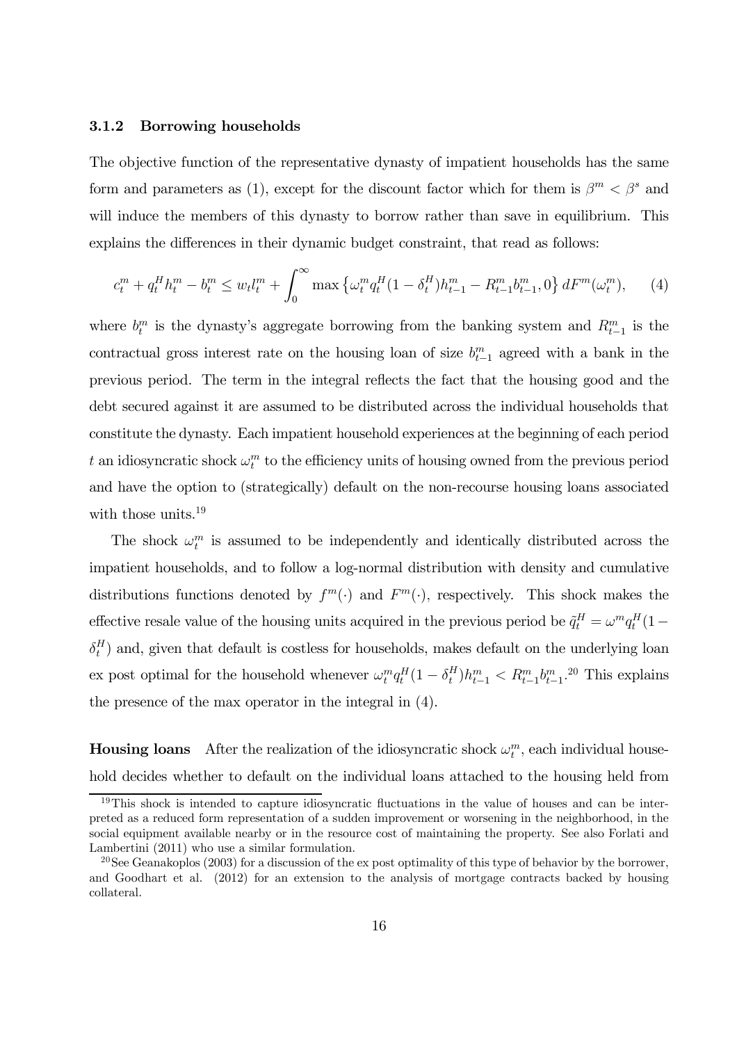### 3.1.2 Borrowing households

The objective function of the representative dynasty of impatient households has the same form and parameters as (1), except for the discount factor which for them is $\beta^m < \beta^s$ and will induce the members of this dynasty to borrow rather than save in equilibrium. This explains the differences in their dynamic budget constraint, that read as follows:

$$c_t^m + q_t^H h_t^m - b_t^m \leq w_t l_t^m + \int_0^\infty \max\left\{\omega_t^m q_t^H (1 - \delta_t^H) h_{t-1}^m - R_{t-1}^m b_{t-1}^m, 0\right\} dF^m(\omega_t^m), \qquad (4)$$

where $b_t^m$ is the dynasty's aggregate borrowing from the banking system and $R_{t-1}^m$ is the contractual gross interest rate on the housing loan of size $b_{t-1}^m$ agreed with a bank in the previous period. The term in the integral reflects the fact that the housing good and the debt secured against it are assumed to be distributed across the individual households that constitute the dynasty. Each impatient household experiences at the beginning of each period $t$ an idiosyncratic shock $\omega_t^m$ to the efficiency units of housing owned from the previous period and have the option to (strategically) default on the non-recourse housing loans associated with those units.[19]

The shock $\omega_t^m$ is assumed to be independently and identically distributed across the impatient households, and to follow a log-normal distribution with density and cumulative distributions functions denoted by $f^m(\cdot)$ and $F^m(\cdot)$, respectively. This shock makes the effective resale value of the housing units acquired in the previous period be $\tilde{q}_t^H = \omega^m q_t^H (1 - \delta_t^H)$ and, given that default is costless for households, makes default on the underlying loan ex post optimal for the household whenever $\omega_t^m q_t^H (1 - \delta_t^H) h_{t-1}^m < R_{t-1}^m b_{t-1}^m$.[20] This explains the presence of the max operator in the integral in (4).

**Housing loans** After the realization of the idiosyncratic shock $\omega_t^m$, each individual household decides whether to default on the individual loans attached to the housing held from

[19] This shock is intended to capture idiosyncratic fluctuations in the value of houses and can be interpreted as a reduced form representation of a sudden improvement or worsening in the neighborhood, in the social equipment available nearby or in the resource cost of maintaining the property. See also Forlati and Lambertini (2011) who use a similar formulation.

[20] See Geanakoplos (2003) for a discussion of the ex post optimality of this type of behavior by the borrower, and Goodhart et al. (2012) for an extension to the analysis of mortgage contracts backed by housing collateral.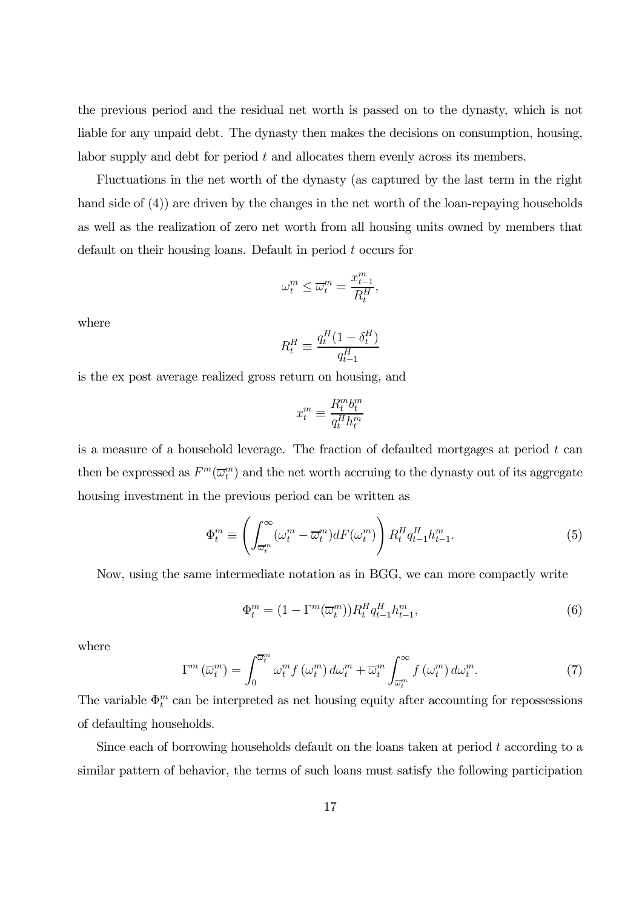the previous period and the residual net worth is passed on to the dynasty, which is not liable for any unpaid debt. The dynasty then makes the decisions on consumption, housing, labor supply and debt for period $t$ and allocates them evenly across its members.

Fluctuations in the net worth of the dynasty (as captured by the last term in the right hand side of (4)) are driven by the changes in the net worth of the loan-repaying households as well as the realization of zero net worth from all housing units owned by members that default on their housing loans. Default in period $t$ occurs for

$$\omega_t^m \leq \overline{\varpi}_t^m = \frac{x_{t-1}^m}{R_t^H},$$

where

$$R_t^H \equiv \frac{q_t^H(1-\delta_t^H)}{q_{t-1}^H}$$

is the ex post average realized gross return on housing, and

$$x_t^m \equiv \frac{R_t^m b_t^m}{q_t^H h_t^m}$$

is a measure of a household leverage. The fraction of defaulted mortgages at period $t$ can then be expressed as $F^m(\overline{\varpi}_t^m)$ and the net worth accruing to the dynasty out of its aggregate housing investment in the previous period can be written as

$$\Phi_t^m \equiv \left( \int_{\overline{\varpi}_t^m}^{\infty} (\omega_t^m - \overline{\varpi}_t^m) dF(\omega_t^m) \right) R_t^H q_{t-1}^H h_{t-1}^m. \tag{5}$$

Now, using the same intermediate notation as in BGG, we can more compactly write

$$\Phi_t^m = (1 - \Gamma^m(\overline{\varpi}_t^m)) R_t^H q_{t-1}^H h_{t-1}^m, \tag{6}$$

where

$$\Gamma^m(\overline{\varpi}_t^m) = \int_0^{\overline{\varpi}_t^m} \omega_t^m f(\omega_t^m) \, d\omega_t^m + \overline{\varpi}_t^m \int_{\overline{\varpi}_t^m}^{\infty} f(\omega_t^m) \, d\omega_t^m. \tag{7}$$

The variable $\Phi_t^m$ can be interpreted as net housing equity after accounting for repossessions of defaulting households.

Since each of borrowing households default on the loans taken at period $t$ according to a similar pattern of behavior, the terms of such loans must satisfy the following participation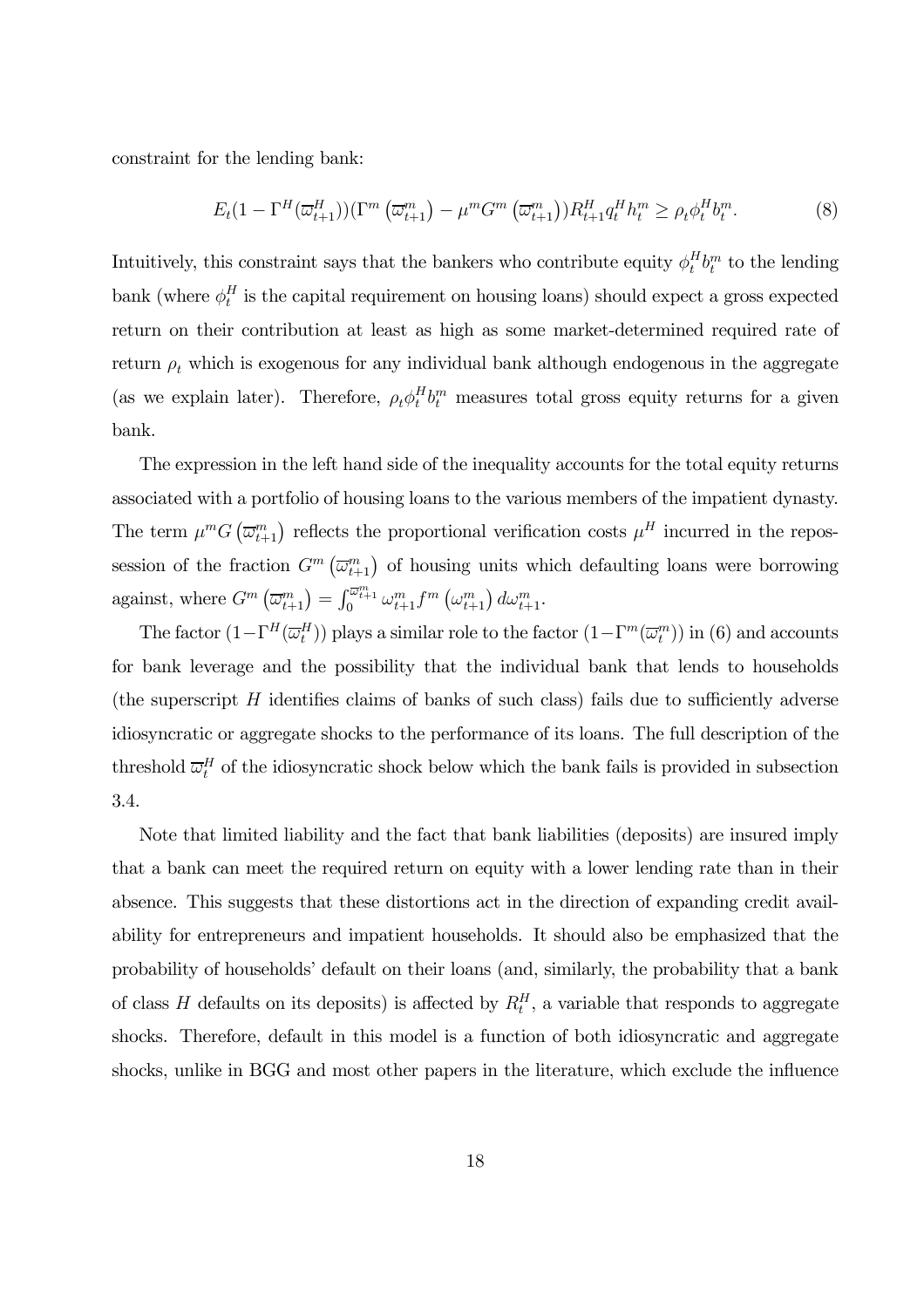constraint for the lending bank:

$$E_t(1 - \Gamma^H(\overline{\omega}^H_{t+1}))(\Gamma^m(\overline{\omega}^m_{t+1}) - \mu^m G^m(\overline{\omega}^m_{t+1}))R^H_{t+1}q^H_t h^m_t \geq \rho_t \phi^H_t b^m_t. \tag{8}$$

Intuitively, this constraint says that the bankers who contribute equity $\phi^H_t b^m_t$ to the lending bank (where $\phi^H_t$ is the capital requirement on housing loans) should expect a gross expected return on their contribution at least as high as some market-determined required rate of return $\rho_t$ which is exogenous for any individual bank although endogenous in the aggregate (as we explain later). Therefore, $\rho_t \phi^H_t b^m_t$ measures total gross equity returns for a given bank.

The expression in the left hand side of the inequality accounts for the total equity returns associated with a portfolio of housing loans to the various members of the impatient dynasty. The term $\mu^m G(\overline{\omega}^m_{t+1})$ reflects the proportional verification costs $\mu^H$ incurred in the repossession of the fraction $G^m(\overline{\omega}^m_{t+1})$ of housing units which defaulting loans were borrowing against, where $G^m(\overline{\omega}^m_{t+1}) = \int_0^{\overline{\omega}^m_{t+1}} \omega^m_{t+1} f^m(\omega^m_{t+1}) \, d\omega^m_{t+1}$.

The factor $(1 - \Gamma^H(\overline{\omega}^H_t))$ plays a similar role to the factor $(1 - \Gamma^m(\overline{\omega}^m_t))$ in (6) and accounts for bank leverage and the possibility that the individual bank that lends to households (the superscript $H$ identifies claims of banks of such class) fails due to sufficiently adverse idiosyncratic or aggregate shocks to the performance of its loans. The full description of the threshold $\overline{\omega}^H_t$ of the idiosyncratic shock below which the bank fails is provided in subsection 3.4.

Note that limited liability and the fact that bank liabilities (deposits) are insured imply that a bank can meet the required return on equity with a lower lending rate than in their absence. This suggests that these distortions act in the direction of expanding credit availability for entrepreneurs and impatient households. It should also be emphasized that the probability of households' default on their loans (and, similarly, the probability that a bank of class $H$ defaults on its deposits) is affected by $R^H_t$, a variable that responds to aggregate shocks. Therefore, default in this model is a function of both idiosyncratic and aggregate shocks, unlike in BGG and most other papers in the literature, which exclude the influence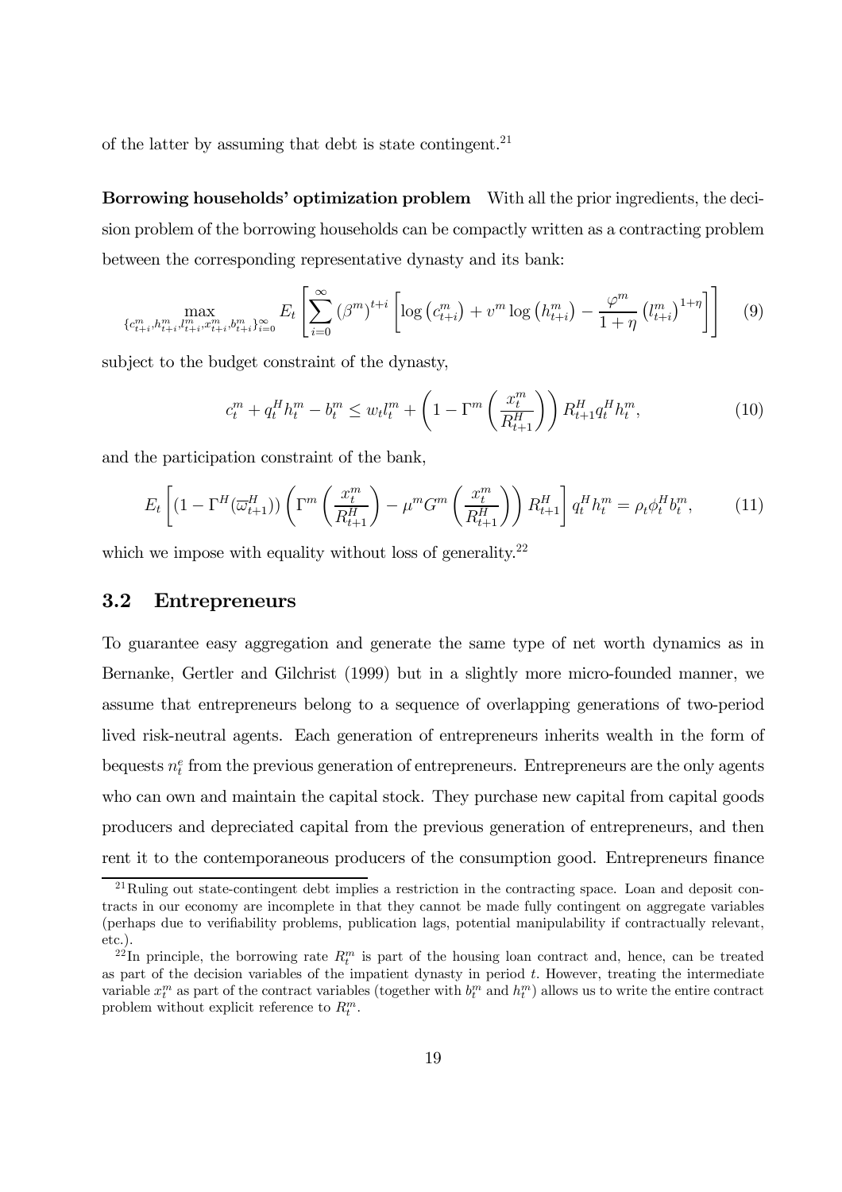of the latter by assuming that debt is state contingent.[21]

**Borrowing households' optimization problem** With all the prior ingredients, the decision problem of the borrowing households can be compactly written as a contracting problem between the corresponding representative dynasty and its bank:

$$\max_{\{c_{t+i}^m, h_{t+i}^m, l_{t+i}^m, x_{t+i}^m, b_{t+i}^m\}_{i=0}^{\infty}} E_t \left[ \sum_{i=0}^{\infty} (\beta^m)^{t+i} \left[ \log\left(c_{t+i}^m\right) + v^m \log\left(h_{t+i}^m\right) - \frac{\varphi^m}{1+\eta} \left(l_{t+i}^m\right)^{1+\eta} \right] \right] \quad (9)$$

subject to the budget constraint of the dynasty,

$$c_t^m + q_t^H h_t^m - b_t^m \leq w_t l_t^m + \left(1 - \Gamma^m\left(\frac{x_t^m}{R_{t+1}^H}\right)\right) R_{t+1}^H q_t^H h_t^m, \quad (10)$$

and the participation constraint of the bank,

$$E_t \left[ (1 - \Gamma^H(\overline{\varpi}_{t+1}^H)) \left( \Gamma^m\left(\frac{x_t^m}{R_{t+1}^H}\right) - \mu^m G^m\left(\frac{x_t^m}{R_{t+1}^H}\right) \right) R_{t+1}^H \right] q_t^H h_t^m = \rho_t \phi_t^H b_t^m, \quad (11)$$

which we impose with equality without loss of generality.[22]

## 3.2 Entrepreneurs

To guarantee easy aggregation and generate the same type of net worth dynamics as in Bernanke, Gertler and Gilchrist (1999) but in a slightly more micro-founded manner, we assume that entrepreneurs belong to a sequence of overlapping generations of two-period lived risk-neutral agents. Each generation of entrepreneurs inherits wealth in the form of bequests $n_t^e$ from the previous generation of entrepreneurs. Entrepreneurs are the only agents who can own and maintain the capital stock. They purchase new capital from capital goods producers and depreciated capital from the previous generation of entrepreneurs, and then rent it to the contemporaneous producers of the consumption good. Entrepreneurs finance

[21] Ruling out state-contingent debt implies a restriction in the contracting space. Loan and deposit contracts in our economy are incomplete in that they cannot be made fully contingent on aggregate variables (perhaps due to verifiability problems, publication lags, potential manipulability if contractually relevant, etc.).

[22] In principle, the borrowing rate $R_t^m$ is part of the housing loan contract and, hence, can be treated as part of the decision variables of the impatient dynasty in period $t$. However, treating the intermediate variable $x_t^m$ as part of the contract variables (together with $b_t^m$ and $h_t^m$) allows us to write the entire contract problem without explicit reference to $R_t^m$.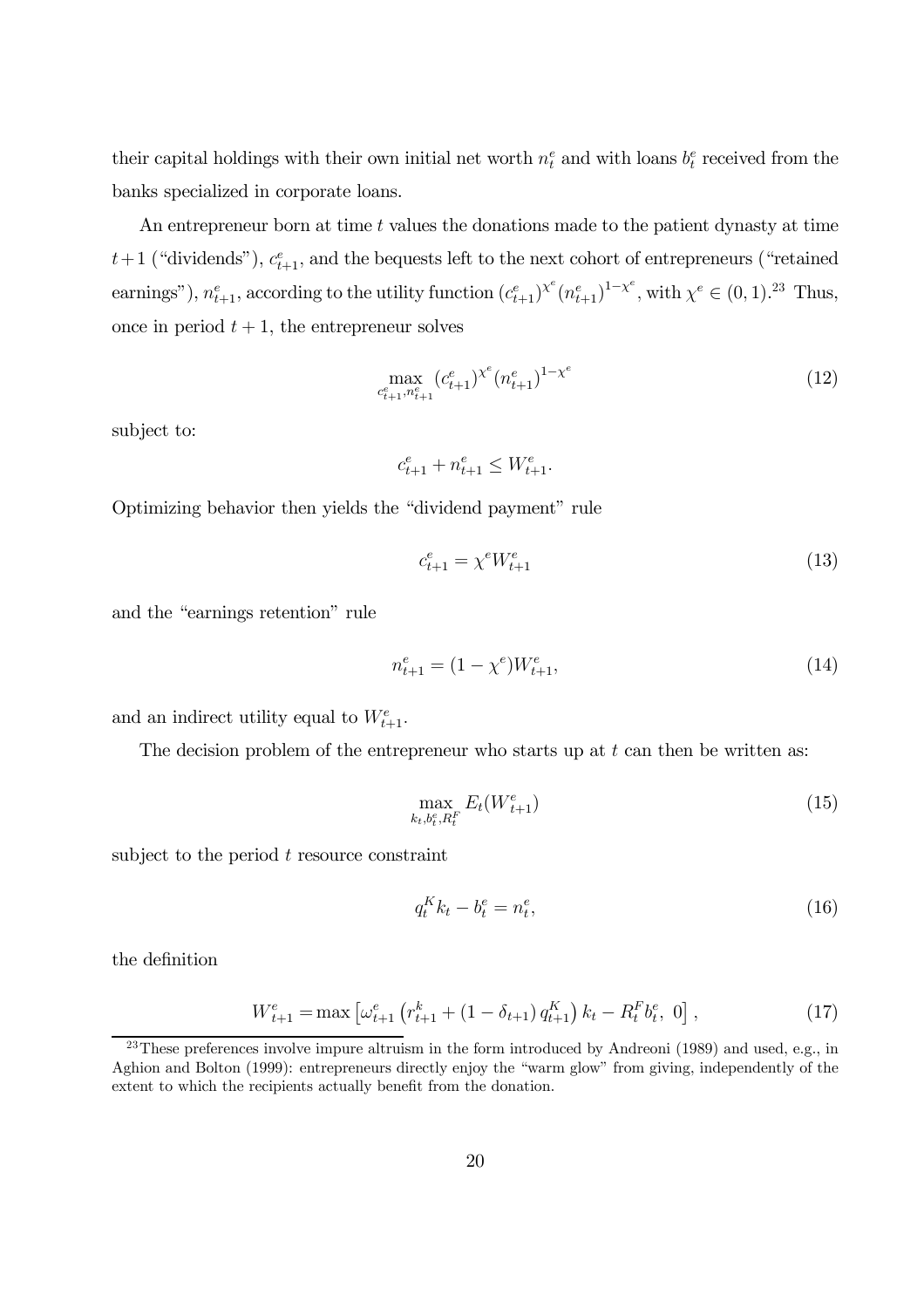their capital holdings with their own initial net worth $n_t^e$ and with loans $b_t^e$ received from the banks specialized in corporate loans.

An entrepreneur born at time $t$ values the donations made to the patient dynasty at time $t+1$ ("dividends"), $c_{t+1}^e$, and the bequests left to the next cohort of entrepreneurs ("retained earnings"), $n_{t+1}^e$, according to the utility function $(c_{t+1}^e)^{\chi^e}(n_{t+1}^e)^{1-\chi^e}$, with $\chi^e \in (0,1)$.[23] Thus, once in period $t+1$, the entrepreneur solves

$$\max_{c_{t+1}^e, n_{t+1}^e} (c_{t+1}^e)^{\chi^e}(n_{t+1}^e)^{1-\chi^e} \tag{12}$$

subject to:

$$c_{t+1}^e + n_{t+1}^e \leq W_{t+1}^e.$$

Optimizing behavior then yields the "dividend payment" rule

$$c_{t+1}^e = \chi^e W_{t+1}^e \tag{13}$$

and the "earnings retention" rule

$$n_{t+1}^e = (1-\chi^e) W_{t+1}^e, \tag{14}$$

and an indirect utility equal to $W_{t+1}^e$.

The decision problem of the entrepreneur who starts up at $t$ can then be written as:

$$\max_{k_t, b_t^e, R_t^F} E_t(W_{t+1}^e) \tag{15}$$

subject to the period $t$ resource constraint

$$q_t^K k_t - b_t^e = n_t^e, \tag{16}$$

the definition

$$W_{t+1}^e = \max\left[\omega_{t+1}^e \left(r_{t+1}^k + (1-\delta_{t+1}) q_{t+1}^K\right) k_t - R_t^F b_t^e,\ 0\right], \tag{17}$$

[23] These preferences involve impure altruism in the form introduced by Andreoni (1989) and used, e.g., in Aghion and Bolton (1999): entrepreneurs directly enjoy the "warm glow" from giving, independently of the extent to which the recipients actually benefit from the donation.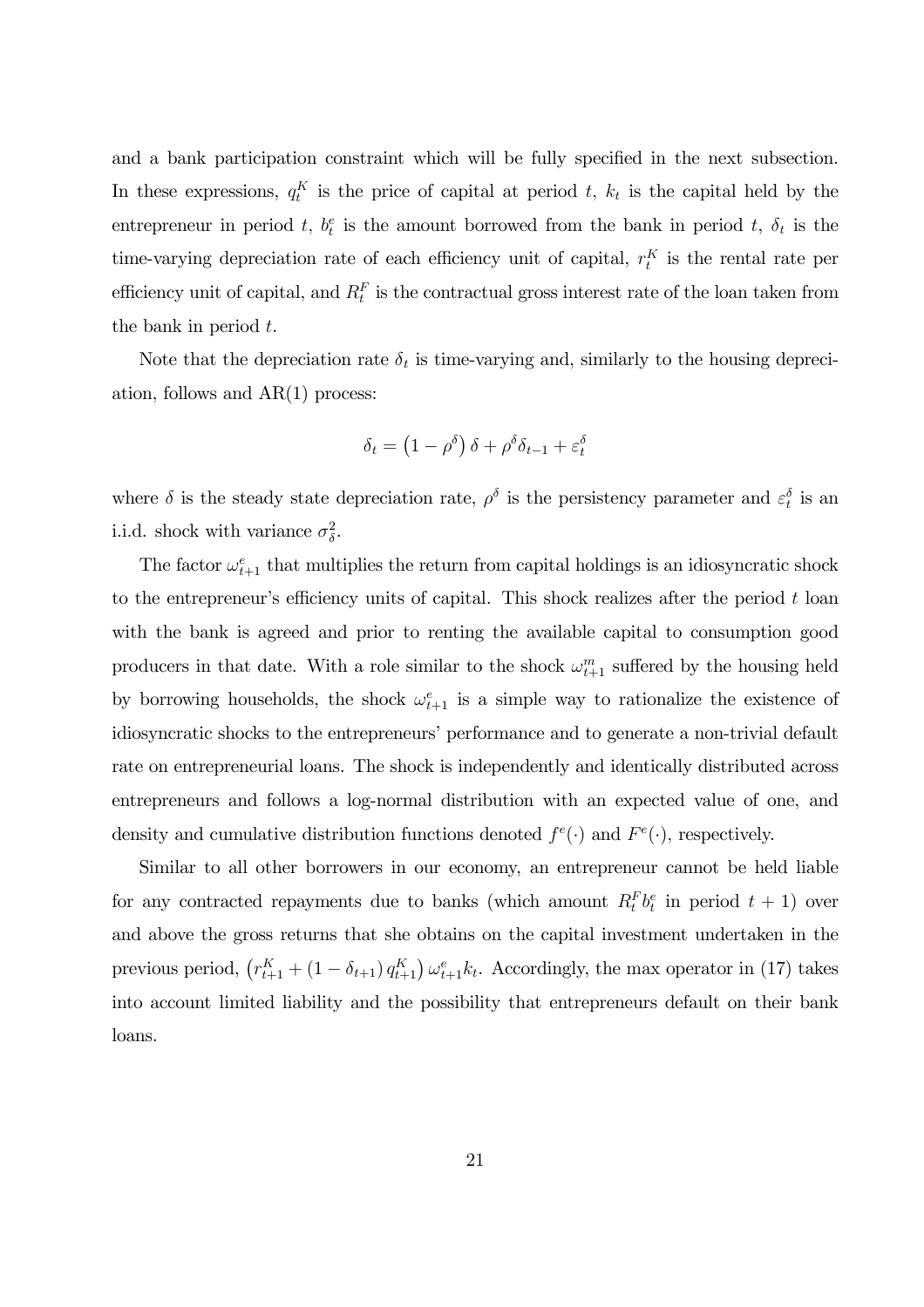and a bank participation constraint which will be fully specified in the next subsection. In these expressions, $q_t^K$ is the price of capital at period $t$, $k_t$ is the capital held by the entrepreneur in period $t$, $b_t^e$ is the amount borrowed from the bank in period $t$, $\delta_t$ is the time-varying depreciation rate of each efficiency unit of capital, $r_t^K$ is the rental rate per efficiency unit of capital, and $R_t^F$ is the contractual gross interest rate of the loan taken from the bank in period $t$.

Note that the depreciation rate $\delta_t$ is time-varying and, similarly to the housing depreciation, follows and AR(1) process:

$$\delta_t = \left(1 - \rho^\delta\right)\delta + \rho^\delta \delta_{t-1} + \varepsilon_t^\delta$$

where $\delta$ is the steady state depreciation rate, $\rho^\delta$ is the persistency parameter and $\varepsilon_t^\delta$ is an i.i.d. shock with variance $\sigma_\delta^2$.

The factor $\omega_{t+1}^e$ that multiplies the return from capital holdings is an idiosyncratic shock to the entrepreneur's efficiency units of capital. This shock realizes after the period $t$ loan with the bank is agreed and prior to renting the available capital to consumption good producers in that date. With a role similar to the shock $\omega_{t+1}^m$ suffered by the housing held by borrowing households, the shock $\omega_{t+1}^e$ is a simple way to rationalize the existence of idiosyncratic shocks to the entrepreneurs' performance and to generate a non-trivial default rate on entrepreneurial loans. The shock is independently and identically distributed across entrepreneurs and follows a log-normal distribution with an expected value of one, and density and cumulative distribution functions denoted $f^e(\cdot)$ and $F^e(\cdot)$, respectively.

Similar to all other borrowers in our economy, an entrepreneur cannot be held liable for any contracted repayments due to banks (which amount $R_t^F b_t^e$ in period $t+1$) over and above the gross returns that she obtains on the capital investment undertaken in the previous period, $\left(r_{t+1}^K + (1 - \delta_{t+1})\, q_{t+1}^K\right)\omega_{t+1}^e k_t$. Accordingly, the max operator in (17) takes into account limited liability and the possibility that entrepreneurs default on their bank loans.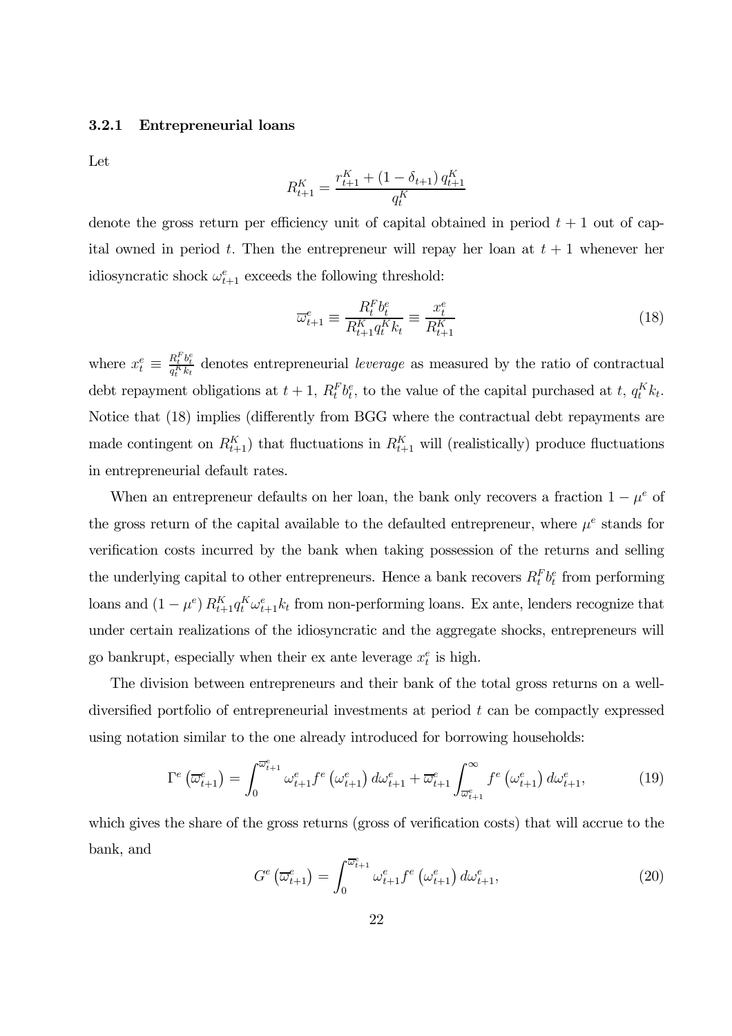### 3.2.1 Entrepreneurial loans

Let

$$R_{t+1}^{K}=\frac{r_{t+1}^{K}+\left(1-\delta_{t+1}\right)q_{t+1}^{K}}{q_{t}^{K}}$$

denote the gross return per efficiency unit of capital obtained in period $t+1$ out of capital owned in period $t$. Then the entrepreneur will repay her loan at $t+1$ whenever her idiosyncratic shock $\omega_{t+1}^{e}$ exceeds the following threshold:

$$\overline{\omega}_{t+1}^{e}\equiv\frac{R_{t}^{F}b_{t}^{e}}{R_{t+1}^{K}q_{t}^{K}k_{t}}\equiv\frac{x_{t}^{e}}{R_{t+1}^{K}} \tag{18}$$

where $x_{t}^{e}\equiv\frac{R_{t}^{F}b_{t}^{e}}{q_{t}^{K}k_{t}}$ denotes entrepreneurial *leverage* as measured by the ratio of contractual debt repayment obligations at $t+1$, $R_{t}^{F}b_{t}^{e}$, to the value of the capital purchased at $t$, $q_{t}^{K}k_{t}$. Notice that (18) implies (differently from BGG where the contractual debt repayments are made contingent on $R_{t+1}^{K}$) that fluctuations in $R_{t+1}^{K}$ will (realistically) produce fluctuations in entrepreneurial default rates.

When an entrepreneur defaults on her loan, the bank only recovers a fraction $1-\mu^{e}$ of the gross return of the capital available to the defaulted entrepreneur, where $\mu^{e}$ stands for verification costs incurred by the bank when taking possession of the returns and selling the underlying capital to other entrepreneurs. Hence a bank recovers $R_{t}^{F}b_{t}^{e}$ from performing loans and $\left(1-\mu^{e}\right)R_{t+1}^{K}q_{t}^{K}\omega_{t+1}^{e}k_{t}$ from non-performing loans. Ex ante, lenders recognize that under certain realizations of the idiosyncratic and the aggregate shocks, entrepreneurs will go bankrupt, especially when their ex ante leverage $x_{t}^{e}$ is high.

The division between entrepreneurs and their bank of the total gross returns on a well-diversified portfolio of entrepreneurial investments at period $t$ can be compactly expressed using notation similar to the one already introduced for borrowing households:

$$\Gamma^{e}\left(\overline{\omega}_{t+1}^{e}\right)=\int_{0}^{\overline{\omega}_{t+1}^{e}}\omega_{t+1}^{e}f^{e}\left(\omega_{t+1}^{e}\right)d\omega_{t+1}^{e}+\overline{\omega}_{t+1}^{e}\int_{\overline{\omega}_{t+1}^{e}}^{\infty}f^{e}\left(\omega_{t+1}^{e}\right)d\omega_{t+1}^{e}, \tag{19}$$

which gives the share of the gross returns (gross of verification costs) that will accrue to the bank, and

$$G^{e}\left(\overline{\omega}_{t+1}^{e}\right)=\int_{0}^{\overline{\omega}_{t+1}^{e}}\omega_{t+1}^{e}f^{e}\left(\omega_{t+1}^{e}\right)d\omega_{t+1}^{e}, \tag{20}$$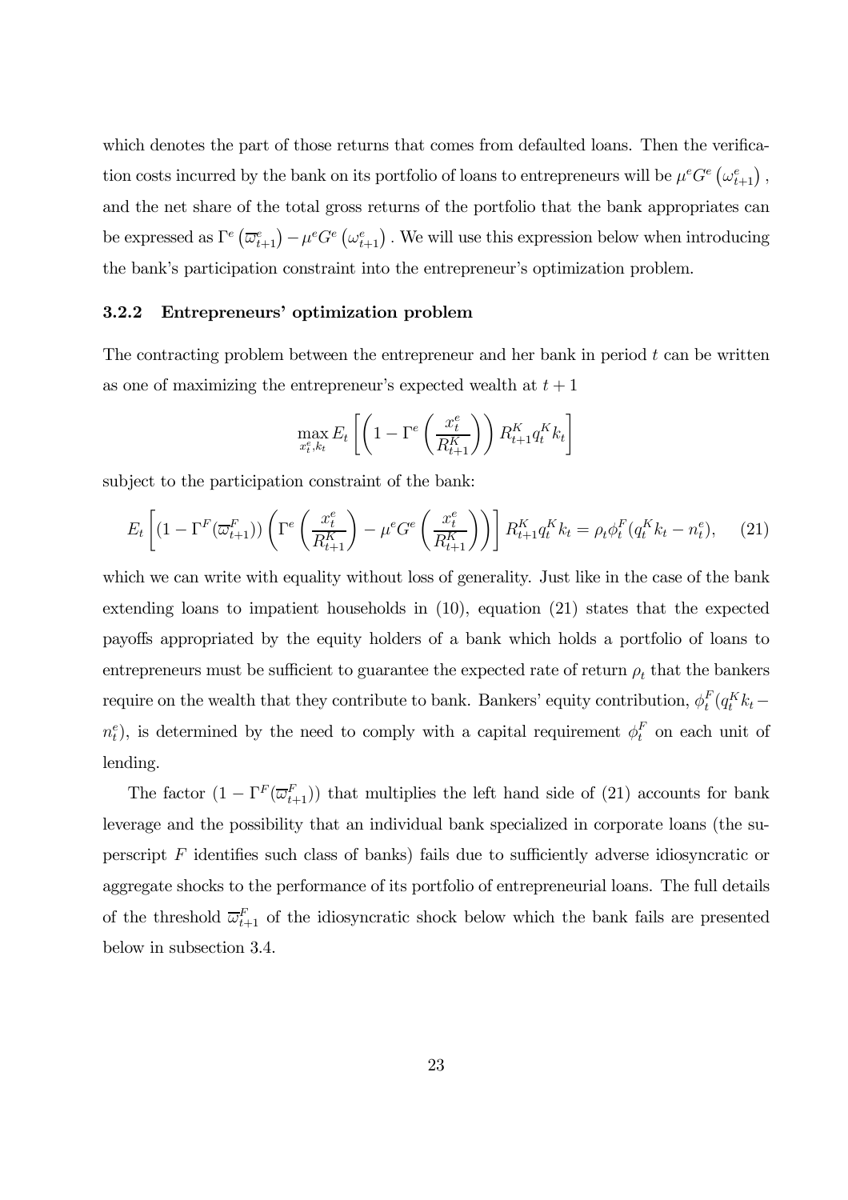which denotes the part of those returns that comes from defaulted loans. Then the verification costs incurred by the bank on its portfolio of loans to entrepreneurs will be $\mu^e G^e\left(\omega^e_{t+1}\right)$, and the net share of the total gross returns of the portfolio that the bank appropriates can be expressed as $\Gamma^e\left(\overline{\omega}^e_{t+1}\right) - \mu^e G^e\left(\omega^e_{t+1}\right)$. We will use this expression below when introducing the bank's participation constraint into the entrepreneur's optimization problem.

### 3.2.2 Entrepreneurs' optimization problem

The contracting problem between the entrepreneur and her bank in period $t$ can be written as one of maximizing the entrepreneur's expected wealth at $t+1$

$$\max_{x^e_t, k_t} E_t\left[\left(1 - \Gamma^e\left(\frac{x^e_t}{R^K_{t+1}}\right)\right) R^K_{t+1} q^K_t k_t\right]$$

subject to the participation constraint of the bank:

$$E_t\left[(1 - \Gamma^F(\overline{\omega}^F_{t+1}))\left(\Gamma^e\left(\frac{x^e_t}{R^K_{t+1}}\right) - \mu^e G^e\left(\frac{x^e_t}{R^K_{t+1}}\right)\right)\right] R^K_{t+1} q^K_t k_t = \rho_t \phi^F_t (q^K_t k_t - n^e_t), \quad (21)$$

which we can write with equality without loss of generality. Just like in the case of the bank extending loans to impatient households in (10), equation (21) states that the expected payoffs appropriated by the equity holders of a bank which holds a portfolio of loans to entrepreneurs must be sufficient to guarantee the expected rate of return $\rho_t$ that the bankers require on the wealth that they contribute to bank. Bankers' equity contribution, $\phi^F_t(q^K_t k_t - n^e_t)$, is determined by the need to comply with a capital requirement $\phi^F_t$ on each unit of lending.

The factor $(1 - \Gamma^F(\overline{\omega}^F_{t+1}))$ that multiplies the left hand side of (21) accounts for bank leverage and the possibility that an individual bank specialized in corporate loans (the superscript $F$ identifies such class of banks) fails due to sufficiently adverse idiosyncratic or aggregate shocks to the performance of its portfolio of entrepreneurial loans. The full details of the threshold $\overline{\omega}^F_{t+1}$ of the idiosyncratic shock below which the bank fails are presented below in subsection 3.4.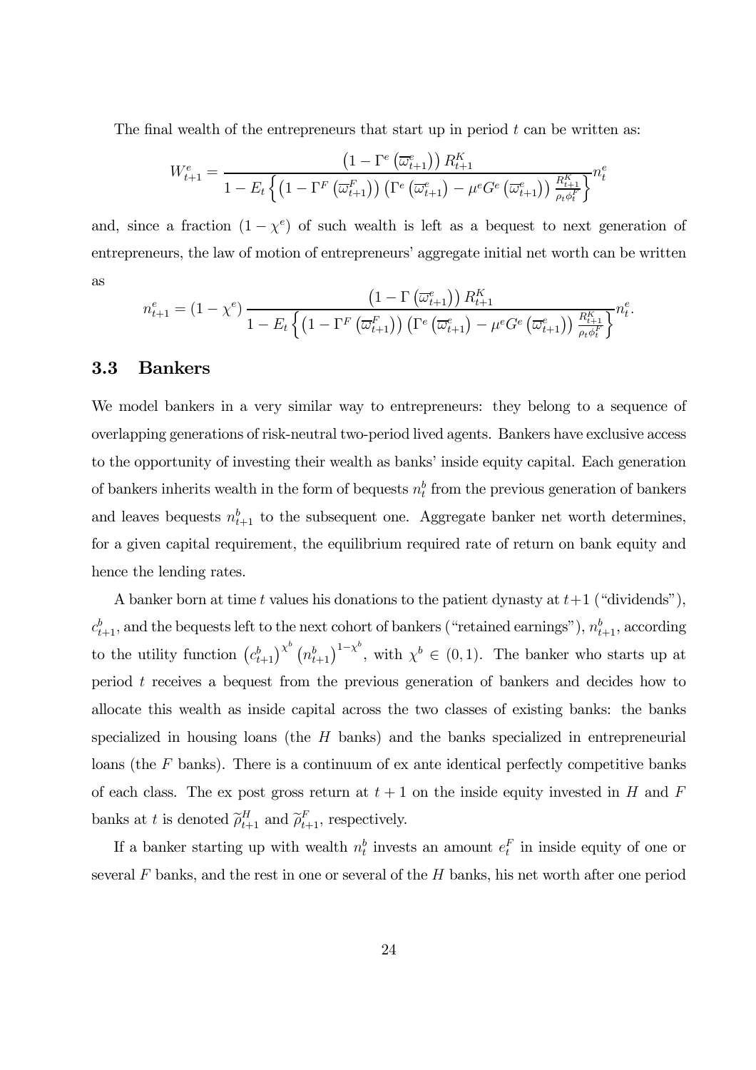The final wealth of the entrepreneurs that start up in period $t$ can be written as:

$$W_{t+1}^{e} = \frac{\left(1 - \Gamma^{e}\left(\overline{\omega}_{t+1}^{e}\right)\right) R_{t+1}^{K}}{1 - E_{t}\left\{\left(1 - \Gamma^{F}\left(\overline{\omega}_{t+1}^{F}\right)\right)\left(\Gamma^{e}\left(\overline{\omega}_{t+1}^{e}\right) - \mu^{e} G^{e}\left(\overline{\omega}_{t+1}^{e}\right)\right) \frac{R_{t+1}^{K}}{\rho_{t}\phi_{t}^{F}}\right\}} n_{t}^{e}$$

and, since a fraction $(1 - \chi^{e})$ of such wealth is left as a bequest to next generation of entrepreneurs, the law of motion of entrepreneurs' aggregate initial net worth can be written as

$$n_{t+1}^{e} = (1 - \chi^{e}) \frac{\left(1 - \Gamma\left(\overline{\omega}_{t+1}^{e}\right)\right) R_{t+1}^{K}}{1 - E_{t}\left\{\left(1 - \Gamma^{F}\left(\overline{\omega}_{t+1}^{F}\right)\right)\left(\Gamma^{e}\left(\overline{\omega}_{t+1}^{e}\right) - \mu^{e} G^{e}\left(\overline{\omega}_{t+1}^{e}\right)\right) \frac{R_{t+1}^{K}}{\rho_{t}\phi_{t}^{F}}\right\}} n_{t}^{e}.$$

## 3.3 Bankers

We model bankers in a very similar way to entrepreneurs: they belong to a sequence of overlapping generations of risk-neutral two-period lived agents. Bankers have exclusive access to the opportunity of investing their wealth as banks' inside equity capital. Each generation of bankers inherits wealth in the form of bequests $n_{t}^{b}$ from the previous generation of bankers and leaves bequests $n_{t+1}^{b}$ to the subsequent one. Aggregate banker net worth determines, for a given capital requirement, the equilibrium required rate of return on bank equity and hence the lending rates.

A banker born at time $t$ values his donations to the patient dynasty at $t+1$ ("dividends"), $c_{t+1}^{b}$, and the bequests left to the next cohort of bankers ("retained earnings"), $n_{t+1}^{b}$, according to the utility function $\left(c_{t+1}^{b}\right)^{\chi^{b}}\left(n_{t+1}^{b}\right)^{1-\chi^{b}}$, with $\chi^{b} \in (0,1)$. The banker who starts up at period $t$ receives a bequest from the previous generation of bankers and decides how to allocate this wealth as inside capital across the two classes of existing banks: the banks specialized in housing loans (the $H$ banks) and the banks specialized in entrepreneurial loans (the $F$ banks). There is a continuum of ex ante identical perfectly competitive banks of each class. The ex post gross return at $t+1$ on the inside equity invested in $H$ and $F$ banks at $t$ is denoted $\widetilde{\rho}_{t+1}^{H}$ and $\widetilde{\rho}_{t+1}^{F}$, respectively.

If a banker starting up with wealth $n_{t}^{b}$ invests an amount $e_{t}^{F}$ in inside equity of one or several $F$ banks, and the rest in one or several of the $H$ banks, his net worth after one period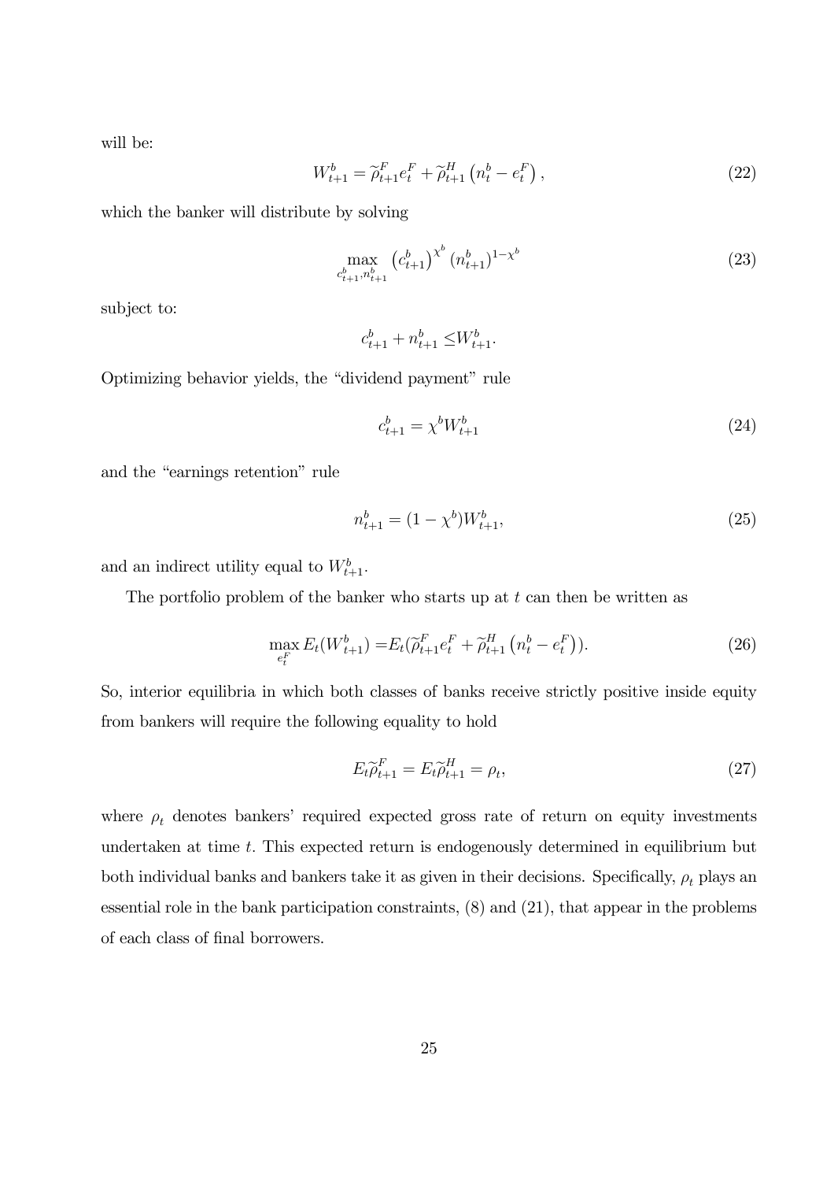will be:

$$W_{t+1}^{b} = \widetilde{\rho}_{t+1}^{F} e_{t}^{F} + \widetilde{\rho}_{t+1}^{H} \left( n_{t}^{b} - e_{t}^{F} \right), \tag{22}$$

which the banker will distribute by solving

$$\max_{c_{t+1}^{b}, n_{t+1}^{b}} \left( c_{t+1}^{b} \right)^{\chi^{b}} (n_{t+1}^{b})^{1-\chi^{b}} \tag{23}$$

subject to:

$$c_{t+1}^{b} + n_{t+1}^{b} \leq W_{t+1}^{b}.$$

Optimizing behavior yields, the "dividend payment" rule

$$c_{t+1}^{b} = \chi^{b} W_{t+1}^{b} \tag{24}$$

and the "earnings retention" rule

$$n_{t+1}^{b} = (1 - \chi^{b}) W_{t+1}^{b}, \tag{25}$$

and an indirect utility equal to $W_{t+1}^{b}$.

The portfolio problem of the banker who starts up at $t$ can then be written as

$$\max_{e_{t}^{F}} E_{t}(W_{t+1}^{b}) = E_{t}(\widetilde{\rho}_{t+1}^{F} e_{t}^{F} + \widetilde{\rho}_{t+1}^{H} \left( n_{t}^{b} - e_{t}^{F} \right)). \tag{26}$$

So, interior equilibria in which both classes of banks receive strictly positive inside equity from bankers will require the following equality to hold

$$E_{t} \widetilde{\rho}_{t+1}^{F} = E_{t} \widetilde{\rho}_{t+1}^{H} = \rho_{t}, \tag{27}$$

where $\rho_{t}$ denotes bankers' required expected gross rate of return on equity investments undertaken at time $t$. This expected return is endogenously determined in equilibrium but both individual banks and bankers take it as given in their decisions. Specifically, $\rho_{t}$ plays an essential role in the bank participation constraints, (8) and (21), that appear in the problems of each class of final borrowers.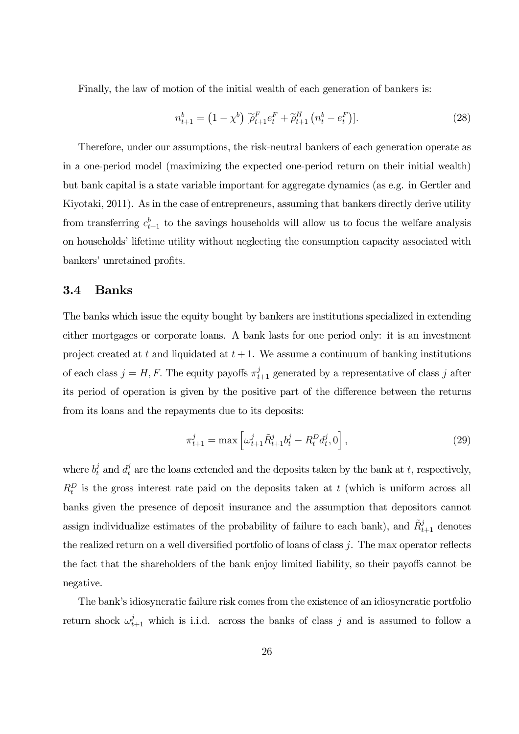Finally, the law of motion of the initial wealth of each generation of bankers is:

$$n_{t+1}^{b} = \left(1-\chi^{b}\right)[\widetilde{\rho}_{t+1}^{F} e_{t}^{F} + \widetilde{\rho}_{t+1}^{H}\left(n_{t}^{b} - e_{t}^{F}\right)]. \tag{28}$$

Therefore, under our assumptions, the risk-neutral bankers of each generation operate as in a one-period model (maximizing the expected one-period return on their initial wealth) but bank capital is a state variable important for aggregate dynamics (as e.g. in Gertler and Kiyotaki, 2011). As in the case of entrepreneurs, assuming that bankers directly derive utility from transferring $c_{t+1}^{b}$ to the savings households will allow us to focus the welfare analysis on households' lifetime utility without neglecting the consumption capacity associated with bankers' unretained profits.

### 3.4 Banks

The banks which issue the equity bought by bankers are institutions specialized in extending either mortgages or corporate loans. A bank lasts for one period only: it is an investment project created at $t$ and liquidated at $t+1$. We assume a continuum of banking institutions of each class $j = H, F$. The equity payoffs $\pi_{t+1}^{j}$ generated by a representative of class $j$ after its period of operation is given by the positive part of the difference between the returns from its loans and the repayments due to its deposits:

$$\pi_{t+1}^{j} = \max\left[\omega_{t+1}^{j}\tilde{R}_{t+1}^{j} b_{t}^{j} - R_{t}^{D} d_{t}^{j}, 0\right], \tag{29}$$

where $b_{t}^{j}$ and $d_{t}^{j}$ are the loans extended and the deposits taken by the bank at $t$, respectively, $R_{t}^{D}$ is the gross interest rate paid on the deposits taken at $t$ (which is uniform across all banks given the presence of deposit insurance and the assumption that depositors cannot assign individualize estimates of the probability of failure to each bank), and $\tilde{R}_{t+1}^{j}$ denotes the realized return on a well diversified portfolio of loans of class $j$. The max operator reflects the fact that the shareholders of the bank enjoy limited liability, so their payoffs cannot be negative.

The bank's idiosyncratic failure risk comes from the existence of an idiosyncratic portfolio return shock $\omega_{t+1}^{j}$ which is i.i.d. across the banks of class $j$ and is assumed to follow a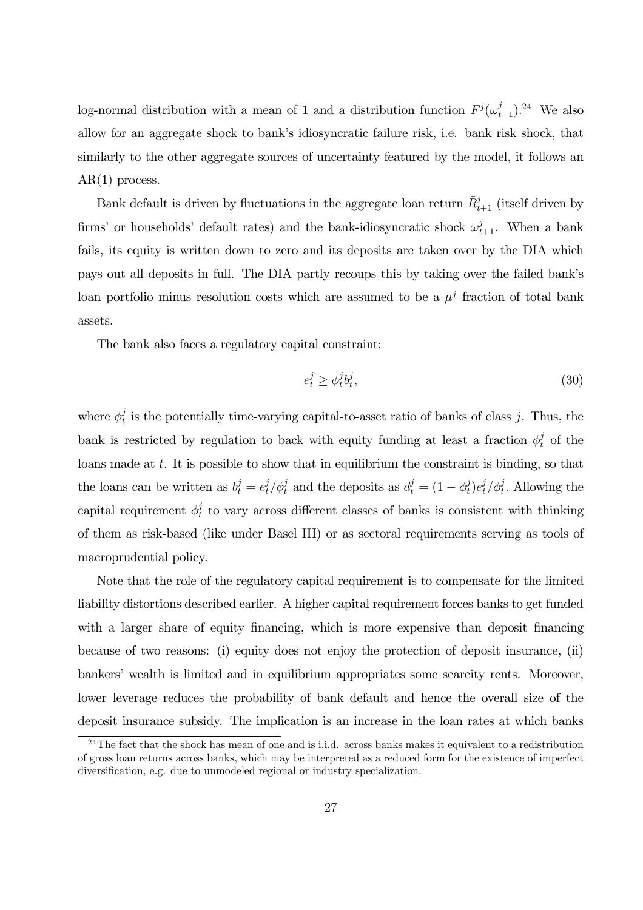log-normal distribution with a mean of 1 and a distribution function $F^j(\omega^j_{t+1})$.[24] We also allow for an aggregate shock to bank's idiosyncratic failure risk, i.e. bank risk shock, that similarly to the other aggregate sources of uncertainty featured by the model, it follows an AR(1) process.

Bank default is driven by fluctuations in the aggregate loan return $\tilde{R}^j_{t+1}$ (itself driven by firms' or households' default rates) and the bank-idiosyncratic shock $\omega^j_{t+1}$. When a bank fails, its equity is written down to zero and its deposits are taken over by the DIA which pays out all deposits in full. The DIA partly recoups this by taking over the failed bank's loan portfolio minus resolution costs which are assumed to be a $\mu^j$ fraction of total bank assets.

The bank also faces a regulatory capital constraint:

$$e^j_t \geq \phi^j_t b^j_t, \tag{30}$$

where $\phi^j_t$ is the potentially time-varying capital-to-asset ratio of banks of class $j$. Thus, the bank is restricted by regulation to back with equity funding at least a fraction $\phi^j_t$ of the loans made at $t$. It is possible to show that in equilibrium the constraint is binding, so that the loans can be written as $b^j_t = e^j_t/\phi^j_t$ and the deposits as $d^j_t = (1-\phi^j_t)e^j_t/\phi^j_t$. Allowing the capital requirement $\phi^j_t$ to vary across different classes of banks is consistent with thinking of them as risk-based (like under Basel III) or as sectoral requirements serving as tools of macroprudential policy.

Note that the role of the regulatory capital requirement is to compensate for the limited liability distortions described earlier. A higher capital requirement forces banks to get funded with a larger share of equity financing, which is more expensive than deposit financing because of two reasons: (i) equity does not enjoy the protection of deposit insurance, (ii) bankers' wealth is limited and in equilibrium appropriates some scarcity rents. Moreover, lower leverage reduces the probability of bank default and hence the overall size of the deposit insurance subsidy. The implication is an increase in the loan rates at which banks

[24] The fact that the shock has mean of one and is i.i.d. across banks makes it equivalent to a redistribution of gross loan returns across banks, which may be interpreted as a reduced form for the existence of imperfect diversification, e.g. due to unmodeled regional or industry specialization.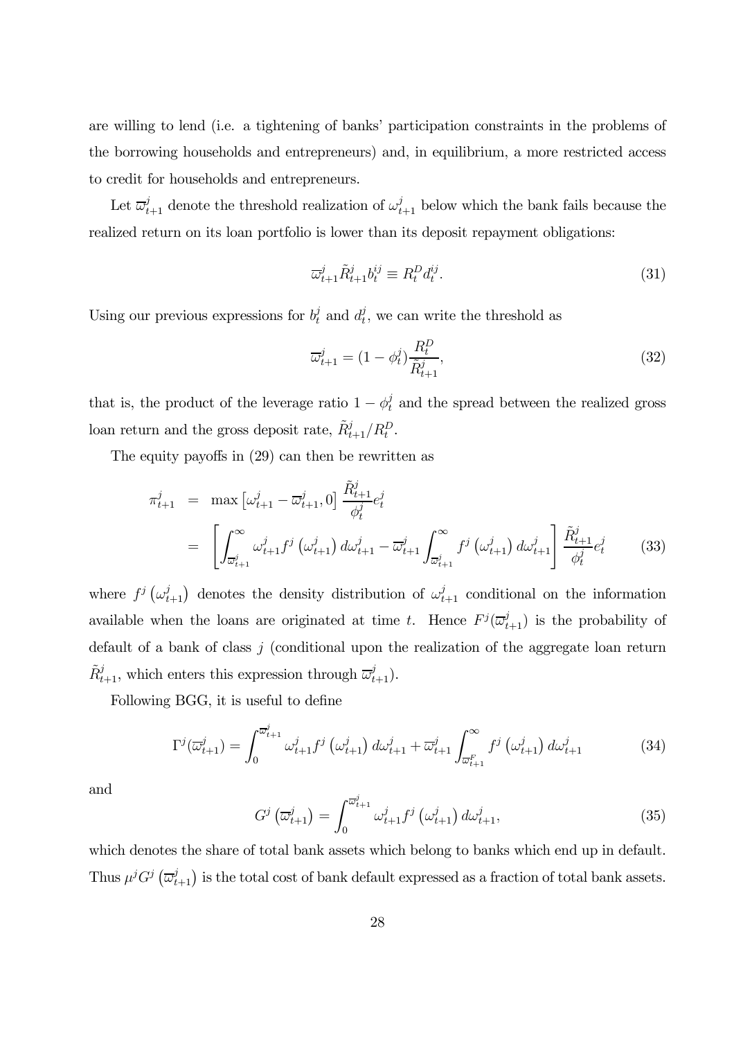are willing to lend (i.e. a tightening of banks' participation constraints in the problems of the borrowing households and entrepreneurs) and, in equilibrium, a more restricted access to credit for households and entrepreneurs.

Let $\overline{\omega}_{t+1}^{j}$ denote the threshold realization of $\omega_{t+1}^{j}$ below which the bank fails because the realized return on its loan portfolio is lower than its deposit repayment obligations:

$$\overline{\omega}_{t+1}^{j}\tilde{R}_{t+1}^{j}b_{t}^{ij} \equiv R_{t}^{D}d_{t}^{ij}. \tag{31}$$

Using our previous expressions for $b_t^j$ and $d_t^j$, we can write the threshold as

$$\overline{\omega}_{t+1}^{j} = (1-\phi_t^j)\frac{R_t^D}{\tilde{R}_{t+1}^j}, \tag{32}$$

that is, the product of the leverage ratio $1-\phi_t^j$ and the spread between the realized gross loan return and the gross deposit rate, $\tilde{R}_{t+1}^j/R_t^D$.

The equity payoffs in (29) can then be rewritten as

$$\begin{aligned}
\pi_{t+1}^{j} &= \max\left[\omega_{t+1}^{j}-\overline{\omega}_{t+1}^{j},0\right]\frac{\tilde{R}_{t+1}^{j}}{\phi_t^j}e_t^j \\
&= \left[\int_{\overline{\omega}_{t+1}^{j}}^{\infty}\omega_{t+1}^{j}f^{j}\left(\omega_{t+1}^{j}\right)d\omega_{t+1}^{j}-\overline{\omega}_{t+1}^{j}\int_{\overline{\omega}_{t+1}^{j}}^{\infty}f^{j}\left(\omega_{t+1}^{j}\right)d\omega_{t+1}^{j}\right]\frac{\tilde{R}_{t+1}^{j}}{\phi_t^j}e_t^j
\end{aligned} \tag{33}$$

where $f^j\left(\omega_{t+1}^j\right)$ denotes the density distribution of $\omega_{t+1}^j$ conditional on the information available when the loans are originated at time $t$. Hence $F^j(\overline{\omega}_{t+1}^j)$ is the probability of default of a bank of class $j$ (conditional upon the realization of the aggregate loan return $\tilde{R}_{t+1}^j$, which enters this expression through $\overline{\omega}_{t+1}^j$).

Following BGG, it is useful to define

$$\Gamma^{j}(\overline{\omega}_{t+1}^{j}) = \int_{0}^{\overline{\omega}_{t+1}^{j}}\omega_{t+1}^{j}f^{j}\left(\omega_{t+1}^{j}\right)d\omega_{t+1}^{j}+\overline{\omega}_{t+1}^{j}\int_{\overline{\omega}_{t+1}^{F}}^{\infty}f^{j}\left(\omega_{t+1}^{j}\right)d\omega_{t+1}^{j} \tag{34}$$

and

$$G^{j}\left(\overline{\omega}_{t+1}^{j}\right) = \int_{0}^{\overline{\omega}_{t+1}^{j}}\omega_{t+1}^{j}f^{j}\left(\omega_{t+1}^{j}\right)d\omega_{t+1}^{j}, \tag{35}$$

which denotes the share of total bank assets which belong to banks which end up in default. Thus $\mu^j G^j\left(\overline{\omega}_{t+1}^j\right)$ is the total cost of bank default expressed as a fraction of total bank assets.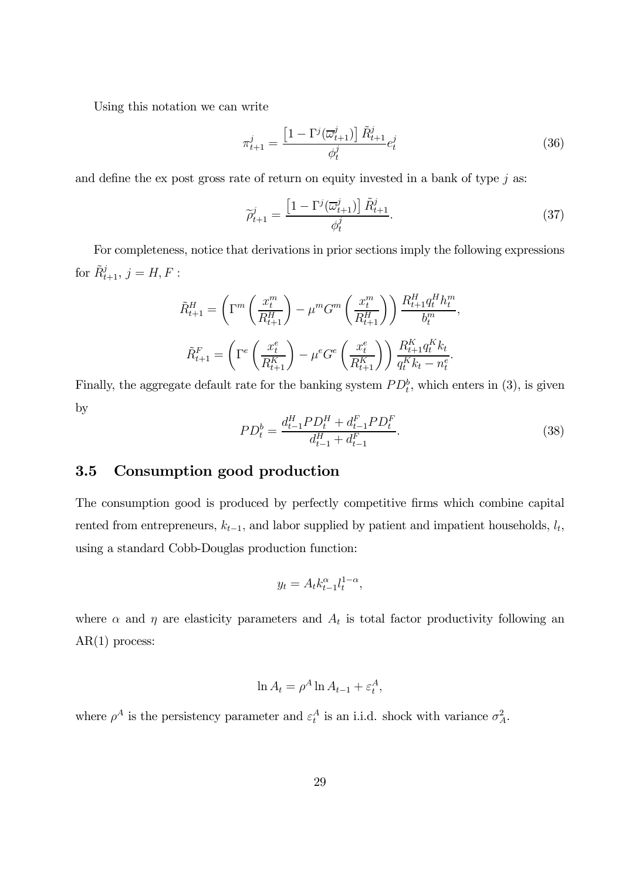Using this notation we can write

$$\pi_{t+1}^{j} = \frac{\left[1 - \Gamma^{j}(\overline{\varpi}_{t+1}^{j})\right] \tilde{R}_{t+1}^{j}}{\phi_{t}^{j}} e_{t}^{j} \tag{36}$$

and define the ex post gross rate of return on equity invested in a bank of type $j$ as:

$$\widetilde{\rho}_{t+1}^{j} = \frac{\left[1 - \Gamma^{j}(\overline{\varpi}_{t+1}^{j})\right] \tilde{R}_{t+1}^{j}}{\phi_{t}^{j}}. \tag{37}$$

For completeness, notice that derivations in prior sections imply the following expressions for $\tilde{R}_{t+1}^{j}$, $j = H, F$ :

$$\tilde{R}_{t+1}^{H} = \left( \Gamma^{m}\left(\frac{x_{t}^{m}}{R_{t+1}^{H}}\right) - \mu^{m} G^{m}\left(\frac{x_{t}^{m}}{R_{t+1}^{H}}\right) \right) \frac{R_{t+1}^{H} q_{t}^{H} h_{t}^{m}}{b_{t}^{m}},$$

$$\tilde{R}_{t+1}^{F} = \left( \Gamma^{e}\left(\frac{x_{t}^{e}}{R_{t+1}^{K}}\right) - \mu^{e} G^{e}\left(\frac{x_{t}^{e}}{R_{t+1}^{K}}\right) \right) \frac{R_{t+1}^{K} q_{t}^{K} k_{t}}{q_{t}^{K} k_{t} - n_{t}^{e}}.$$

Finally, the aggregate default rate for the banking system $PD_{t}^{b}$, which enters in (3), is given by

$$PD_{t}^{b} = \frac{d_{t-1}^{H} PD_{t}^{H} + d_{t-1}^{F} PD_{t}^{F}}{d_{t-1}^{H} + d_{t-1}^{F}}. \tag{38}$$

## 3.5 Consumption good production

The consumption good is produced by perfectly competitive firms which combine capital rented from entrepreneurs, $k_{t-1}$, and labor supplied by patient and impatient households, $l_t$, using a standard Cobb-Douglas production function:

$$y_t = A_t k_{t-1}^{\alpha} l_t^{1-\alpha},$$

where $\alpha$ and $\eta$ are elasticity parameters and $A_t$ is total factor productivity following an AR(1) process:

$$\ln A_t = \rho^A \ln A_{t-1} + \varepsilon_t^A,$$

where $\rho^A$ is the persistency parameter and $\varepsilon_t^A$ is an i.i.d. shock with variance $\sigma_A^2$.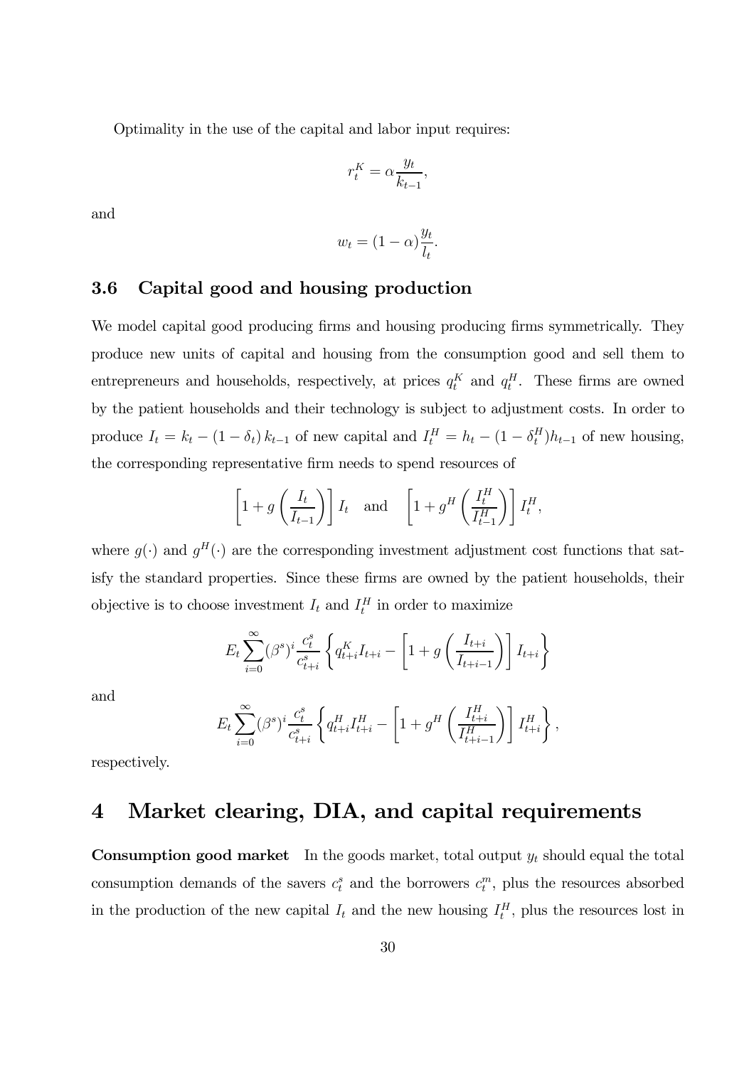Optimality in the use of the capital and labor input requires:

$$r_t^K = \alpha \frac{y_t}{k_{t-1}},$$

and

$$w_t = (1-\alpha)\frac{y_t}{l_t}.$$

### 3.6 Capital good and housing production

We model capital good producing firms and housing producing firms symmetrically. They produce new units of capital and housing from the consumption good and sell them to entrepreneurs and households, respectively, at prices $q_t^K$ and $q_t^H$. These firms are owned by the patient households and their technology is subject to adjustment costs. In order to produce $I_t = k_t - (1-\delta_t)\,k_{t-1}$ of new capital and $I_t^H = h_t - (1-\delta_t^H)h_{t-1}$ of new housing, the corresponding representative firm needs to spend resources of

$$\left[1 + g\left(\frac{I_t}{I_{t-1}}\right)\right] I_t \quad \text{and} \quad \left[1 + g^H\left(\frac{I_t^H}{I_{t-1}^H}\right)\right] I_t^H,$$

where $g(\cdot)$ and $g^H(\cdot)$ are the corresponding investment adjustment cost functions that satisfy the standard properties. Since these firms are owned by the patient households, their objective is to choose investment $I_t$ and $I_t^H$ in order to maximize

$$E_t \sum_{i=0}^{\infty} (\beta^s)^i \frac{c_t^s}{c_{t+i}^s} \left\{ q_{t+i}^K I_{t+i} - \left[1 + g\left(\frac{I_{t+i}}{I_{t+i-1}}\right)\right] I_{t+i} \right\}$$

and

$$E_t \sum_{i=0}^{\infty} (\beta^s)^i \frac{c_t^s}{c_{t+i}^s} \left\{ q_{t+i}^H I_{t+i}^H - \left[1 + g^H\left(\frac{I_{t+i}^H}{I_{t+i-1}^H}\right)\right] I_{t+i}^H \right\},$$

respectively.

# 4 Market clearing, DIA, and capital requirements

**Consumption good market** In the goods market, total output $y_t$ should equal the total consumption demands of the savers $c_t^s$ and the borrowers $c_t^m$, plus the resources absorbed in the production of the new capital $I_t$ and the new housing $I_t^H$, plus the resources lost in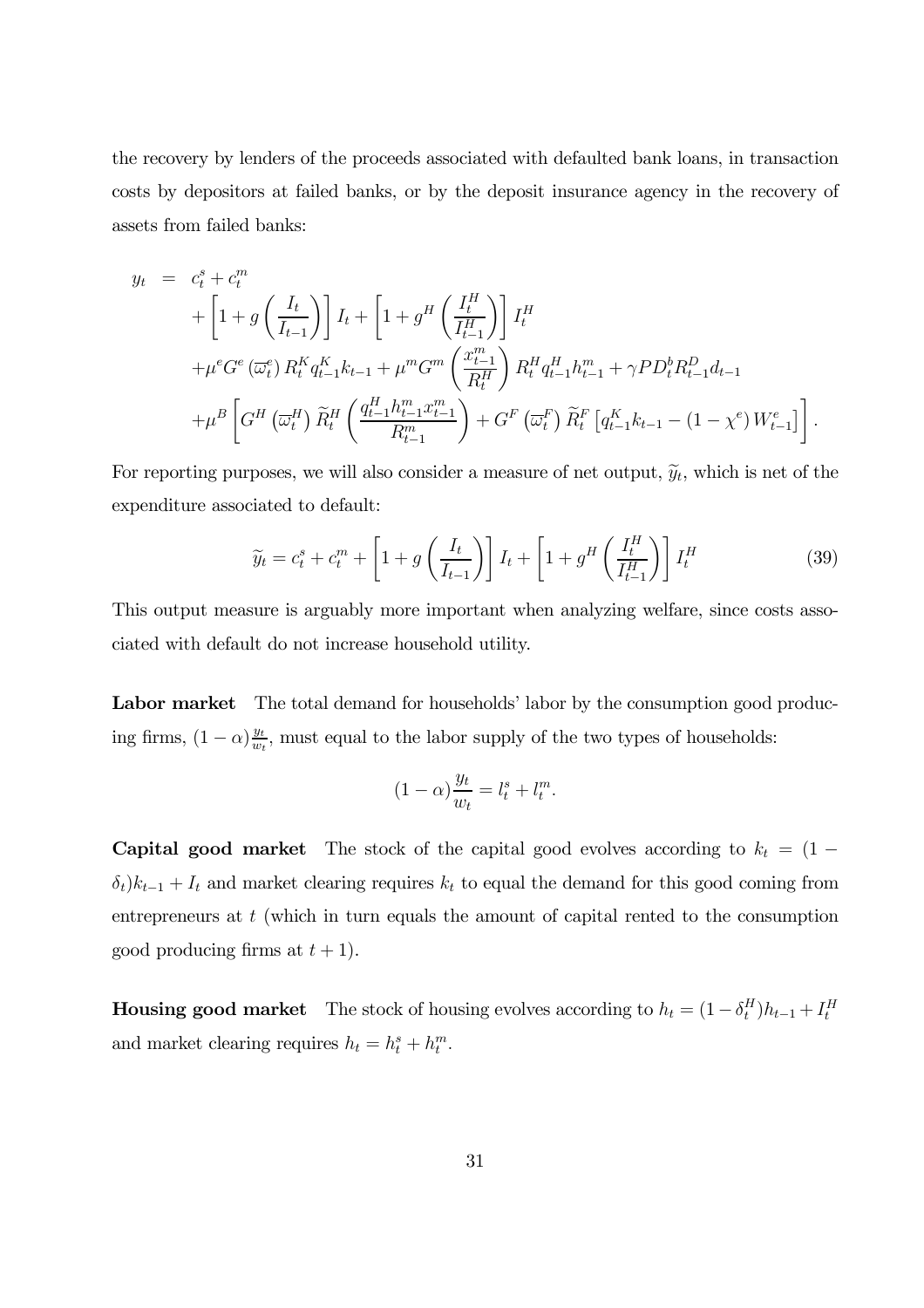the recovery by lenders of the proceeds associated with defaulted bank loans, in transaction costs by depositors at failed banks, or by the deposit insurance agency in the recovery of assets from failed banks:

$$
\begin{aligned}
y_t &= c_t^s + c_t^m \\
&\quad + \left[1 + g\left(\frac{I_t}{I_{t-1}}\right)\right] I_t + \left[1 + g^H\left(\frac{I_t^H}{I_{t-1}^H}\right)\right] I_t^H \\
&\quad + \mu^e G^e\left(\overline{\omega}_t^e\right) R_t^K q_{t-1}^K k_{t-1} + \mu^m G^m\left(\frac{x_{t-1}^m}{R_t^H}\right) R_t^H q_{t-1}^H h_{t-1}^m + \gamma P D_t^b R_{t-1}^D d_{t-1} \\
&\quad + \mu^B\left[G^H\left(\overline{\omega}_t^H\right) \widetilde{R}_t^H\left(\frac{q_{t-1}^H h_{t-1}^m x_{t-1}^m}{R_{t-1}^m}\right) + G^F\left(\overline{\omega}_t^F\right) \widetilde{R}_t^F\left[q_{t-1}^K k_{t-1} - (1-\chi^e) W_{t-1}^e\right]\right].
\end{aligned}
$$

For reporting purposes, we will also consider a measure of net output, $\widetilde{y}_t$, which is net of the expenditure associated to default:

$$
\widetilde{y}_t = c_t^s + c_t^m + \left[1 + g\left(\frac{I_t}{I_{t-1}}\right)\right] I_t + \left[1 + g^H\left(\frac{I_t^H}{I_{t-1}^H}\right)\right] I_t^H \tag{39}
$$

This output measure is arguably more important when analyzing welfare, since costs associated with default do not increase household utility.

**Labor market** The total demand for households' labor by the consumption good producing firms, $(1-\alpha)\frac{y_t}{w_t}$, must equal to the labor supply of the two types of households:

$$
(1-\alpha)\frac{y_t}{w_t} = l_t^s + l_t^m.
$$

**Capital good market** The stock of the capital good evolves according to $k_t = (1 - \delta_t)k_{t-1} + I_t$ and market clearing requires $k_t$ to equal the demand for this good coming from entrepreneurs at $t$ (which in turn equals the amount of capital rented to the consumption good producing firms at $t+1$).

**Housing good market** The stock of housing evolves according to $h_t = (1 - \delta_t^H)h_{t-1} + I_t^H$ and market clearing requires $h_t = h_t^s + h_t^m$.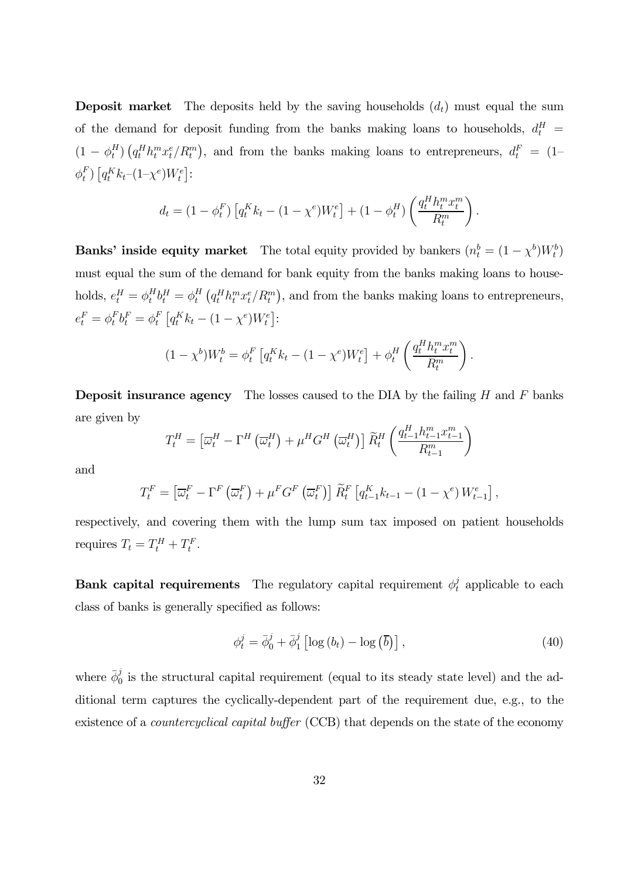**Deposit market** The deposits held by the saving households ($d_t$) must equal the sum of the demand for deposit funding from the banks making loans to households, $d_t^H = (1-\phi_t^H)\left(q_t^H h_t^m x_t^e / R_t^m\right)$, and from the banks making loans to entrepreneurs, $d_t^F = (1-\phi_t^F)\left[q_t^K k_t - (1-\chi^e) W_t^e\right]$:

$$d_t = (1-\phi_t^F)\left[q_t^K k_t - (1-\chi^e)W_t^e\right] + (1-\phi_t^H)\left(\frac{q_t^H h_t^m x_t^m}{R_t^m}\right).$$

**Banks' inside equity market** The total equity provided by bankers ($n_t^b = (1-\chi^b)W_t^b$) must equal the sum of the demand for bank equity from the banks making loans to households, $e_t^H = \phi_t^H b_t^H = \phi_t^H\left(q_t^H h_t^m x_t^e / R_t^m\right)$, and from the banks making loans to entrepreneurs, $e_t^F = \phi_t^F b_t^F = \phi_t^F\left[q_t^K k_t - (1-\chi^e)W_t^e\right]$:

$$(1-\chi^b)W_t^b = \phi_t^F\left[q_t^K k_t - (1-\chi^e)W_t^e\right] + \phi_t^H\left(\frac{q_t^H h_t^m x_t^m}{R_t^m}\right).$$

**Deposit insurance agency** The losses caused to the DIA by the failing $H$ and $F$ banks are given by

$$T_t^H = \left[\overline{\varpi}_t^H - \Gamma^H\left(\overline{\varpi}_t^H\right) + \mu^H G^H\left(\overline{\varpi}_t^H\right)\right]\widetilde{R}_t^H\left(\frac{q_{t-1}^H h_{t-1}^m x_{t-1}^m}{R_{t-1}^m}\right)$$

and

$$T_t^F = \left[\overline{\varpi}_t^F - \Gamma^F\left(\overline{\varpi}_t^F\right) + \mu^F G^F\left(\overline{\varpi}_t^F\right)\right]\widetilde{R}_t^F\left[q_{t-1}^K k_{t-1} - (1-\chi^e)W_{t-1}^e\right],$$

respectively, and covering them with the lump sum tax imposed on patient households requires $T_t = T_t^H + T_t^F$.

**Bank capital requirements** The regulatory capital requirement $\phi_t^j$ applicable to each class of banks is generally specified as follows:

$$\phi_t^j = \bar{\phi}_0^j + \bar{\phi}_1^j\left[\log(b_t) - \log\left(\overline{b}\right)\right], \tag{40}$$

where $\bar{\phi}_0^j$ is the structural capital requirement (equal to its steady state level) and the additional term captures the cyclically-dependent part of the requirement due, e.g., to the existence of a *countercyclical capital buffer* (CCB) that depends on the state of the economy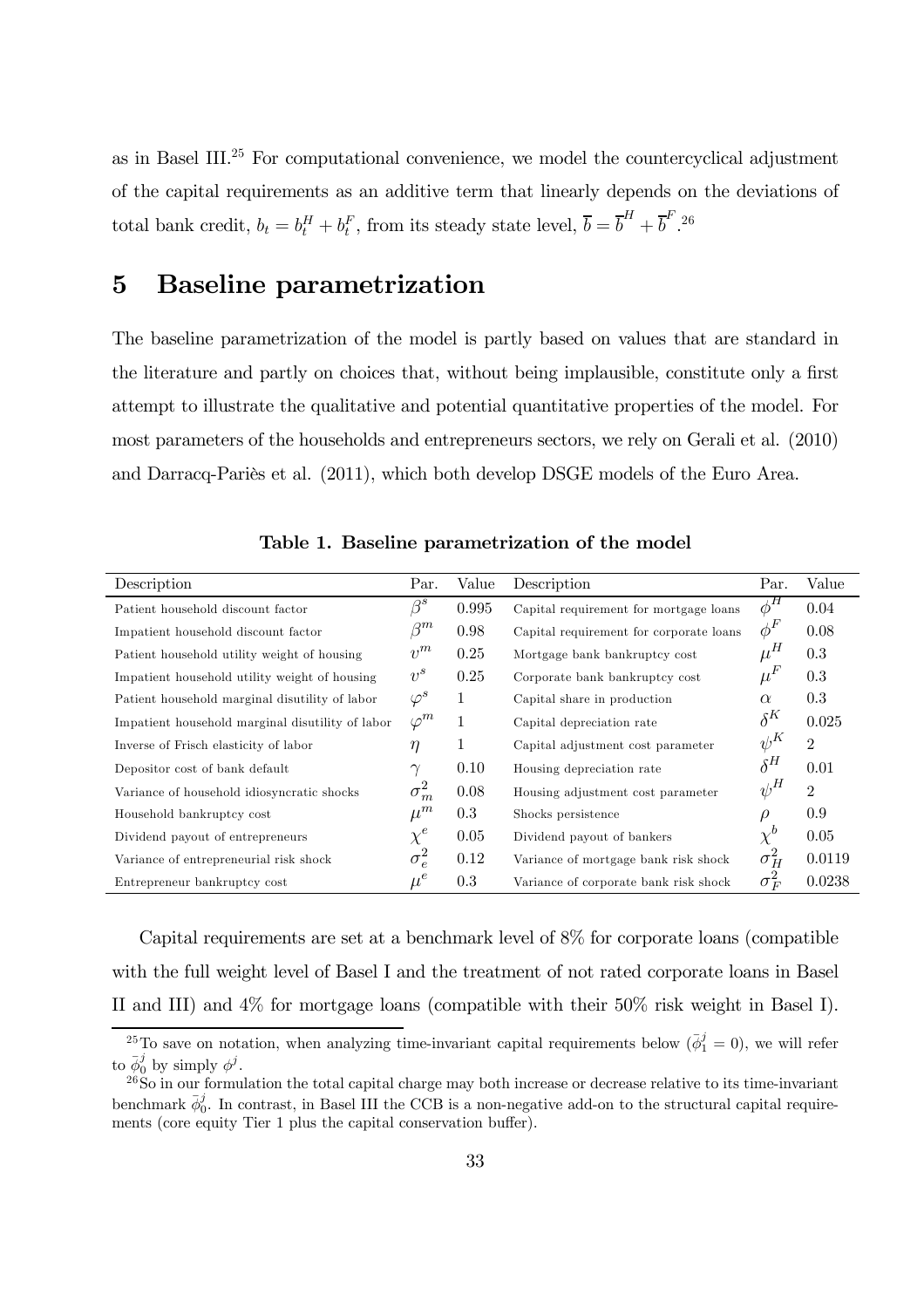as in Basel III.[25] For computational convenience, we model the countercyclical adjustment of the capital requirements as an additive term that linearly depends on the deviations of total bank credit, $b_t = b_t^H + b_t^F$, from its steady state level, $\overline{b} = \overline{b}^H + \overline{b}^F$.[26]

# 5 Baseline parametrization

The baseline parametrization of the model is partly based on values that are standard in the literature and partly on choices that, without being implausible, constitute only a first attempt to illustrate the qualitative and potential quantitative properties of the model. For most parameters of the households and entrepreneurs sectors, we rely on Gerali et al. (2010) and Darracq-Pariès et al. (2011), which both develop DSGE models of the Euro Area.

**Table 1. Baseline parametrization of the model**

| Description | Par. | Value | Description | Par. | Value |
|---|---|---|---|---|---|
| Patient household discount factor | $\beta^s$ | 0.995 | Capital requirement for mortgage loans | $\phi^H$ | 0.04 |
| Impatient household discount factor | $\beta^m$ | 0.98 | Capital requirement for corporate loans | $\phi^F$ | 0.08 |
| Patient household utility weight of housing | $v^m$ | 0.25 | Mortgage bank bankruptcy cost | $\mu^H$ | 0.3 |
| Impatient household utility weight of housing | $v^s$ | 0.25 | Corporate bank bankruptcy cost | $\mu^F$ | 0.3 |
| Patient household marginal disutility of labor | $\varphi^s$ | 1 | Capital share in production | $\alpha$ | 0.3 |
| Impatient household marginal disutility of labor | $\varphi^m$ | 1 | Capital depreciation rate | $\delta^K$ | 0.025 |
| Inverse of Frisch elasticity of labor | $\eta$ | 1 | Capital adjustment cost parameter | $\psi^K$ | 2 |
| Depositor cost of bank default | $\gamma$ | 0.10 | Housing depreciation rate | $\delta^H$ | 0.01 |
| Variance of household idiosyncratic shocks | $\sigma_m^2$ | 0.08 | Housing adjustment cost parameter | $\psi^H$ | 2 |
| Household bankruptcy cost | $\mu^m$ | 0.3 | Shocks persistence | $\rho$ | 0.9 |
| Dividend payout of entrepreneurs | $\chi^e$ | 0.05 | Dividend payout of bankers | $\chi^b$ | 0.05 |
| Variance of entrepreneurial risk shock | $\sigma_e^2$ | 0.12 | Variance of mortgage bank risk shock | $\sigma_H^2$ | 0.0119 |
| Entrepreneur bankruptcy cost | $\mu^e$ | 0.3 | Variance of corporate bank risk shock | $\sigma_F^2$ | 0.0238 |

Capital requirements are set at a benchmark level of 8% for corporate loans (compatible with the full weight level of Basel I and the treatment of not rated corporate loans in Basel II and III) and 4% for mortgage loans (compatible with their 50% risk weight in Basel I).

[25] To save on notation, when analyzing time-invariant capital requirements below ($\bar{\phi}_1^j = 0$), we will refer to $\bar{\phi}_0^j$ by simply $\phi^j$.

[26] So in our formulation the total capital charge may both increase or decrease relative to its time-invariant benchmark $\bar{\phi}_0^j$. In contrast, in Basel III the CCB is a non-negative add-on to the structural capital requirements (core equity Tier 1 plus the capital conservation buffer).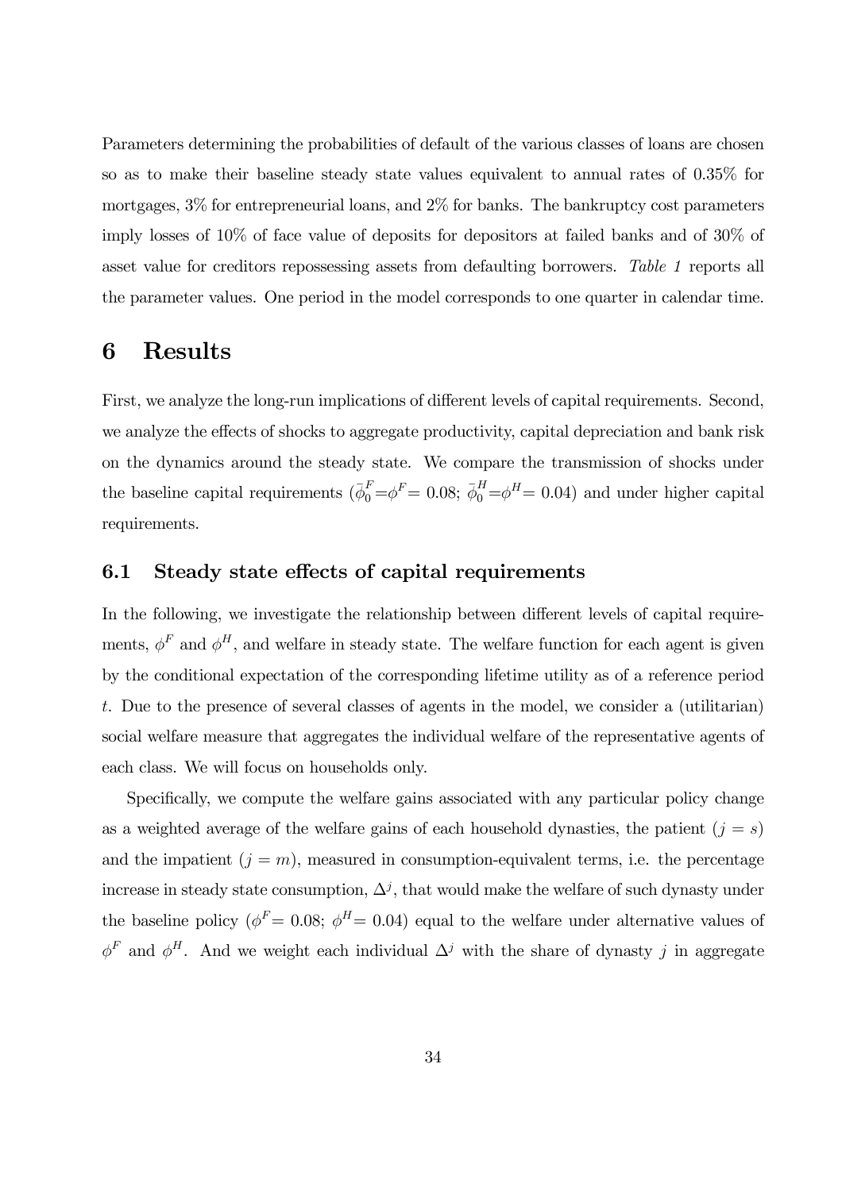Parameters determining the probabilities of default of the various classes of loans are chosen so as to make their baseline steady state values equivalent to annual rates of 0.35% for mortgages, 3% for entrepreneurial loans, and 2% for banks. The bankruptcy cost parameters imply losses of 10% of face value of deposits for depositors at failed banks and of 30% of asset value for creditors repossessing assets from defaulting borrowers. *Table 1* reports all the parameter values. One period in the model corresponds to one quarter in calendar time.

# 6 Results

First, we analyze the long-run implications of different levels of capital requirements. Second, we analyze the effects of shocks to aggregate productivity, capital depreciation and bank risk on the dynamics around the steady state. We compare the transmission of shocks under the baseline capital requirements ($\bar{\phi}_0^F = \phi^F = 0.08$; $\bar{\phi}_0^H = \phi^H = 0.04$) and under higher capital requirements.

## 6.1 Steady state effects of capital requirements

In the following, we investigate the relationship between different levels of capital requirements, $\phi^F$ and $\phi^H$, and welfare in steady state. The welfare function for each agent is given by the conditional expectation of the corresponding lifetime utility as of a reference period $t$. Due to the presence of several classes of agents in the model, we consider a (utilitarian) social welfare measure that aggregates the individual welfare of the representative agents of each class. We will focus on households only.

Specifically, we compute the welfare gains associated with any particular policy change as a weighted average of the welfare gains of each household dynasties, the patient ($j = s$) and the impatient ($j = m$), measured in consumption-equivalent terms, i.e. the percentage increase in steady state consumption, $\Delta^j$, that would make the welfare of such dynasty under the baseline policy ($\phi^F = 0.08$; $\phi^H = 0.04$) equal to the welfare under alternative values of $\phi^F$ and $\phi^H$. And we weight each individual $\Delta^j$ with the share of dynasty $j$ in aggregate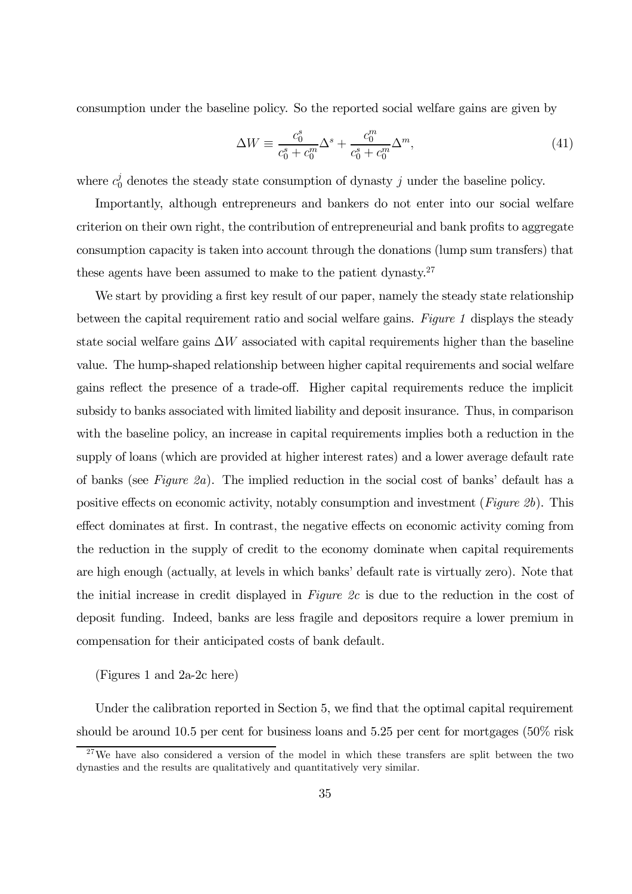consumption under the baseline policy. So the reported social welfare gains are given by

$$\Delta W \equiv \frac{c_0^s}{c_0^s + c_0^m}\Delta^s + \frac{c_0^m}{c_0^s + c_0^m}\Delta^m, \tag{41}$$

where $c_0^j$ denotes the steady state consumption of dynasty $j$ under the baseline policy.

Importantly, although entrepreneurs and bankers do not enter into our social welfare criterion on their own right, the contribution of entrepreneurial and bank profits to aggregate consumption capacity is taken into account through the donations (lump sum transfers) that these agents have been assumed to make to the patient dynasty.[27]

We start by providing a first key result of our paper, namely the steady state relationship between the capital requirement ratio and social welfare gains. *Figure 1* displays the steady state social welfare gains $\Delta W$ associated with capital requirements higher than the baseline value. The hump-shaped relationship between higher capital requirements and social welfare gains reflect the presence of a trade-off. Higher capital requirements reduce the implicit subsidy to banks associated with limited liability and deposit insurance. Thus, in comparison with the baseline policy, an increase in capital requirements implies both a reduction in the supply of loans (which are provided at higher interest rates) and a lower average default rate of banks (see *Figure 2a*). The implied reduction in the social cost of banks' default has a positive effects on economic activity, notably consumption and investment (*Figure 2b*). This effect dominates at first. In contrast, the negative effects on economic activity coming from the reduction in the supply of credit to the economy dominate when capital requirements are high enough (actually, at levels in which banks' default rate is virtually zero). Note that the initial increase in credit displayed in *Figure 2c* is due to the reduction in the cost of deposit funding. Indeed, banks are less fragile and depositors require a lower premium in compensation for their anticipated costs of bank default.

(Figures 1 and 2a-2c here)

Under the calibration reported in Section 5, we find that the optimal capital requirement should be around 10.5 per cent for business loans and 5.25 per cent for mortgages (50% risk

[27] We have also considered a version of the model in which these transfers are split between the two dynasties and the results are qualitatively and quantitatively very similar.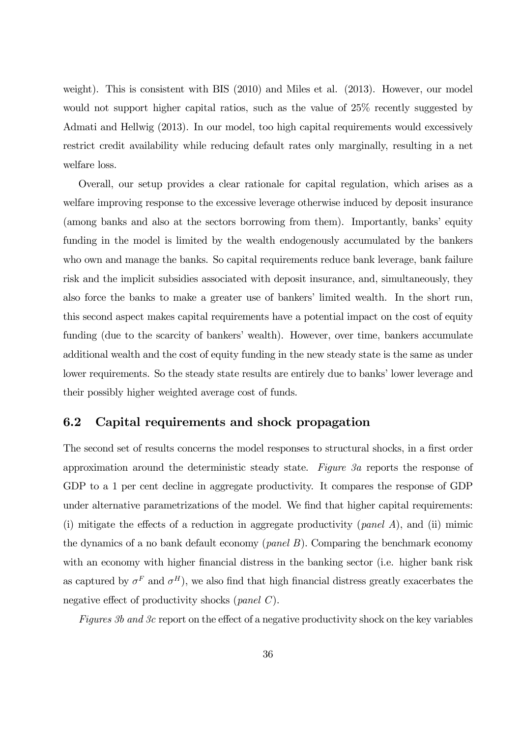weight). This is consistent with BIS (2010) and Miles et al. (2013). However, our model would not support higher capital ratios, such as the value of 25% recently suggested by Admati and Hellwig (2013). In our model, too high capital requirements would excessively restrict credit availability while reducing default rates only marginally, resulting in a net welfare loss.

Overall, our setup provides a clear rationale for capital regulation, which arises as a welfare improving response to the excessive leverage otherwise induced by deposit insurance (among banks and also at the sectors borrowing from them). Importantly, banks' equity funding in the model is limited by the wealth endogenously accumulated by the bankers who own and manage the banks. So capital requirements reduce bank leverage, bank failure risk and the implicit subsidies associated with deposit insurance, and, simultaneously, they also force the banks to make a greater use of bankers' limited wealth. In the short run, this second aspect makes capital requirements have a potential impact on the cost of equity funding (due to the scarcity of bankers' wealth). However, over time, bankers accumulate additional wealth and the cost of equity funding in the new steady state is the same as under lower requirements. So the steady state results are entirely due to banks' lower leverage and their possibly higher weighted average cost of funds.

## 6.2 Capital requirements and shock propagation

The second set of results concerns the model responses to structural shocks, in a first order approximation around the deterministic steady state. *Figure 3a* reports the response of GDP to a 1 per cent decline in aggregate productivity. It compares the response of GDP under alternative parametrizations of the model. We find that higher capital requirements: (i) mitigate the effects of a reduction in aggregate productivity (*panel A*), and (ii) mimic the dynamics of a no bank default economy (*panel B*). Comparing the benchmark economy with an economy with higher financial distress in the banking sector (i.e. higher bank risk as captured by $\sigma^F$ and $\sigma^H$), we also find that high financial distress greatly exacerbates the negative effect of productivity shocks (*panel C*).

*Figures 3b and 3c* report on the effect of a negative productivity shock on the key variables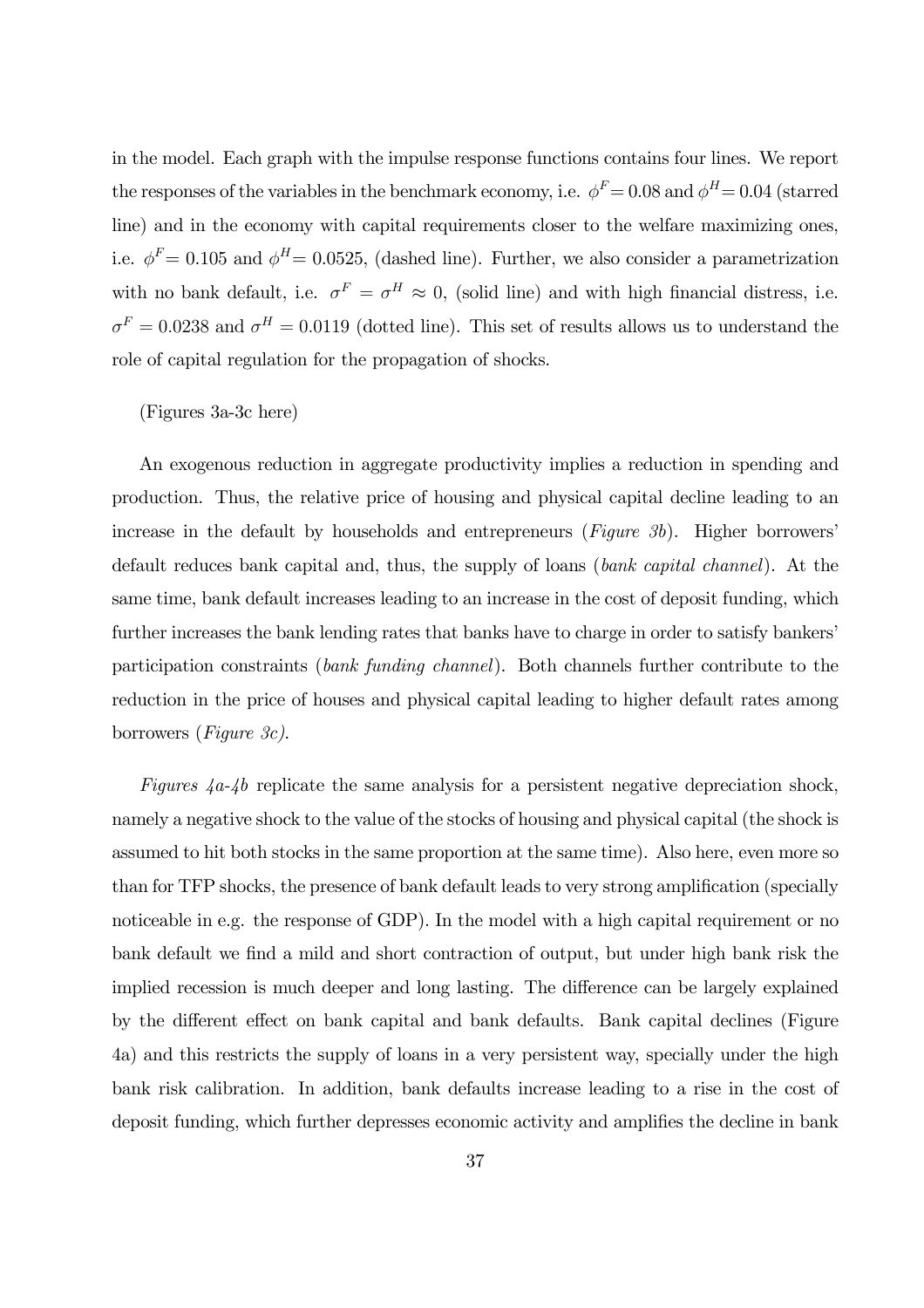in the model. Each graph with the impulse response functions contains four lines. We report the responses of the variables in the benchmark economy, i.e. $\phi^F = 0.08$ and $\phi^H = 0.04$ (starred line) and in the economy with capital requirements closer to the welfare maximizing ones, i.e. $\phi^F = 0.105$ and $\phi^H = 0.0525$, (dashed line). Further, we also consider a parametrization with no bank default, i.e. $\sigma^F = \sigma^H \approx 0$, (solid line) and with high financial distress, i.e. $\sigma^F = 0.0238$ and $\sigma^H = 0.0119$ (dotted line). This set of results allows us to understand the role of capital regulation for the propagation of shocks.

(Figures 3a-3c here)

An exogenous reduction in aggregate productivity implies a reduction in spending and production. Thus, the relative price of housing and physical capital decline leading to an increase in the default by households and entrepreneurs (*Figure 3b*). Higher borrowers' default reduces bank capital and, thus, the supply of loans (*bank capital channel*). At the same time, bank default increases leading to an increase in the cost of deposit funding, which further increases the bank lending rates that banks have to charge in order to satisfy bankers' participation constraints (*bank funding channel*). Both channels further contribute to the reduction in the price of houses and physical capital leading to higher default rates among borrowers (*Figure 3c).*

*Figures 4a-4b* replicate the same analysis for a persistent negative depreciation shock, namely a negative shock to the value of the stocks of housing and physical capital (the shock is assumed to hit both stocks in the same proportion at the same time). Also here, even more so than for TFP shocks, the presence of bank default leads to very strong amplification (specially noticeable in e.g. the response of GDP). In the model with a high capital requirement or no bank default we find a mild and short contraction of output, but under high bank risk the implied recession is much deeper and long lasting. The difference can be largely explained by the different effect on bank capital and bank defaults. Bank capital declines (Figure 4a) and this restricts the supply of loans in a very persistent way, specially under the high bank risk calibration. In addition, bank defaults increase leading to a rise in the cost of deposit funding, which further depresses economic activity and amplifies the decline in bank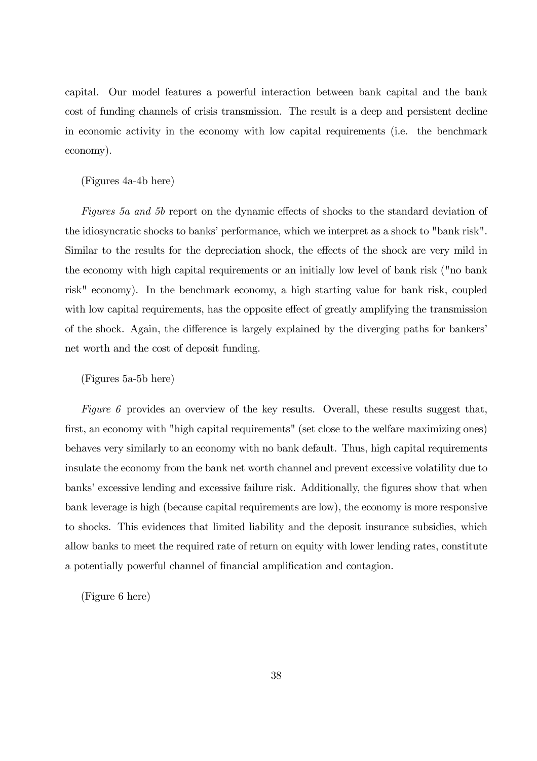capital. Our model features a powerful interaction between bank capital and the bank cost of funding channels of crisis transmission. The result is a deep and persistent decline in economic activity in the economy with low capital requirements (i.e. the benchmark economy).

(Figures 4a-4b here)

*Figures 5a and 5b* report on the dynamic effects of shocks to the standard deviation of the idiosyncratic shocks to banks' performance, which we interpret as a shock to "bank risk". Similar to the results for the depreciation shock, the effects of the shock are very mild in the economy with high capital requirements or an initially low level of bank risk ("no bank risk" economy). In the benchmark economy, a high starting value for bank risk, coupled with low capital requirements, has the opposite effect of greatly amplifying the transmission of the shock. Again, the difference is largely explained by the diverging paths for bankers' net worth and the cost of deposit funding.

(Figures 5a-5b here)

*Figure 6* provides an overview of the key results. Overall, these results suggest that, first, an economy with "high capital requirements" (set close to the welfare maximizing ones) behaves very similarly to an economy with no bank default. Thus, high capital requirements insulate the economy from the bank net worth channel and prevent excessive volatility due to banks' excessive lending and excessive failure risk. Additionally, the figures show that when bank leverage is high (because capital requirements are low), the economy is more responsive to shocks. This evidences that limited liability and the deposit insurance subsidies, which allow banks to meet the required rate of return on equity with lower lending rates, constitute a potentially powerful channel of financial amplification and contagion.

(Figure 6 here)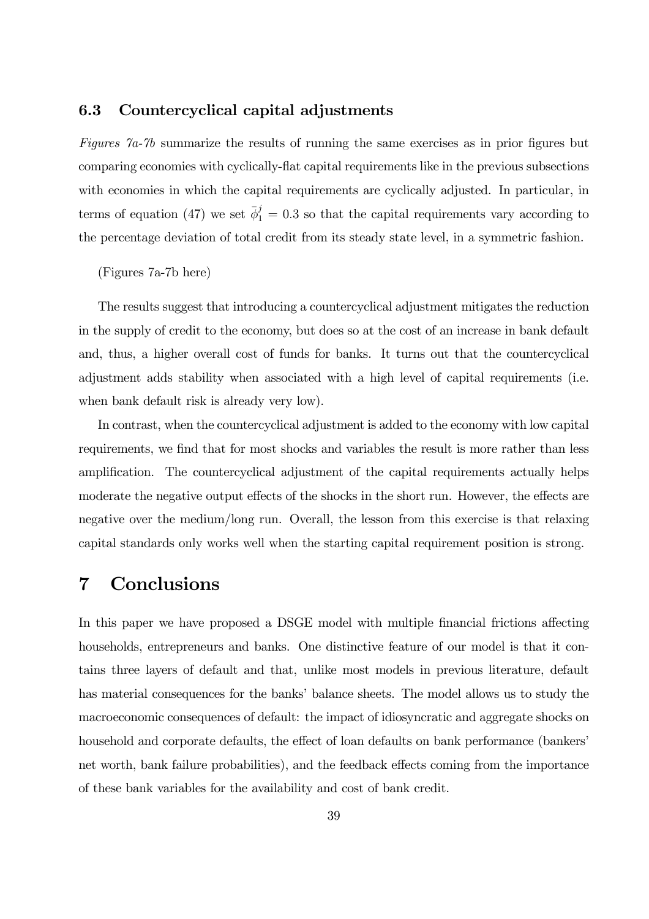### 6.3 Countercyclical capital adjustments

*Figures 7a-7b* summarize the results of running the same exercises as in prior figures but comparing economies with cyclically-flat capital requirements like in the previous subsections with economies in which the capital requirements are cyclically adjusted. In particular, in terms of equation (47) we set $\bar{\phi}_1^j = 0.3$ so that the capital requirements vary according to the percentage deviation of total credit from its steady state level, in a symmetric fashion.

(Figures 7a-7b here)

The results suggest that introducing a countercyclical adjustment mitigates the reduction in the supply of credit to the economy, but does so at the cost of an increase in bank default and, thus, a higher overall cost of funds for banks. It turns out that the countercyclical adjustment adds stability when associated with a high level of capital requirements (i.e. when bank default risk is already very low).

In contrast, when the countercyclical adjustment is added to the economy with low capital requirements, we find that for most shocks and variables the result is more rather than less amplification. The countercyclical adjustment of the capital requirements actually helps moderate the negative output effects of the shocks in the short run. However, the effects are negative over the medium/long run. Overall, the lesson from this exercise is that relaxing capital standards only works well when the starting capital requirement position is strong.

# 7 Conclusions

In this paper we have proposed a DSGE model with multiple financial frictions affecting households, entrepreneurs and banks. One distinctive feature of our model is that it contains three layers of default and that, unlike most models in previous literature, default has material consequences for the banks' balance sheets. The model allows us to study the macroeconomic consequences of default: the impact of idiosyncratic and aggregate shocks on household and corporate defaults, the effect of loan defaults on bank performance (bankers' net worth, bank failure probabilities), and the feedback effects coming from the importance of these bank variables for the availability and cost of bank credit.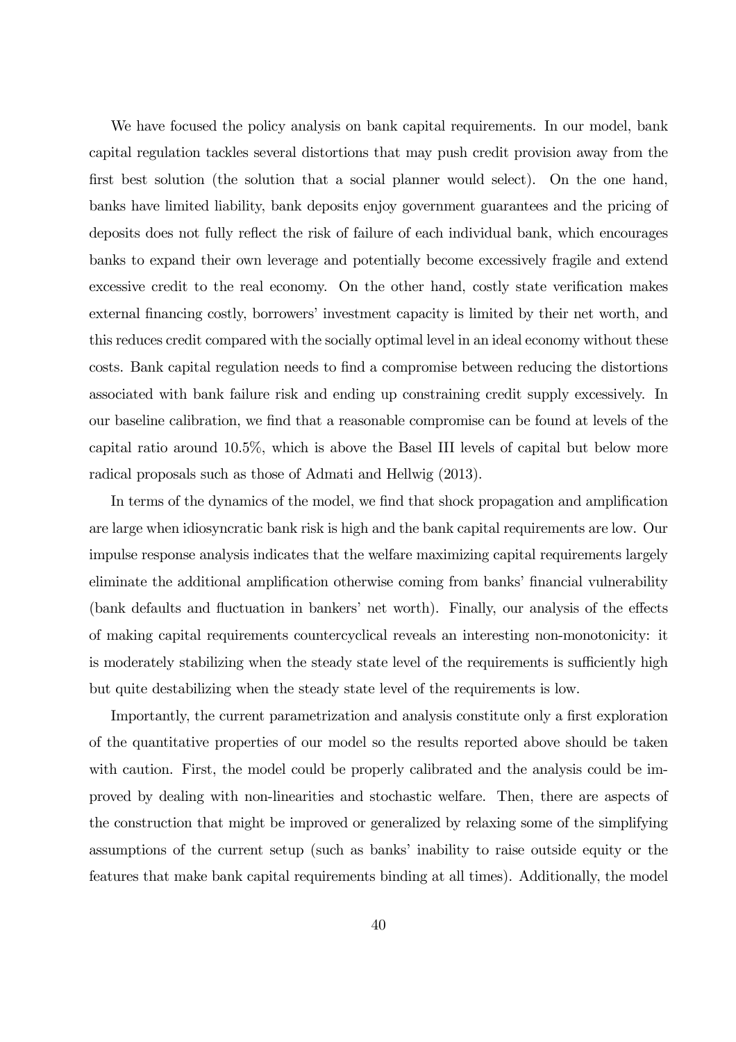We have focused the policy analysis on bank capital requirements. In our model, bank capital regulation tackles several distortions that may push credit provision away from the first best solution (the solution that a social planner would select). On the one hand, banks have limited liability, bank deposits enjoy government guarantees and the pricing of deposits does not fully reflect the risk of failure of each individual bank, which encourages banks to expand their own leverage and potentially become excessively fragile and extend excessive credit to the real economy. On the other hand, costly state verification makes external financing costly, borrowers' investment capacity is limited by their net worth, and this reduces credit compared with the socially optimal level in an ideal economy without these costs. Bank capital regulation needs to find a compromise between reducing the distortions associated with bank failure risk and ending up constraining credit supply excessively. In our baseline calibration, we find that a reasonable compromise can be found at levels of the capital ratio around 10.5%, which is above the Basel III levels of capital but below more radical proposals such as those of Admati and Hellwig (2013).

In terms of the dynamics of the model, we find that shock propagation and amplification are large when idiosyncratic bank risk is high and the bank capital requirements are low. Our impulse response analysis indicates that the welfare maximizing capital requirements largely eliminate the additional amplification otherwise coming from banks' financial vulnerability (bank defaults and fluctuation in bankers' net worth). Finally, our analysis of the effects of making capital requirements countercyclical reveals an interesting non-monotonicity: it is moderately stabilizing when the steady state level of the requirements is sufficiently high but quite destabilizing when the steady state level of the requirements is low.

Importantly, the current parametrization and analysis constitute only a first exploration of the quantitative properties of our model so the results reported above should be taken with caution. First, the model could be properly calibrated and the analysis could be improved by dealing with non-linearities and stochastic welfare. Then, there are aspects of the construction that might be improved or generalized by relaxing some of the simplifying assumptions of the current setup (such as banks' inability to raise outside equity or the features that make bank capital requirements binding at all times). Additionally, the model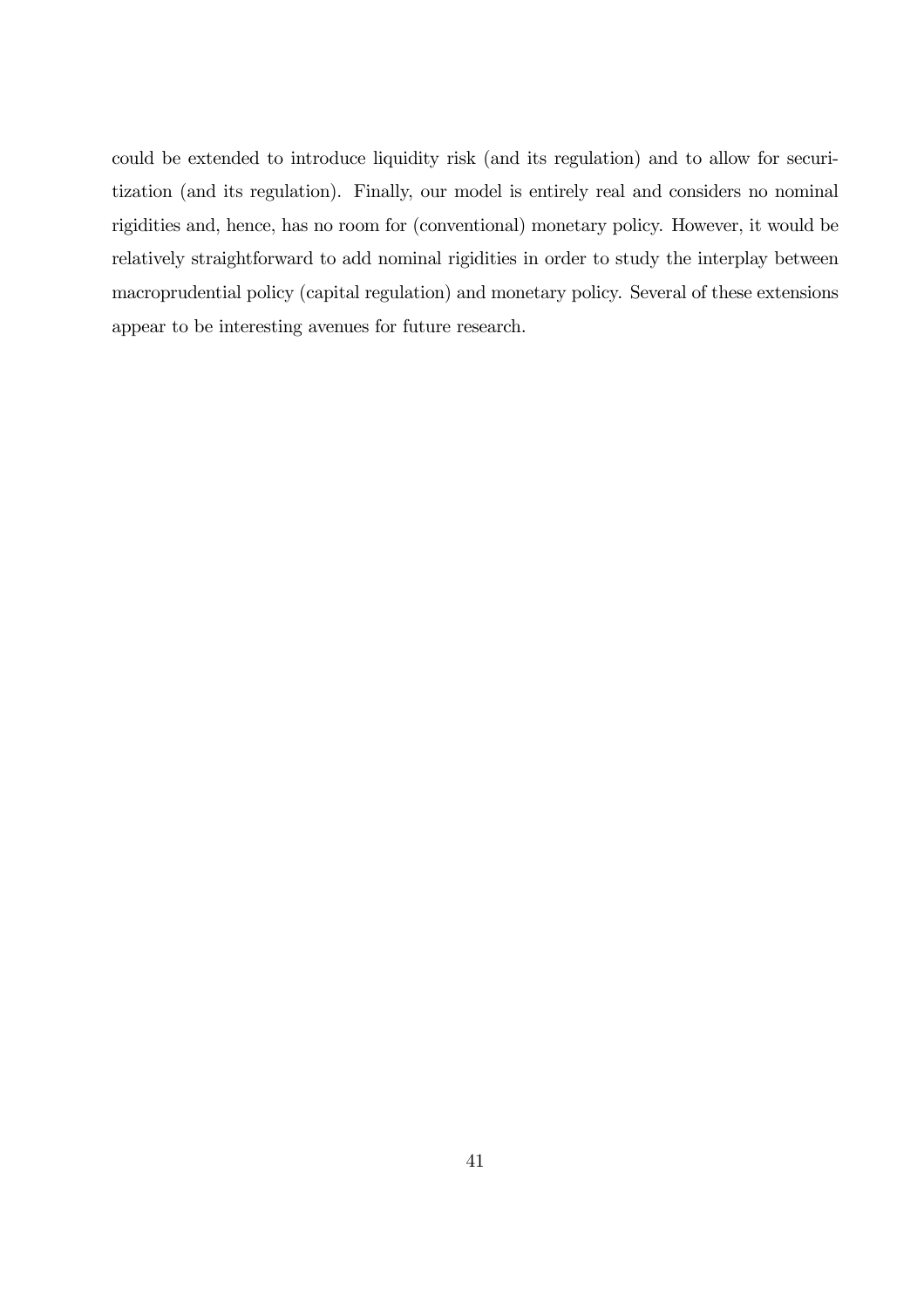could be extended to introduce liquidity risk (and its regulation) and to allow for securitization (and its regulation). Finally, our model is entirely real and considers no nominal rigidities and, hence, has no room for (conventional) monetary policy. However, it would be relatively straightforward to add nominal rigidities in order to study the interplay between macroprudential policy (capital regulation) and monetary policy. Several of these extensions appear to be interesting avenues for future research.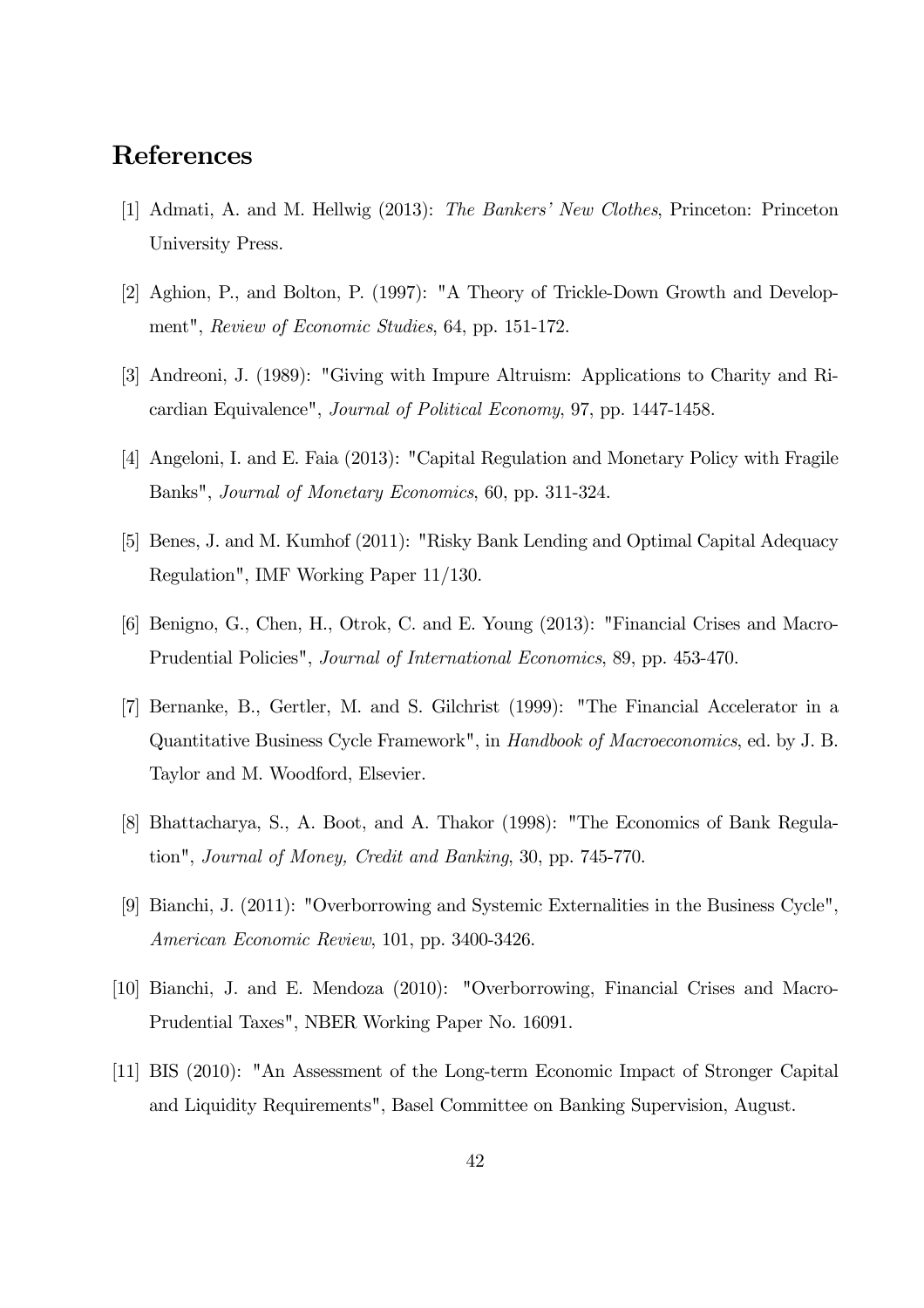# References

[1] Admati, A. and M. Hellwig (2013): *The Bankers' New Clothes*, Princeton: Princeton University Press.

[2] Aghion, P., and Bolton, P. (1997): "A Theory of Trickle-Down Growth and Development", *Review of Economic Studies*, 64, pp. 151-172.

[3] Andreoni, J. (1989): "Giving with Impure Altruism: Applications to Charity and Ricardian Equivalence", *Journal of Political Economy*, 97, pp. 1447-1458.

[4] Angeloni, I. and E. Faia (2013): "Capital Regulation and Monetary Policy with Fragile Banks", *Journal of Monetary Economics*, 60, pp. 311-324.

[5] Benes, J. and M. Kumhof (2011): "Risky Bank Lending and Optimal Capital Adequacy Regulation", IMF Working Paper 11/130.

[6] Benigno, G., Chen, H., Otrok, C. and E. Young (2013): "Financial Crises and Macro-Prudential Policies", *Journal of International Economics*, 89, pp. 453-470.

[7] Bernanke, B., Gertler, M. and S. Gilchrist (1999): "The Financial Accelerator in a Quantitative Business Cycle Framework", in *Handbook of Macroeconomics*, ed. by J. B. Taylor and M. Woodford, Elsevier.

[8] Bhattacharya, S., A. Boot, and A. Thakor (1998): "The Economics of Bank Regulation", *Journal of Money, Credit and Banking*, 30, pp. 745-770.

[9] Bianchi, J. (2011): "Overborrowing and Systemic Externalities in the Business Cycle", *American Economic Review*, 101, pp. 3400-3426.

[10] Bianchi, J. and E. Mendoza (2010): "Overborrowing, Financial Crises and Macro-Prudential Taxes", NBER Working Paper No. 16091.

[11] BIS (2010): "An Assessment of the Long-term Economic Impact of Stronger Capital and Liquidity Requirements", Basel Committee on Banking Supervision, August.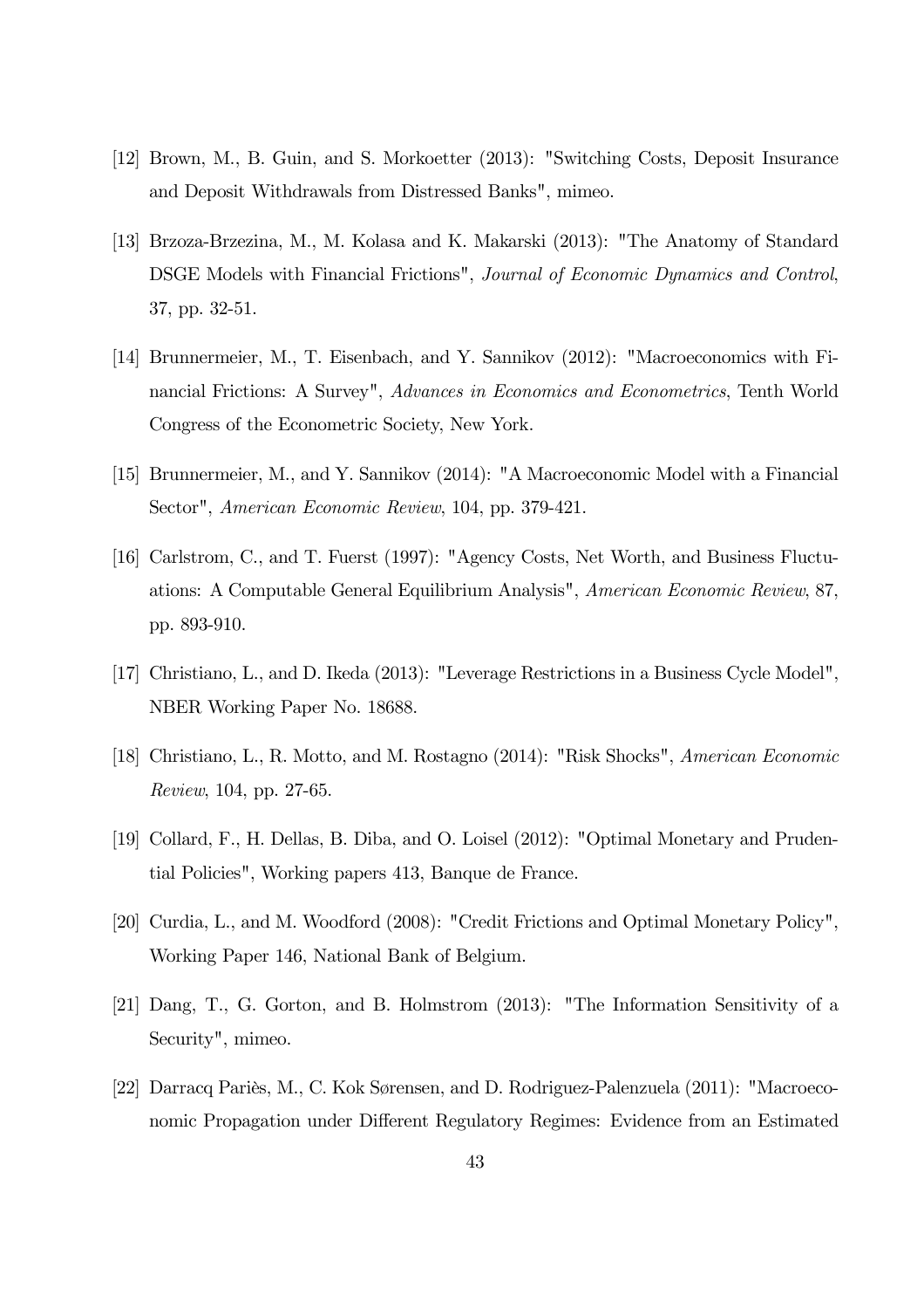[12] Brown, M., B. Guin, and S. Morkoetter (2013): "Switching Costs, Deposit Insurance and Deposit Withdrawals from Distressed Banks", mimeo.

[13] Brzoza-Brzezina, M., M. Kolasa and K. Makarski (2013): "The Anatomy of Standard DSGE Models with Financial Frictions", *Journal of Economic Dynamics and Control*, 37, pp. 32-51.

[14] Brunnermeier, M., T. Eisenbach, and Y. Sannikov (2012): "Macroeconomics with Financial Frictions: A Survey", *Advances in Economics and Econometrics*, Tenth World Congress of the Econometric Society, New York.

[15] Brunnermeier, M., and Y. Sannikov (2014): "A Macroeconomic Model with a Financial Sector", *American Economic Review*, 104, pp. 379-421.

[16] Carlstrom, C., and T. Fuerst (1997): "Agency Costs, Net Worth, and Business Fluctuations: A Computable General Equilibrium Analysis", *American Economic Review*, 87, pp. 893-910.

[17] Christiano, L., and D. Ikeda (2013): "Leverage Restrictions in a Business Cycle Model", NBER Working Paper No. 18688.

[18] Christiano, L., R. Motto, and M. Rostagno (2014): "Risk Shocks", *American Economic Review*, 104, pp. 27-65.

[19] Collard, F., H. Dellas, B. Diba, and O. Loisel (2012): "Optimal Monetary and Prudential Policies", Working papers 413, Banque de France.

[20] Curdia, L., and M. Woodford (2008): "Credit Frictions and Optimal Monetary Policy", Working Paper 146, National Bank of Belgium.

[21] Dang, T., G. Gorton, and B. Holmstrom (2013): "The Information Sensitivity of a Security", mimeo.

[22] Darracq Pariès, M., C. Kok Sørensen, and D. Rodriguez-Palenzuela (2011): "Macroeconomic Propagation under Different Regulatory Regimes: Evidence from an Estimated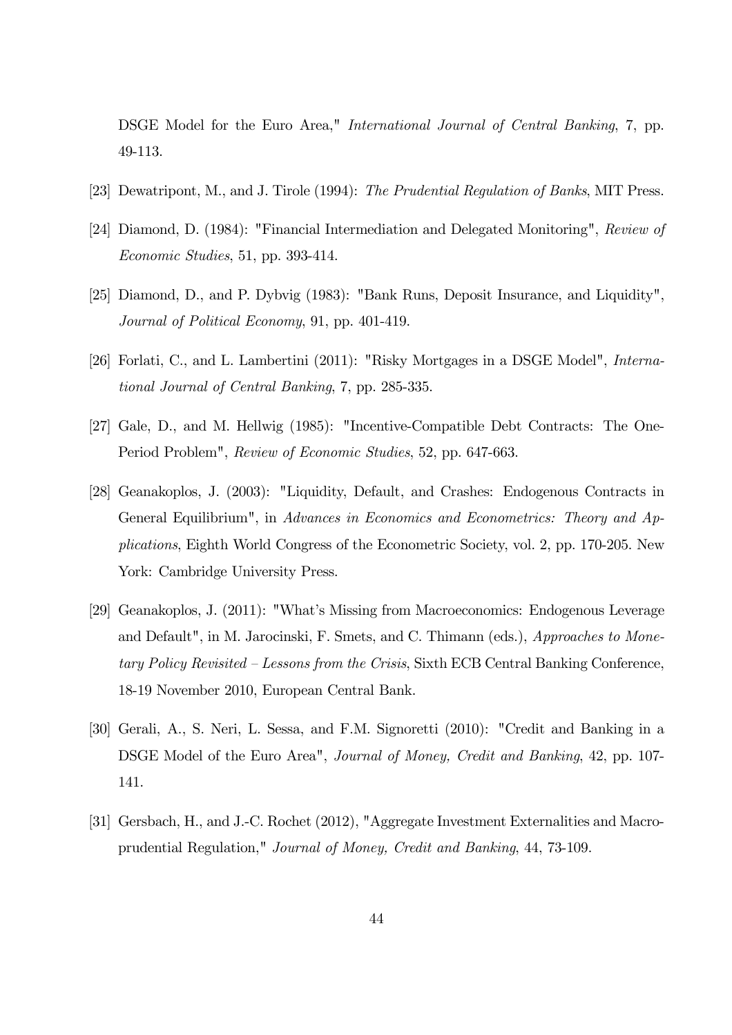DSGE Model for the Euro Area," *International Journal of Central Banking*, 7, pp. 49-113.

[23] Dewatripont, M., and J. Tirole (1994): *The Prudential Regulation of Banks*, MIT Press.

[24] Diamond, D. (1984): "Financial Intermediation and Delegated Monitoring", *Review of Economic Studies*, 51, pp. 393-414.

[25] Diamond, D., and P. Dybvig (1983): "Bank Runs, Deposit Insurance, and Liquidity", *Journal of Political Economy*, 91, pp. 401-419.

[26] Forlati, C., and L. Lambertini (2011): "Risky Mortgages in a DSGE Model", *International Journal of Central Banking*, 7, pp. 285-335.

[27] Gale, D., and M. Hellwig (1985): "Incentive-Compatible Debt Contracts: The One-Period Problem", *Review of Economic Studies*, 52, pp. 647-663.

[28] Geanakoplos, J. (2003): "Liquidity, Default, and Crashes: Endogenous Contracts in General Equilibrium", in *Advances in Economics and Econometrics: Theory and Applications*, Eighth World Congress of the Econometric Society, vol. 2, pp. 170-205. New York: Cambridge University Press.

[29] Geanakoplos, J. (2011): "What's Missing from Macroeconomics: Endogenous Leverage and Default", in M. Jarocinski, F. Smets, and C. Thimann (eds.), *Approaches to Monetary Policy Revisited – Lessons from the Crisis*, Sixth ECB Central Banking Conference, 18-19 November 2010, European Central Bank.

[30] Gerali, A., S. Neri, L. Sessa, and F.M. Signoretti (2010): "Credit and Banking in a DSGE Model of the Euro Area", *Journal of Money, Credit and Banking*, 42, pp. 107-141.

[31] Gersbach, H., and J.-C. Rochet (2012), "Aggregate Investment Externalities and Macroprudential Regulation," *Journal of Money, Credit and Banking*, 44, 73-109.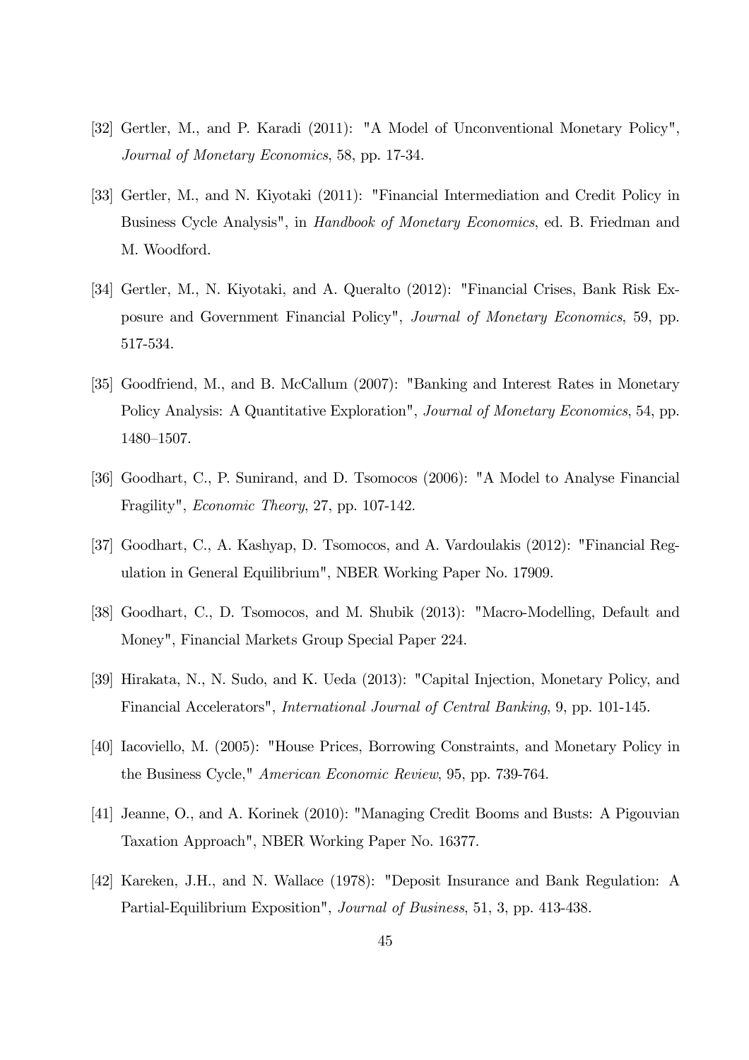[32] Gertler, M., and P. Karadi (2011): "A Model of Unconventional Monetary Policy", *Journal of Monetary Economics*, 58, pp. 17-34.

[33] Gertler, M., and N. Kiyotaki (2011): "Financial Intermediation and Credit Policy in Business Cycle Analysis", in *Handbook of Monetary Economics*, ed. B. Friedman and M. Woodford.

[34] Gertler, M., N. Kiyotaki, and A. Queralto (2012): "Financial Crises, Bank Risk Exposure and Government Financial Policy", *Journal of Monetary Economics*, 59, pp. 517-534.

[35] Goodfriend, M., and B. McCallum (2007): "Banking and Interest Rates in Monetary Policy Analysis: A Quantitative Exploration", *Journal of Monetary Economics*, 54, pp. 1480–1507.

[36] Goodhart, C., P. Sunirand, and D. Tsomocos (2006): "A Model to Analyse Financial Fragility", *Economic Theory*, 27, pp. 107-142.

[37] Goodhart, C., A. Kashyap, D. Tsomocos, and A. Vardoulakis (2012): "Financial Regulation in General Equilibrium", NBER Working Paper No. 17909.

[38] Goodhart, C., D. Tsomocos, and M. Shubik (2013): "Macro-Modelling, Default and Money", Financial Markets Group Special Paper 224.

[39] Hirakata, N., N. Sudo, and K. Ueda (2013): "Capital Injection, Monetary Policy, and Financial Accelerators", *International Journal of Central Banking*, 9, pp. 101-145.

[40] Iacoviello, M. (2005): "House Prices, Borrowing Constraints, and Monetary Policy in the Business Cycle," *American Economic Review*, 95, pp. 739-764.

[41] Jeanne, O., and A. Korinek (2010): "Managing Credit Booms and Busts: A Pigouvian Taxation Approach", NBER Working Paper No. 16377.

[42] Kareken, J.H., and N. Wallace (1978): "Deposit Insurance and Bank Regulation: A Partial-Equilibrium Exposition", *Journal of Business*, 51, 3, pp. 413-438.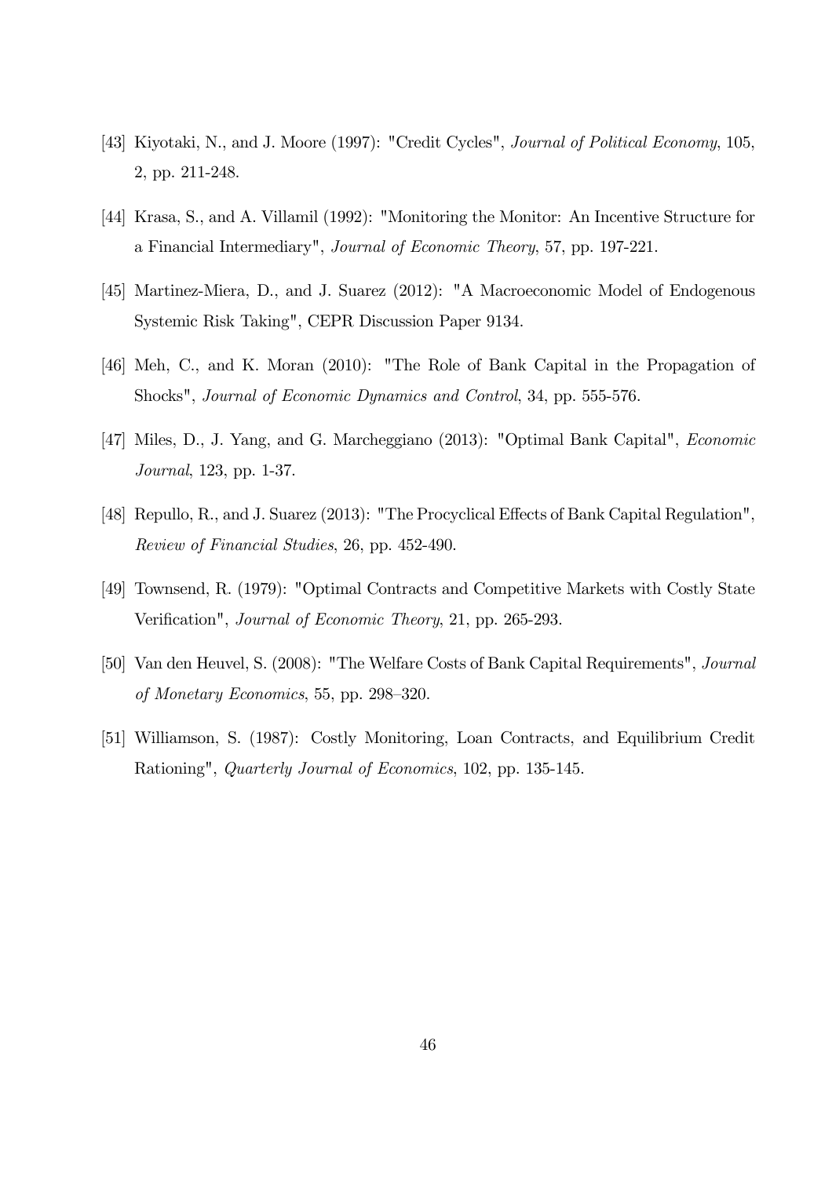[43] Kiyotaki, N., and J. Moore (1997): "Credit Cycles", *Journal of Political Economy*, 105, 2, pp. 211-248.

[44] Krasa, S., and A. Villamil (1992): "Monitoring the Monitor: An Incentive Structure for a Financial Intermediary", *Journal of Economic Theory*, 57, pp. 197-221.

[45] Martinez-Miera, D., and J. Suarez (2012): "A Macroeconomic Model of Endogenous Systemic Risk Taking", CEPR Discussion Paper 9134.

[46] Meh, C., and K. Moran (2010): "The Role of Bank Capital in the Propagation of Shocks", *Journal of Economic Dynamics and Control*, 34, pp. 555-576.

[47] Miles, D., J. Yang, and G. Marcheggiano (2013): "Optimal Bank Capital", *Economic Journal*, 123, pp. 1-37.

[48] Repullo, R., and J. Suarez (2013): "The Procyclical Effects of Bank Capital Regulation", *Review of Financial Studies*, 26, pp. 452-490.

[49] Townsend, R. (1979): "Optimal Contracts and Competitive Markets with Costly State Verification", *Journal of Economic Theory*, 21, pp. 265-293.

[50] Van den Heuvel, S. (2008): "The Welfare Costs of Bank Capital Requirements", *Journal of Monetary Economics*, 55, pp. 298–320.

[51] Williamson, S. (1987): Costly Monitoring, Loan Contracts, and Equilibrium Credit Rationing", *Quarterly Journal of Economics*, 102, pp. 135-145.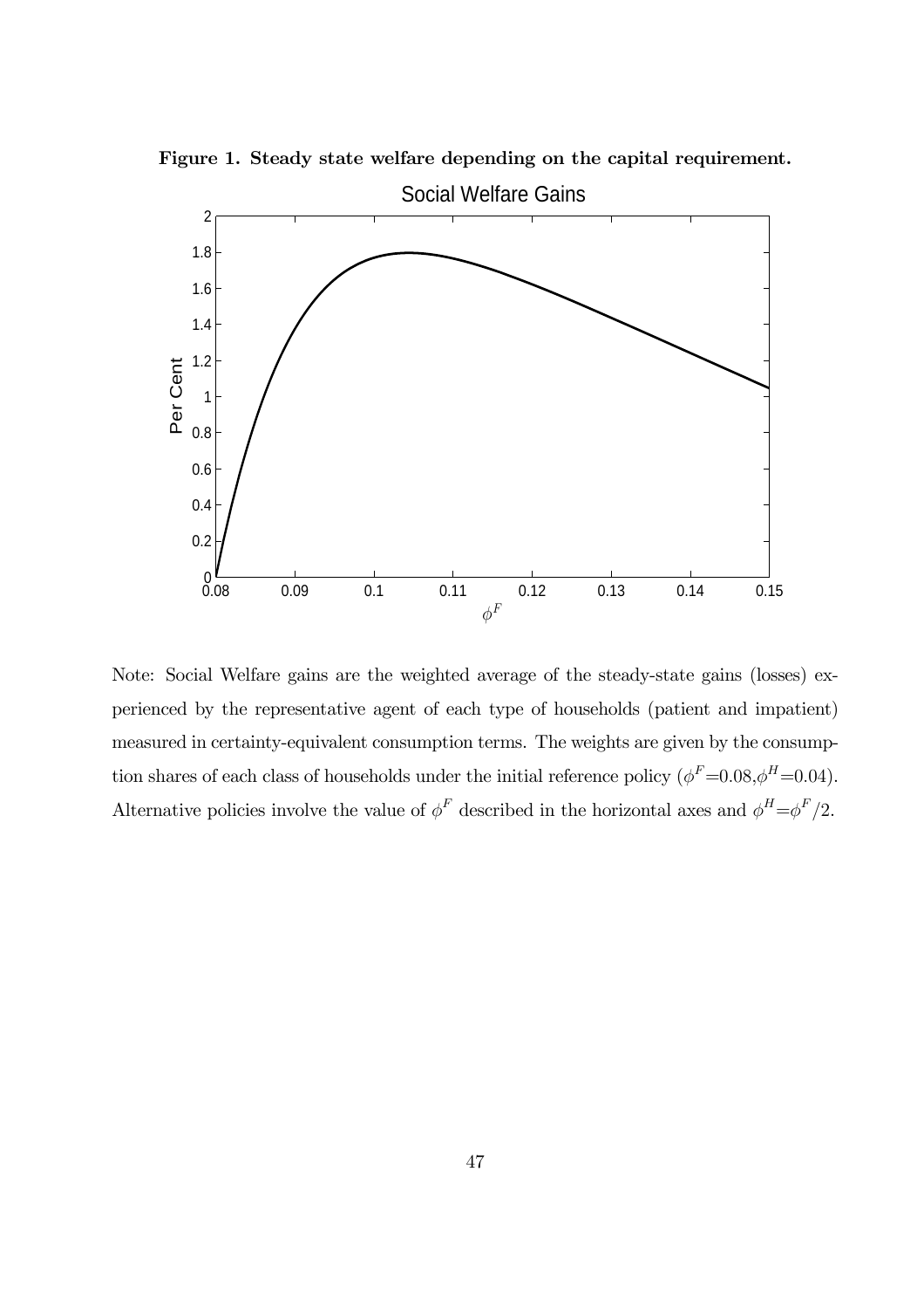**Figure 1. Steady state welfare depending on the capital requirement.**

Note: Social Welfare gains are the weighted average of the steady-state gains (losses) experienced by the representative agent of each type of households (patient and impatient) measured in certainty-equivalent consumption terms. The weights are given by the consumption shares of each class of households under the initial reference policy ($\phi^F$=0.08,$\phi^H$=0.04). Alternative policies involve the value of $\phi^F$ described in the horizontal axes and $\phi^H$=$\phi^F/2$.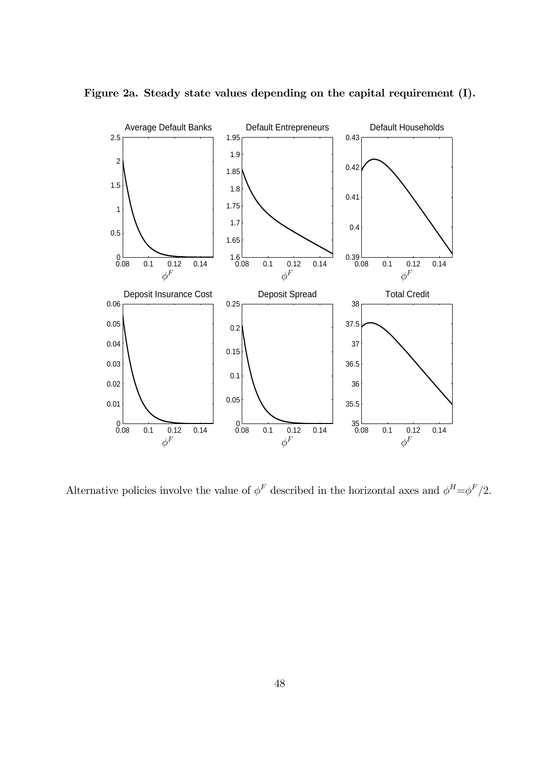**Figure 2a. Steady state values depending on the capital requirement (I).**

Alternative policies involve the value of $\phi^F$ described in the horizontal axes and $\phi^H = \phi^F/2$.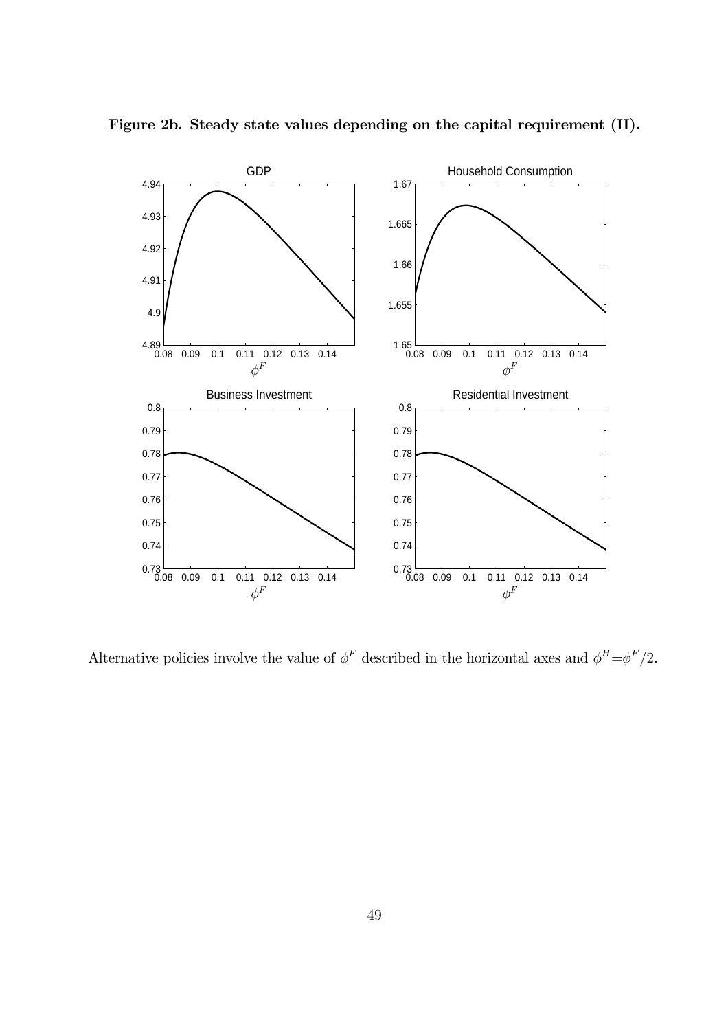**Figure 2b. Steady state values depending on the capital requirement (II).**

Alternative policies involve the value of $\phi^F$ described in the horizontal axes and $\phi^H = \phi^F/2$.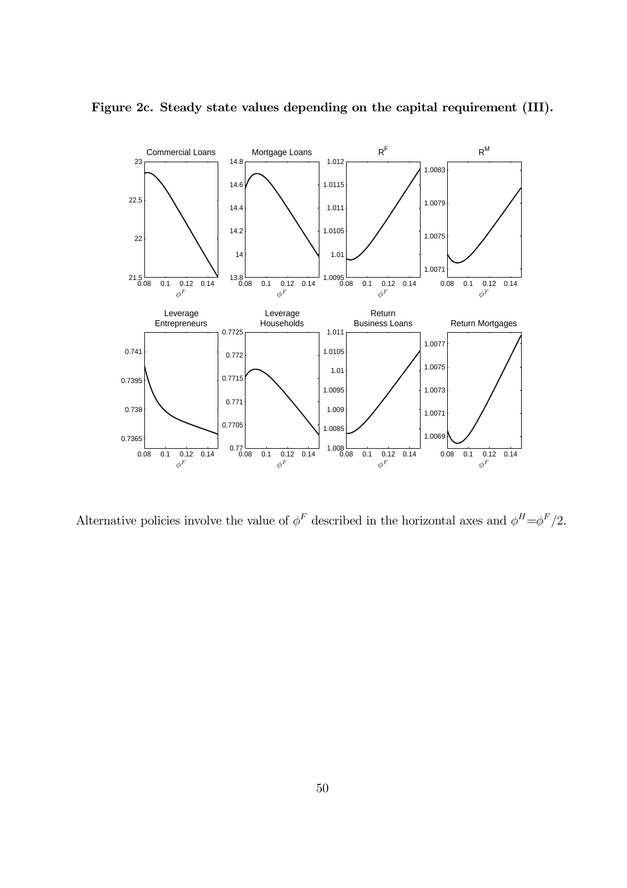**Figure 2c. Steady state values depending on the capital requirement (III).**

Alternative policies involve the value of $\phi^F$ described in the horizontal axes and $\phi^H = \phi^F/2$.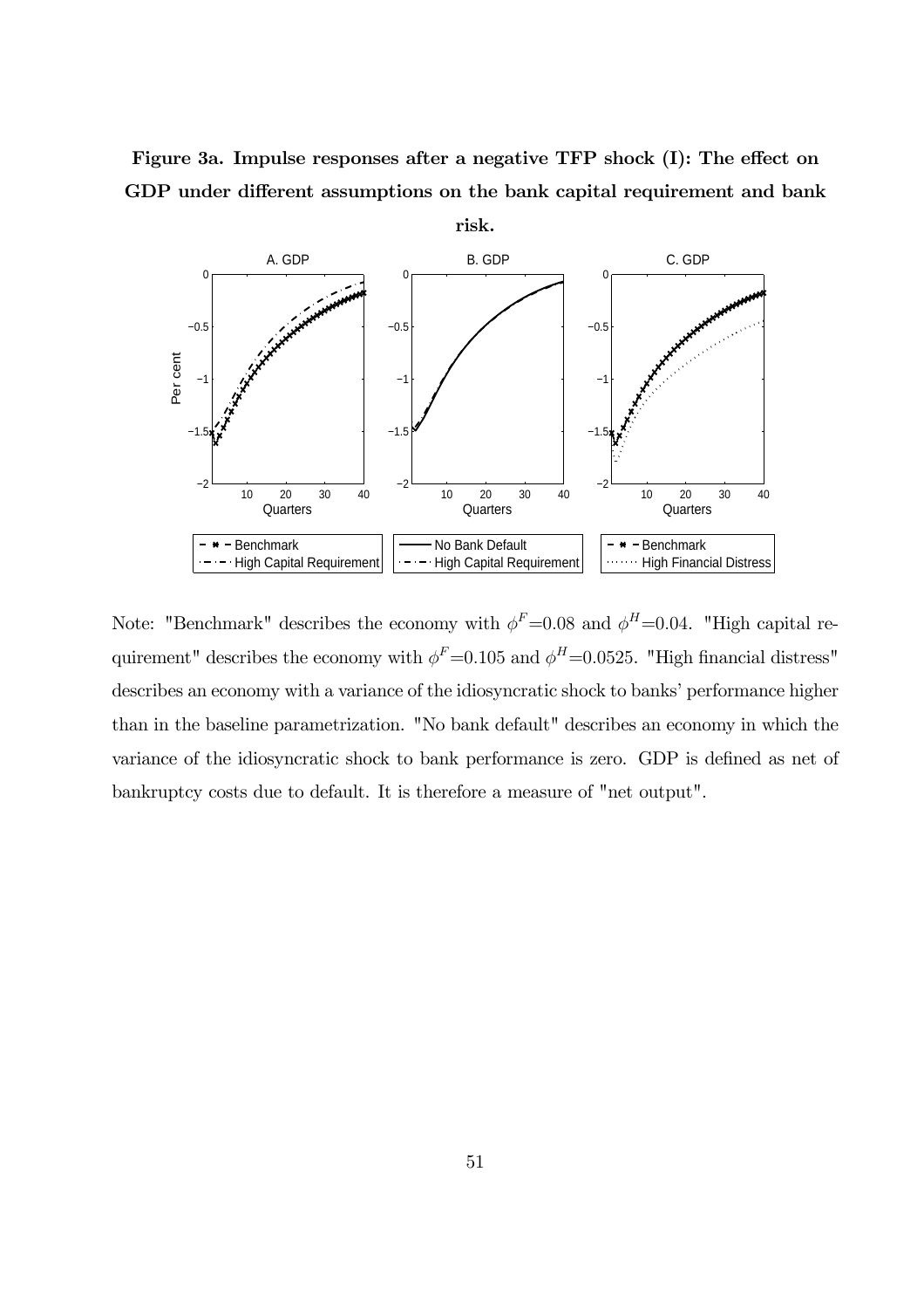**Figure 3a. Impulse responses after a negative TFP shock (I): The effect on GDP under different assumptions on the bank capital requirement and bank risk.**

Note: "Benchmark" describes the economy with $\phi^F$=0.08 and $\phi^H$=0.04. "High capital requirement" describes the economy with $\phi^F$=0.105 and $\phi^H$=0.0525. "High financial distress" describes an economy with a variance of the idiosyncratic shock to banks' performance higher than in the baseline parametrization. "No bank default" describes an economy in which the variance of the idiosyncratic shock to bank performance is zero. GDP is defined as net of bankruptcy costs due to default. It is therefore a measure of "net output".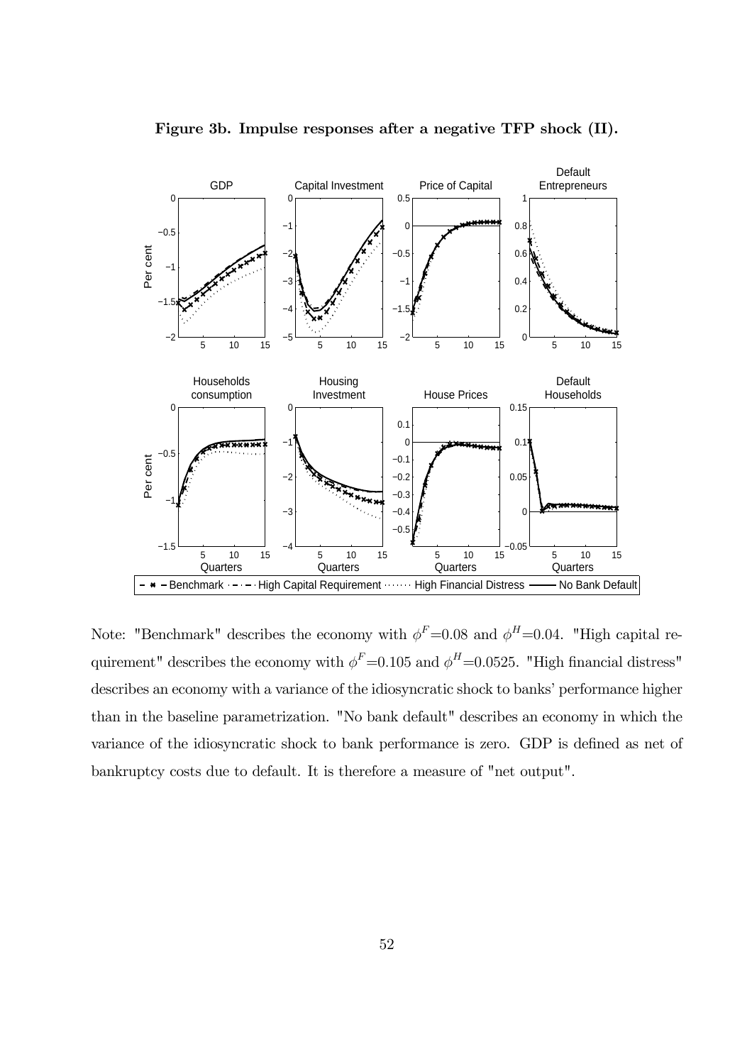**Figure 3b. Impulse responses after a negative TFP shock (II).**

Note: "Benchmark" describes the economy with $\phi^F$=0.08 and $\phi^H$=0.04. "High capital requirement" describes the economy with $\phi^F$=0.105 and $\phi^H$=0.0525. "High financial distress" describes an economy with a variance of the idiosyncratic shock to banks' performance higher than in the baseline parametrization. "No bank default" describes an economy in which the variance of the idiosyncratic shock to bank performance is zero. GDP is defined as net of bankruptcy costs due to default. It is therefore a measure of "net output".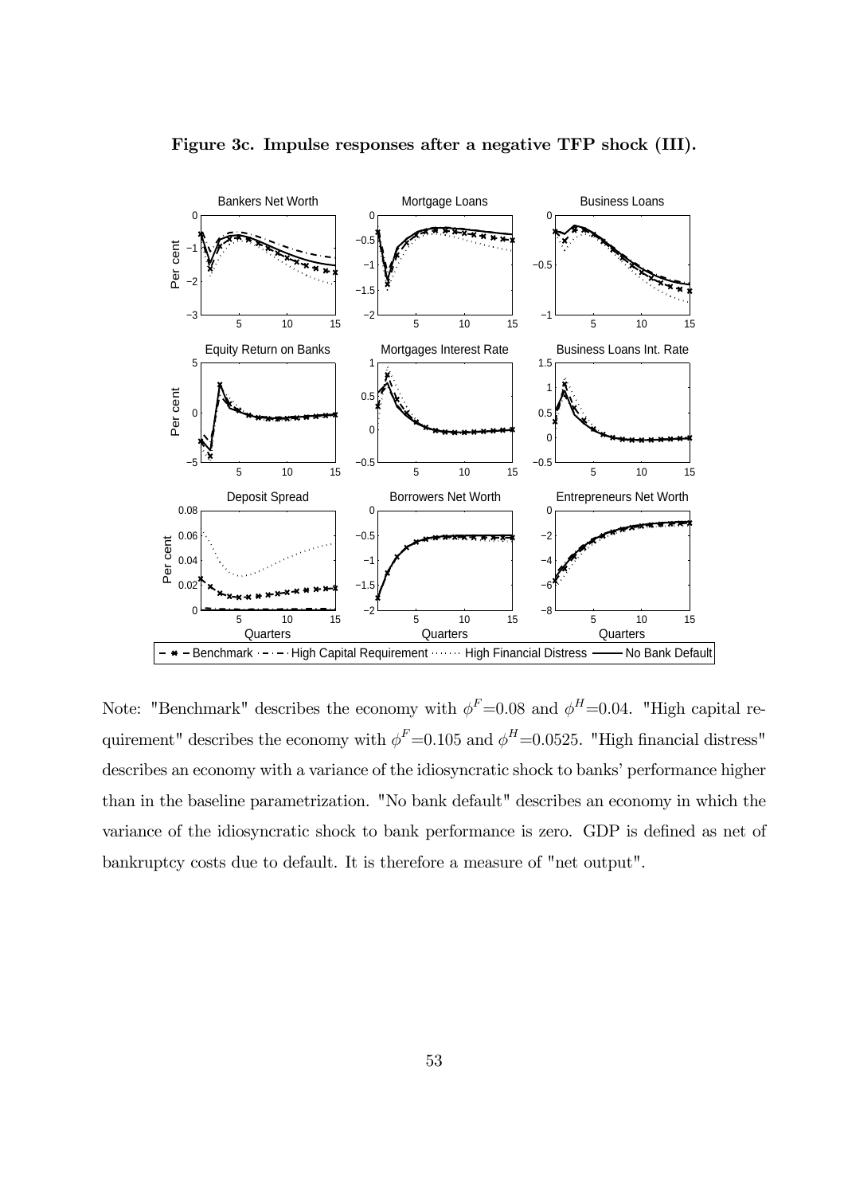**Figure 3c. Impulse responses after a negative TFP shock (III).**

Note: "Benchmark" describes the economy with $\phi^F$=0.08 and $\phi^H$=0.04. "High capital requirement" describes the economy with $\phi^F$=0.105 and $\phi^H$=0.0525. "High financial distress" describes an economy with a variance of the idiosyncratic shock to banks' performance higher than in the baseline parametrization. "No bank default" describes an economy in which the variance of the idiosyncratic shock to bank performance is zero. GDP is defined as net of bankruptcy costs due to default. It is therefore a measure of "net output".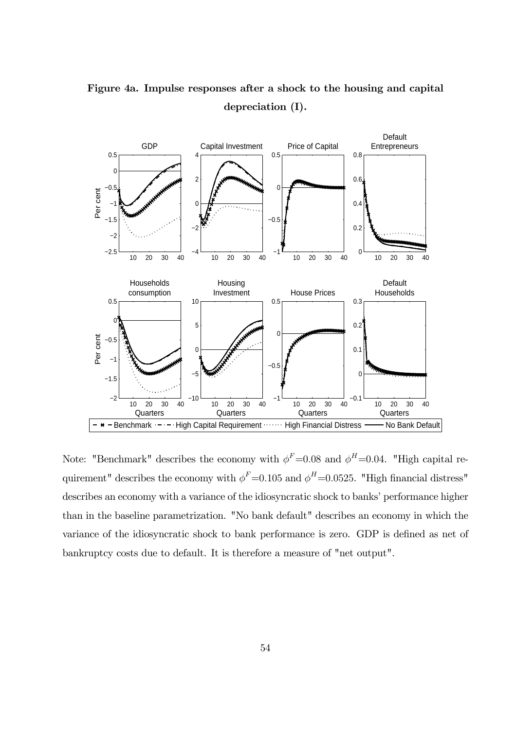**Figure 4a. Impulse responses after a shock to the housing and capital depreciation (I).**

Note: "Benchmark" describes the economy with $\phi^F$=0.08 and $\phi^H$=0.04. "High capital requirement" describes the economy with $\phi^F$=0.105 and $\phi^H$=0.0525. "High financial distress" describes an economy with a variance of the idiosyncratic shock to banks' performance higher than in the baseline parametrization. "No bank default" describes an economy in which the variance of the idiosyncratic shock to bank performance is zero. GDP is defined as net of bankruptcy costs due to default. It is therefore a measure of "net output".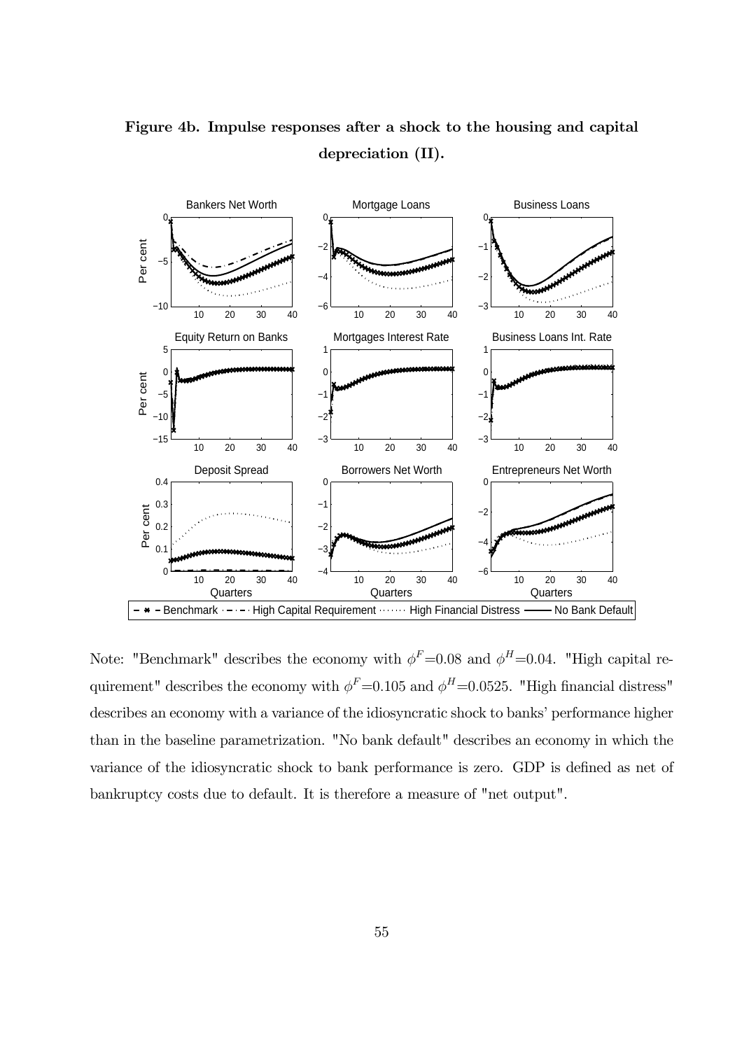**Figure 4b. Impulse responses after a shock to the housing and capital depreciation (II).**

Note: "Benchmark" describes the economy with $\phi^F$=0.08 and $\phi^H$=0.04. "High capital requirement" describes the economy with $\phi^F$=0.105 and $\phi^H$=0.0525. "High financial distress" describes an economy with a variance of the idiosyncratic shock to banks' performance higher than in the baseline parametrization. "No bank default" describes an economy in which the variance of the idiosyncratic shock to bank performance is zero. GDP is defined as net of bankruptcy costs due to default. It is therefore a measure of "net output".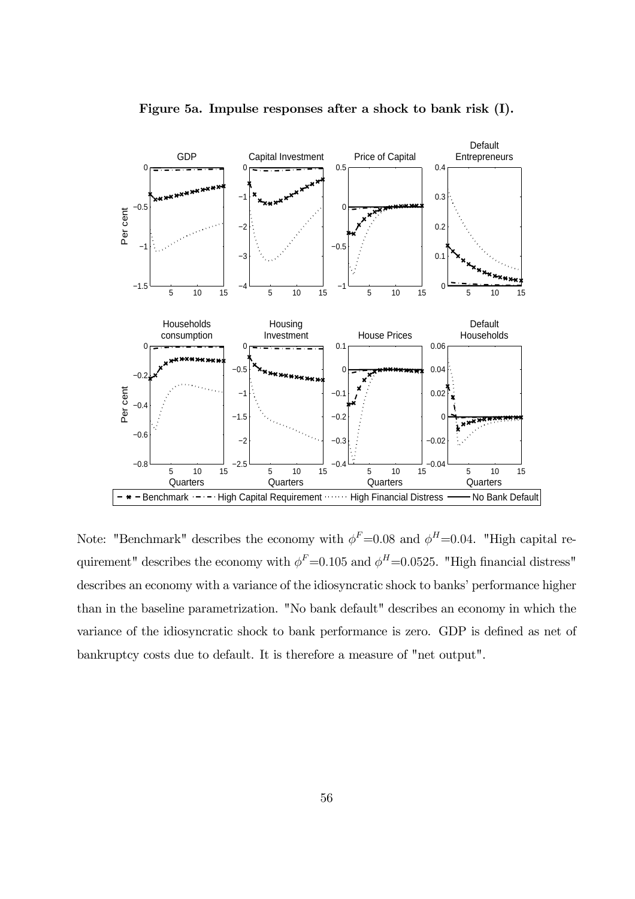**Figure 5a. Impulse responses after a shock to bank risk (I).**

Note: "Benchmark" describes the economy with $\phi^F$=0.08 and $\phi^H$=0.04. "High capital requirement" describes the economy with $\phi^F$=0.105 and $\phi^H$=0.0525. "High financial distress" describes an economy with a variance of the idiosyncratic shock to banks' performance higher than in the baseline parametrization. "No bank default" describes an economy in which the variance of the idiosyncratic shock to bank performance is zero. GDP is defined as net of bankruptcy costs due to default. It is therefore a measure of "net output".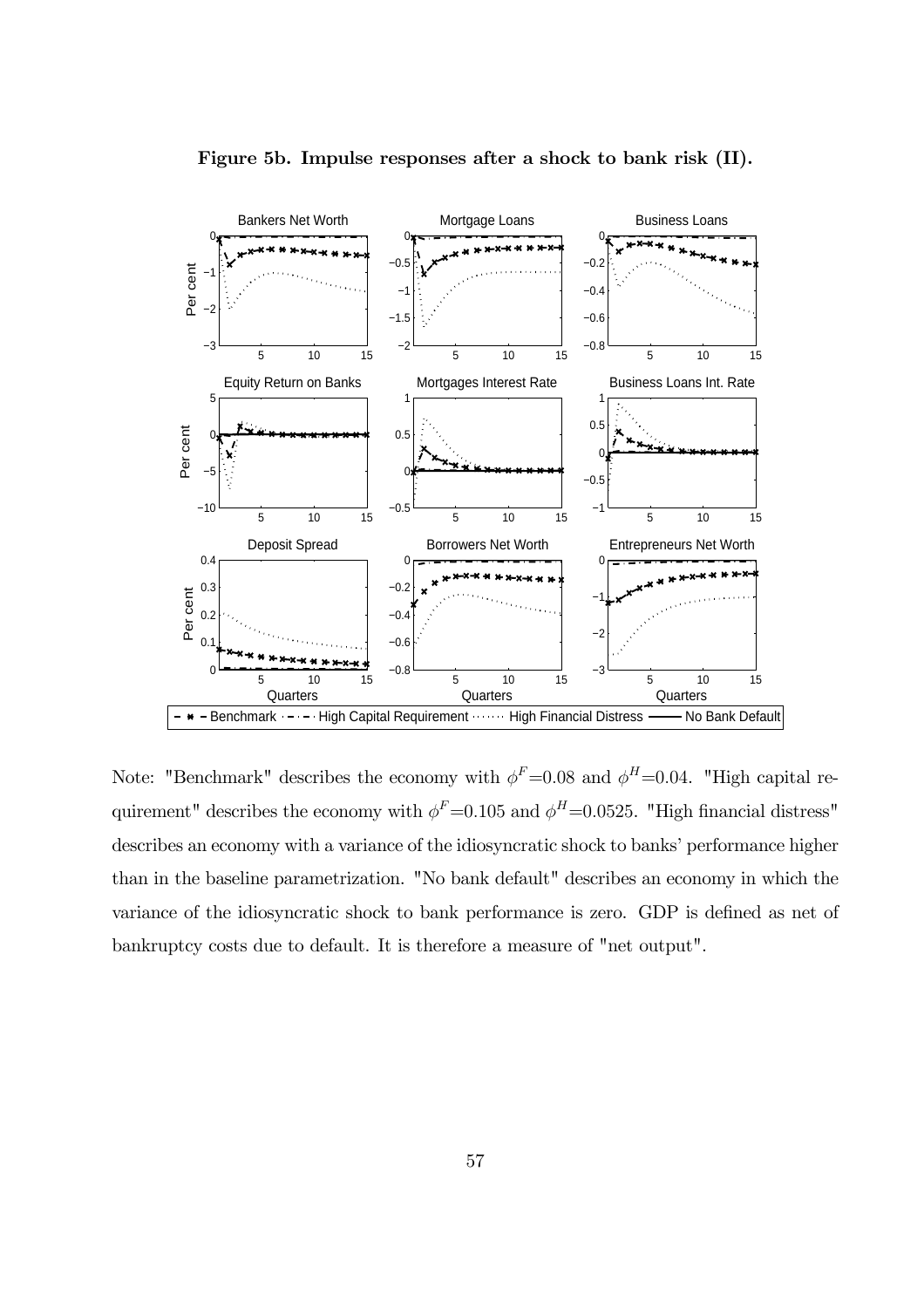**Figure 5b. Impulse responses after a shock to bank risk (II).**

Note: "Benchmark" describes the economy with $\phi^F$=0.08 and $\phi^H$=0.04. "High capital requirement" describes the economy with $\phi^F$=0.105 and $\phi^H$=0.0525. "High financial distress" describes an economy with a variance of the idiosyncratic shock to banks' performance higher than in the baseline parametrization. "No bank default" describes an economy in which the variance of the idiosyncratic shock to bank performance is zero. GDP is defined as net of bankruptcy costs due to default. It is therefore a measure of "net output".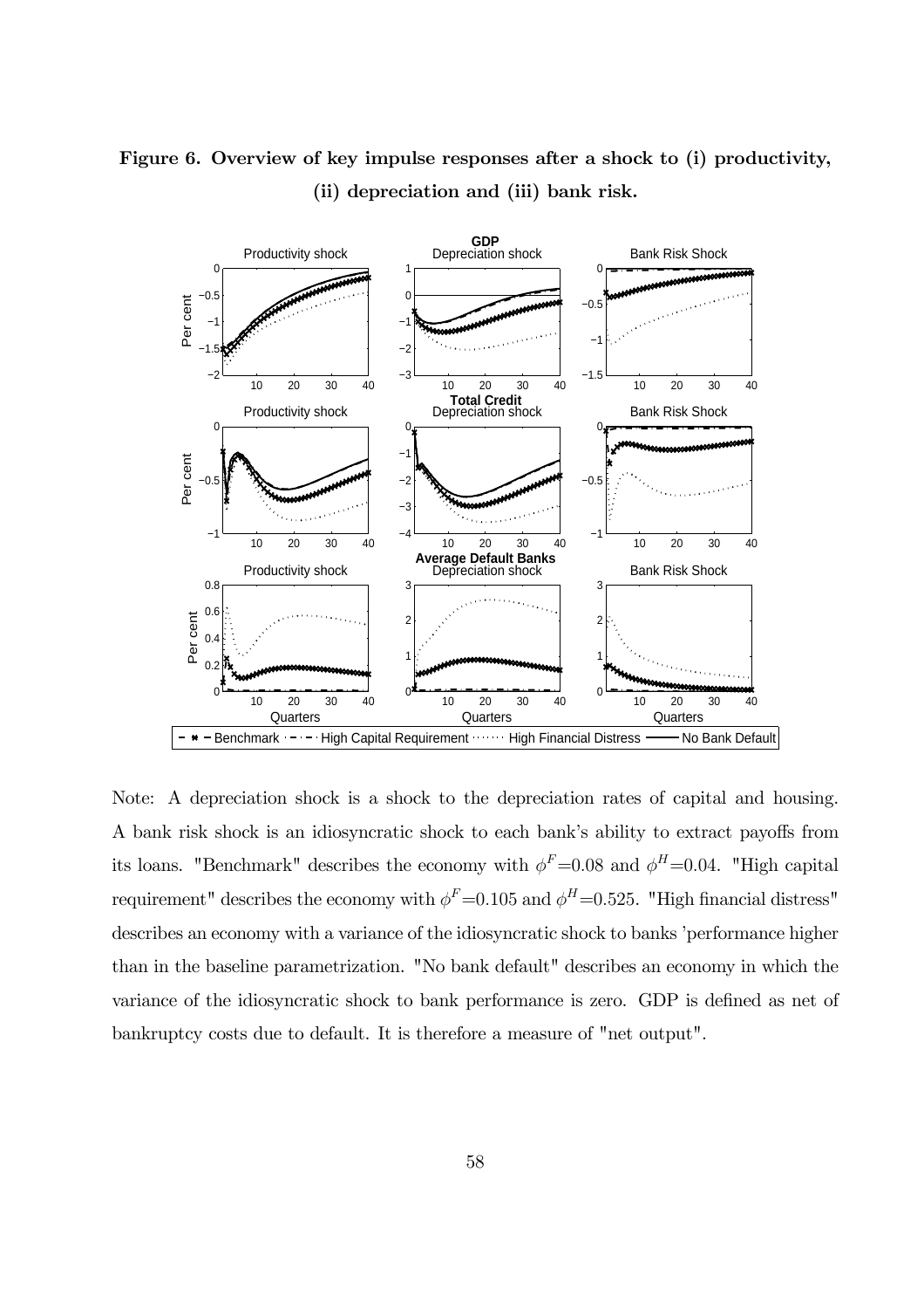**Figure 6. Overview of key impulse responses after a shock to (i) productivity, (ii) depreciation and (iii) bank risk.**

Note: A depreciation shock is a shock to the depreciation rates of capital and housing. A bank risk shock is an idiosyncratic shock to each bank's ability to extract payoffs from its loans. "Benchmark" describes the economy with $\phi^F$=0.08 and $\phi^H$=0.04. "High capital requirement" describes the economy with $\phi^F$=0.105 and $\phi^H$=0.525. "High financial distress" describes an economy with a variance of the idiosyncratic shock to banks 'performance higher than in the baseline parametrization. "No bank default" describes an economy in which the variance of the idiosyncratic shock to bank performance is zero. GDP is defined as net of bankruptcy costs due to default. It is therefore a measure of "net output".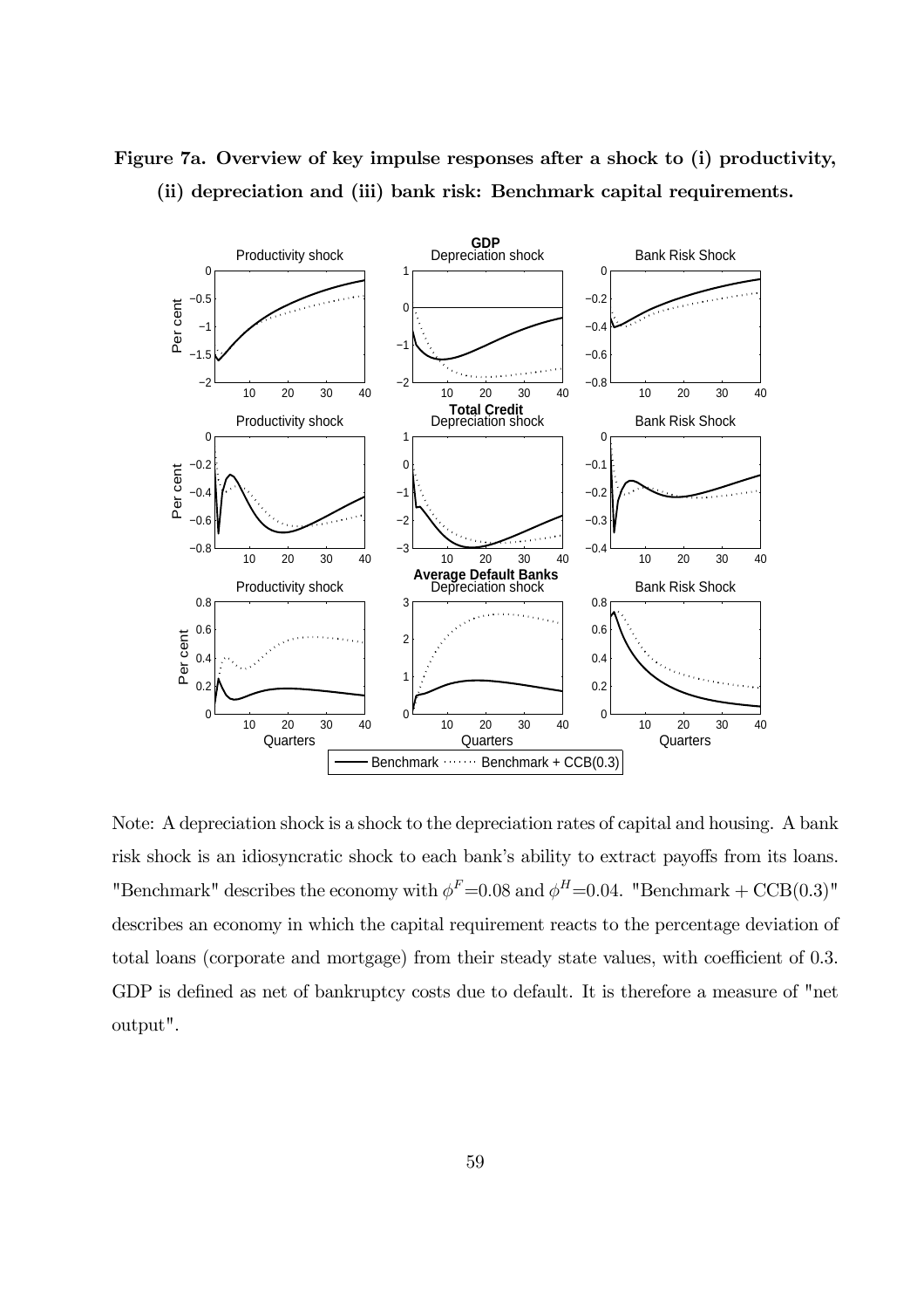**Figure 7a. Overview of key impulse responses after a shock to (i) productivity, (ii) depreciation and (iii) bank risk: Benchmark capital requirements.**

Note: A depreciation shock is a shock to the depreciation rates of capital and housing. A bank risk shock is an idiosyncratic shock to each bank's ability to extract payoffs from its loans. "Benchmark" describes the economy with $\phi^F$=0.08 and $\phi^H$=0.04. "Benchmark + CCB(0.3)" describes an economy in which the capital requirement reacts to the percentage deviation of total loans (corporate and mortgage) from their steady state values, with coefficient of 0.3. GDP is defined as net of bankruptcy costs due to default. It is therefore a measure of "net output".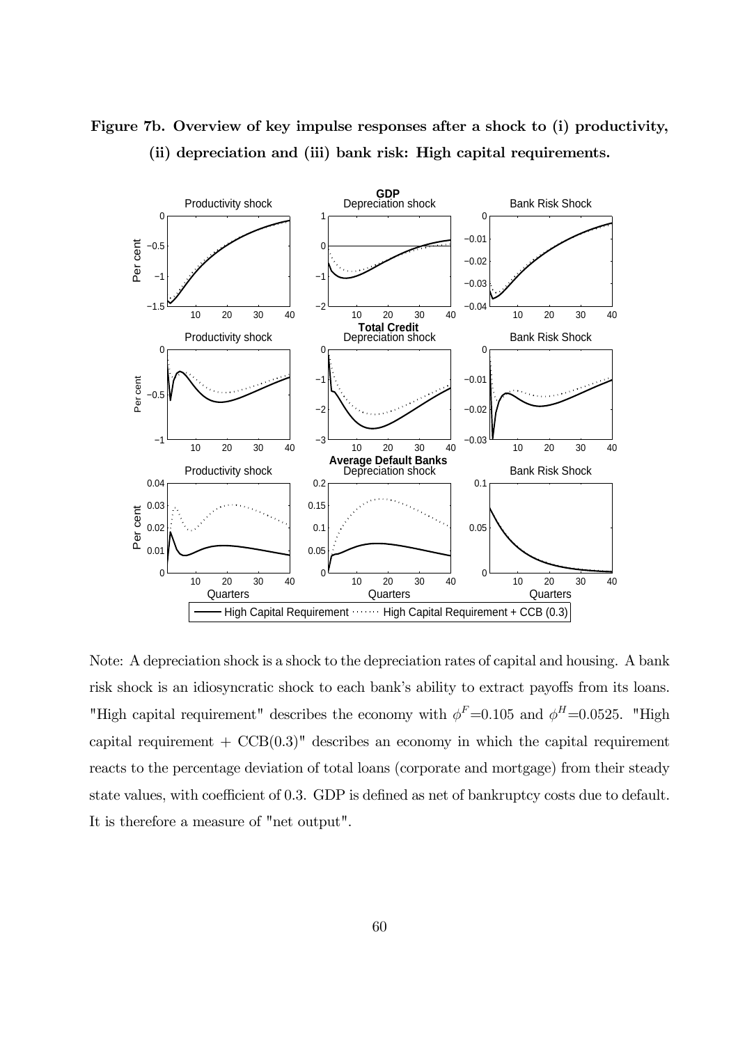**Figure 7b. Overview of key impulse responses after a shock to (i) productivity, (ii) depreciation and (iii) bank risk: High capital requirements.**

Note: A depreciation shock is a shock to the depreciation rates of capital and housing. A bank risk shock is an idiosyncratic shock to each bank's ability to extract payoffs from its loans. "High capital requirement" describes the economy with $\phi^F$=0.105 and $\phi^H$=0.0525. "High capital requirement + CCB(0.3)" describes an economy in which the capital requirement reacts to the percentage deviation of total loans (corporate and mortgage) from their steady state values, with coefficient of 0.3. GDP is defined as net of bankruptcy costs due to default. It is therefore a measure of "net output".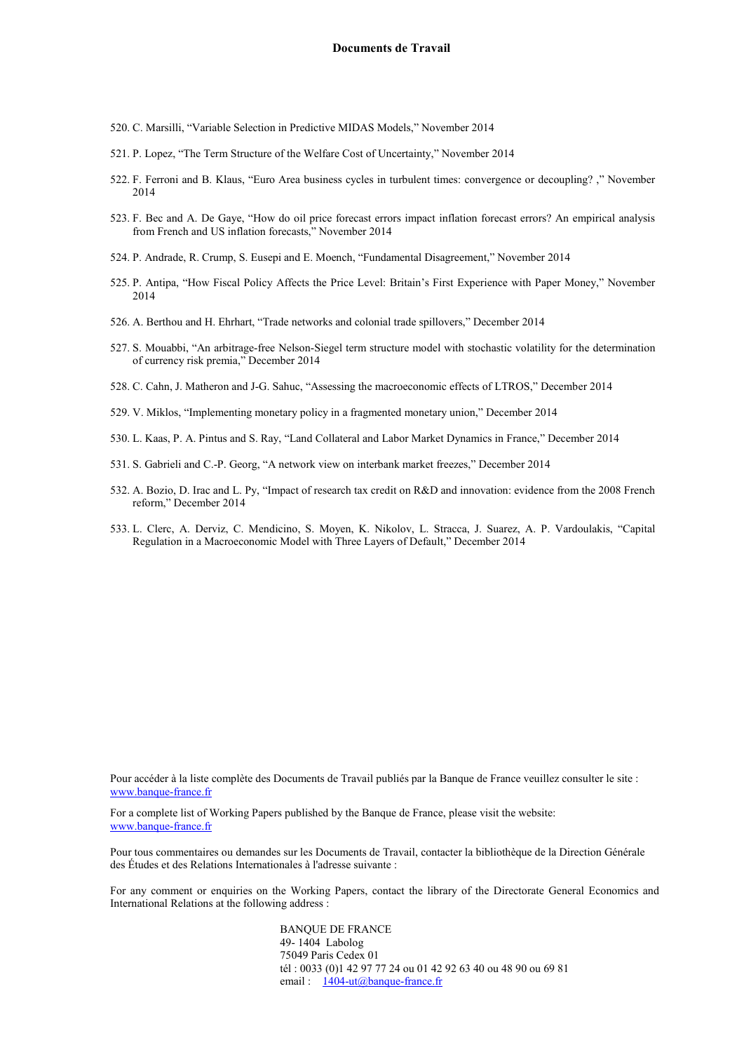# Documents de Travail

520. C. Marsilli, "Variable Selection in Predictive MIDAS Models," November 2014

521. P. Lopez, "The Term Structure of the Welfare Cost of Uncertainty," November 2014

522. F. Ferroni and B. Klaus, "Euro Area business cycles in turbulent times: convergence or decoupling? ," November 2014

523. F. Bec and A. De Gaye, "How do oil price forecast errors impact inflation forecast errors? An empirical analysis from French and US inflation forecasts," November 2014

524. P. Andrade, R. Crump, S. Eusepi and E. Moench, "Fundamental Disagreement," November 2014

525. P. Antipa, "How Fiscal Policy Affects the Price Level: Britain's First Experience with Paper Money," November 2014

526. A. Berthou and H. Ehrhart, "Trade networks and colonial trade spillovers," December 2014

527. S. Mouabbi, "An arbitrage-free Nelson-Siegel term structure model with stochastic volatility for the determination of currency risk premia," December 2014

528. C. Cahn, J. Matheron and J-G. Sahuc, "Assessing the macroeconomic effects of LTROS," December 2014

529. V. Miklos, "Implementing monetary policy in a fragmented monetary union," December 2014

530. L. Kaas, P. A. Pintus and S. Ray, "Land Collateral and Labor Market Dynamics in France," December 2014

531. S. Gabrieli and C.-P. Georg, "A network view on interbank market freezes," December 2014

532. A. Bozio, D. Irac and L. Py, "Impact of research tax credit on R&D and innovation: evidence from the 2008 French reform," December 2014

533. L. Clerc, A. Derviz, C. Mendicino, S. Moyen, K. Nikolov, L. Stracca, J. Suarez, A. P. Vardoulakis, "Capital Regulation in a Macroeconomic Model with Three Layers of Default," December 2014

Pour accéder à la liste complète des Documents de Travail publiés par la Banque de France veuillez consulter le site : www.banque-france.fr

For a complete list of Working Papers published by the Banque de France, please visit the website: www.banque-france.fr

Pour tous commentaires ou demandes sur les Documents de Travail, contacter la bibliothèque de la Direction Générale des Études et des Relations Internationales à l'adresse suivante :

For any comment or enquiries on the Working Papers, contact the library of the Directorate General Economics and International Relations at the following address :

BANQUE DE FRANCE  
49- 1404 Labolog  
75049 Paris Cedex 01  
tél : 0033 (0)1 42 97 77 24 ou 01 42 92 63 40 ou 48 90 ou 69 81  
email : 1404-ut@banque-france.fr